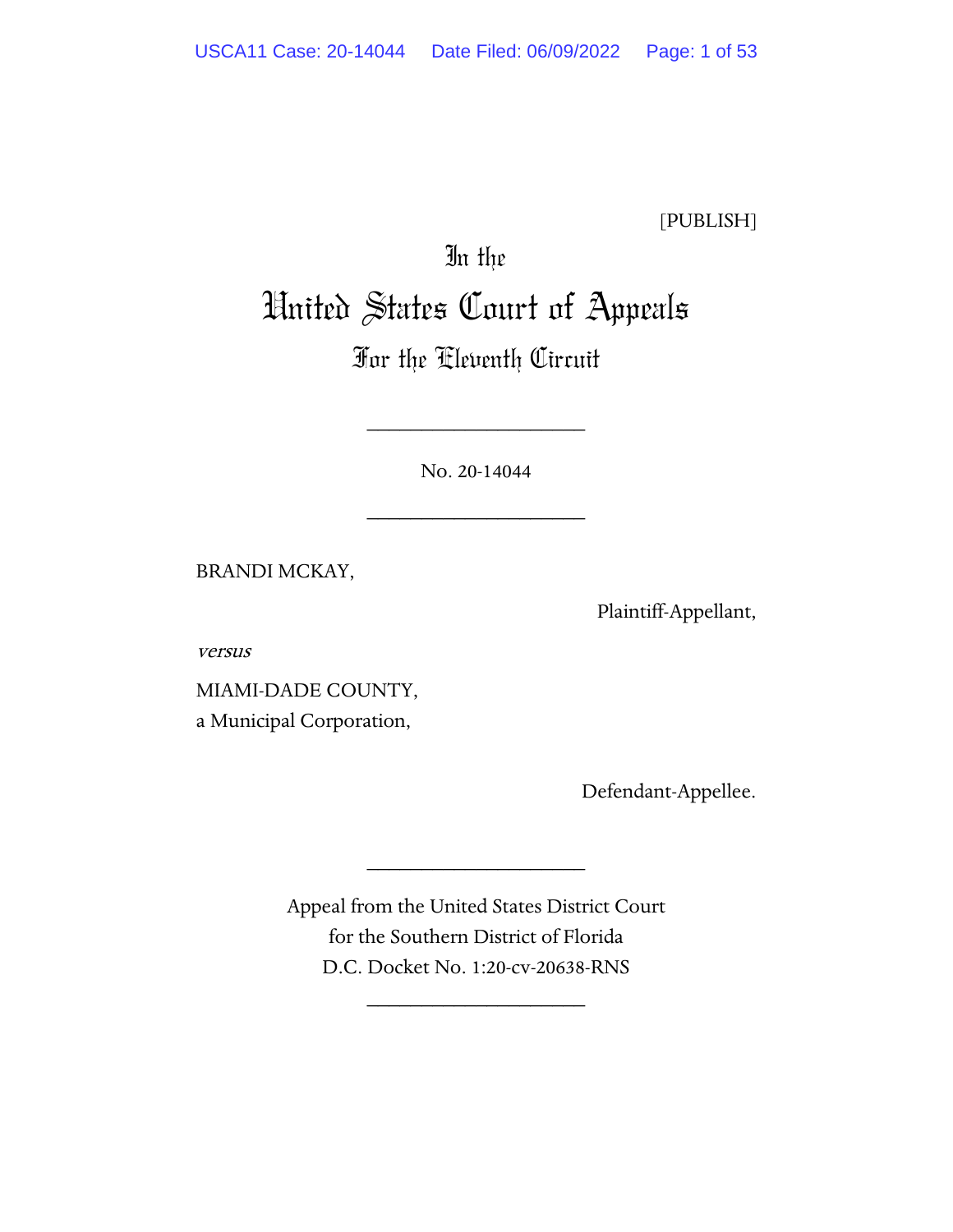[PUBLISH]

In the

# United States Court of Appeals

## For the Eleventh Circuit

____________________

No. 20-14044

____________________

BRANDI MCKAY,

Plaintiff-Appellant,

*versus*

MIAMI-DADE COUNTY,
a Municipal Corporation,

Defendant-Appellee.

____________________

Appeal from the United States District Court
for the Southern District of Florida
D.C. Docket No. 1:20-cv-20638-RNS

____________________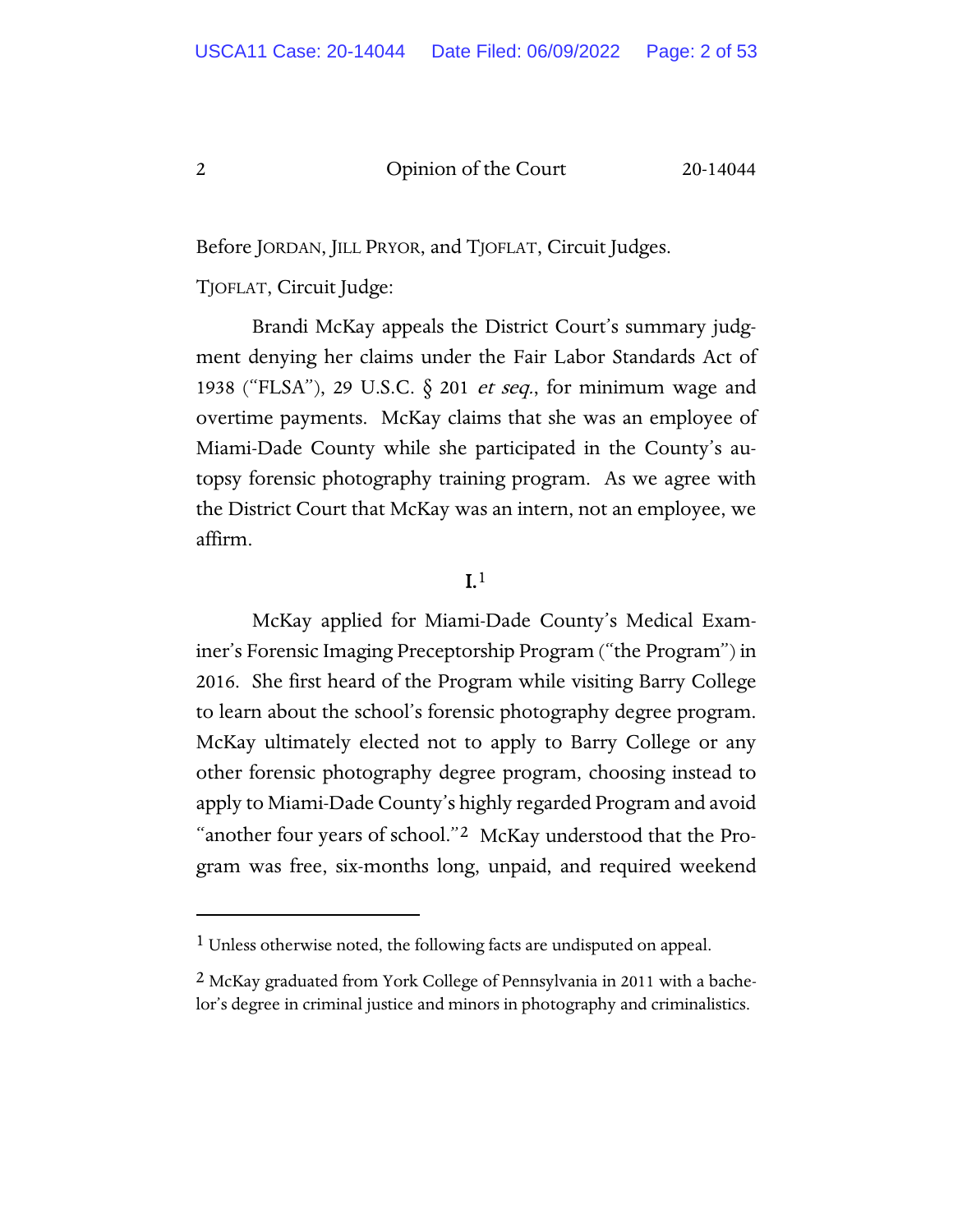Before JORDAN, JILL PRYOR, and TJOFLAT, Circuit Judges.

TJOFLAT, Circuit Judge:

Brandi McKay appeals the District Court's summary judgment denying her claims under the Fair Labor Standards Act of 1938 ("FLSA"), 29 U.S.C. § 201 *et seq.*, for minimum wage and overtime payments. McKay claims that she was an employee of Miami-Dade County while she participated in the County's autopsy forensic photography training program. As we agree with the District Court that McKay was an intern, not an employee, we affirm.

## I.[1]

McKay applied for Miami-Dade County's Medical Examiner's Forensic Imaging Preceptorship Program ("the Program") in 2016. She first heard of the Program while visiting Barry College to learn about the school's forensic photography degree program. McKay ultimately elected not to apply to Barry College or any other forensic photography degree program, choosing instead to apply to Miami-Dade County's highly regarded Program and avoid "another four years of school."[2] McKay understood that the Program was free, six-months long, unpaid, and required weekend

---

[1] Unless otherwise noted, the following facts are undisputed on appeal.

[2] McKay graduated from York College of Pennsylvania in 2011 with a bachelor's degree in criminal justice and minors in photography and criminalistics.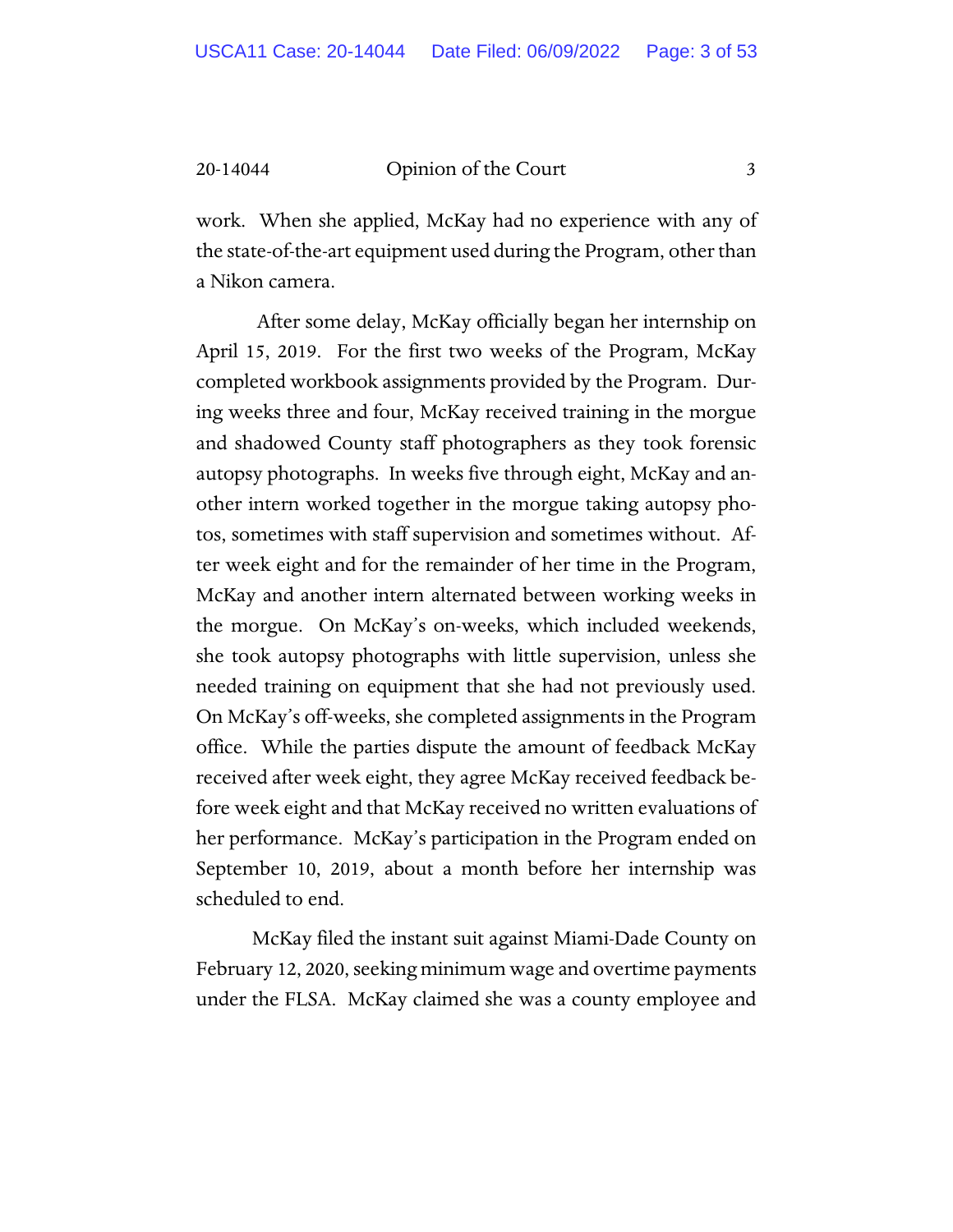work. When she applied, McKay had no experience with any of the state-of-the-art equipment used during the Program, other than a Nikon camera.

After some delay, McKay officially began her internship on April 15, 2019. For the first two weeks of the Program, McKay completed workbook assignments provided by the Program. During weeks three and four, McKay received training in the morgue and shadowed County staff photographers as they took forensic autopsy photographs. In weeks five through eight, McKay and another intern worked together in the morgue taking autopsy photos, sometimes with staff supervision and sometimes without. After week eight and for the remainder of her time in the Program, McKay and another intern alternated between working weeks in the morgue. On McKay's on-weeks, which included weekends, she took autopsy photographs with little supervision, unless she needed training on equipment that she had not previously used. On McKay's off-weeks, she completed assignments in the Program office. While the parties dispute the amount of feedback McKay received after week eight, they agree McKay received feedback before week eight and that McKay received no written evaluations of her performance. McKay's participation in the Program ended on September 10, 2019, about a month before her internship was scheduled to end.

McKay filed the instant suit against Miami-Dade County on February 12, 2020, seeking minimum wage and overtime payments under the FLSA. McKay claimed she was a county employee and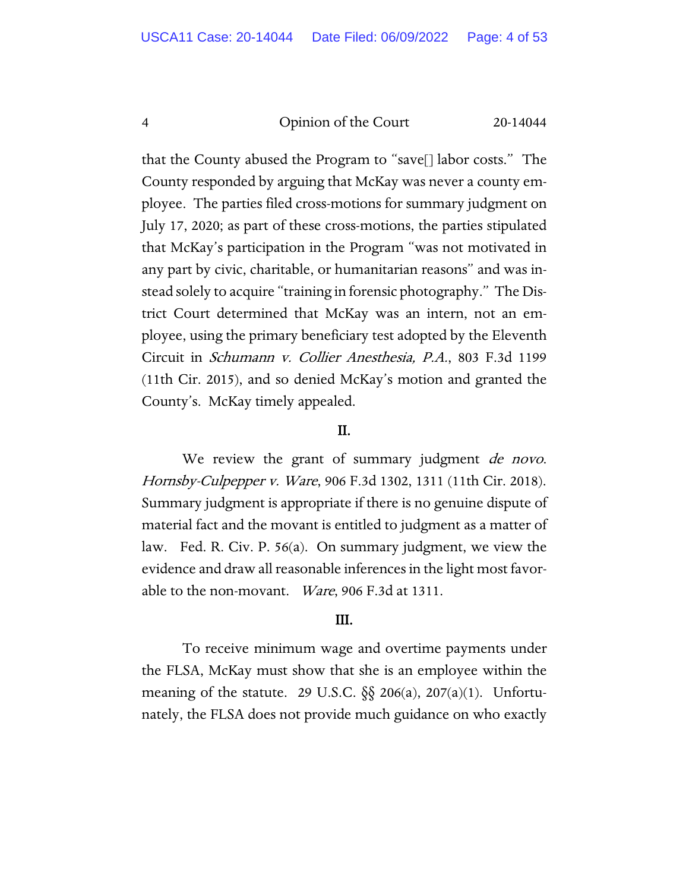that the County abused the Program to "save[] labor costs." The County responded by arguing that McKay was never a county employee. The parties filed cross-motions for summary judgment on July 17, 2020; as part of these cross-motions, the parties stipulated that McKay's participation in the Program "was not motivated in any part by civic, charitable, or humanitarian reasons" and was instead solely to acquire "training in forensic photography." The District Court determined that McKay was an intern, not an employee, using the primary beneficiary test adopted by the Eleventh Circuit in *Schumann v. Collier Anesthesia, P.A.*, 803 F.3d 1199 (11th Cir. 2015), and so denied McKay's motion and granted the County's. McKay timely appealed.

## II.

We review the grant of summary judgment *de novo*. *Hornsby-Culpepper v. Ware*, 906 F.3d 1302, 1311 (11th Cir. 2018). Summary judgment is appropriate if there is no genuine dispute of material fact and the movant is entitled to judgment as a matter of law. Fed. R. Civ. P. 56(a). On summary judgment, we view the evidence and draw all reasonable inferences in the light most favorable to the non-movant. *Ware*, 906 F.3d at 1311.

## III.

To receive minimum wage and overtime payments under the FLSA, McKay must show that she is an employee within the meaning of the statute. 29 U.S.C. §§ 206(a), 207(a)(1). Unfortunately, the FLSA does not provide much guidance on who exactly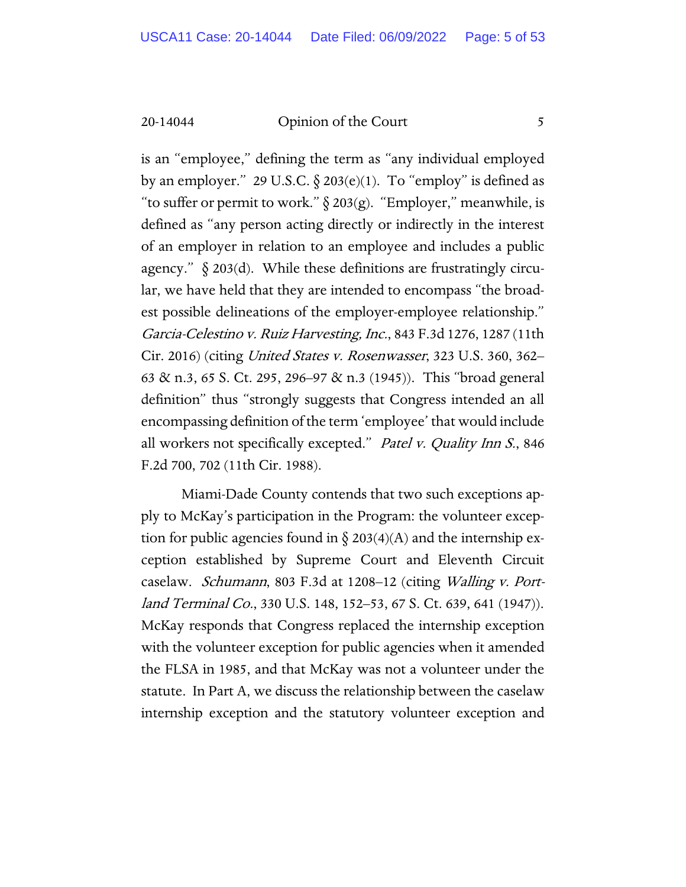is an "employee," defining the term as "any individual employed by an employer." 29 U.S.C. § 203(e)(1). To "employ" is defined as "to suffer or permit to work." § 203(g). "Employer," meanwhile, is defined as "any person acting directly or indirectly in the interest of an employer in relation to an employee and includes a public agency." § 203(d). While these definitions are frustratingly circular, we have held that they are intended to encompass "the broadest possible delineations of the employer-employee relationship." *Garcia-Celestino v. Ruiz Harvesting, Inc.*, 843 F.3d 1276, 1287 (11th Cir. 2016) (citing *United States v. Rosenwasser*, 323 U.S. 360, 362–63 & n.3, 65 S. Ct. 295, 296–97 & n.3 (1945)). This "broad general definition" thus "strongly suggests that Congress intended an all encompassing definition of the term 'employee' that would include all workers not specifically excepted." *Patel v. Quality Inn S.*, 846 F.2d 700, 702 (11th Cir. 1988).

Miami-Dade County contends that two such exceptions apply to McKay's participation in the Program: the volunteer exception for public agencies found in § 203(4)(A) and the internship exception established by Supreme Court and Eleventh Circuit caselaw. *Schumann*, 803 F.3d at 1208–12 (citing *Walling v. Portland Terminal Co.*, 330 U.S. 148, 152–53, 67 S. Ct. 639, 641 (1947)). McKay responds that Congress replaced the internship exception with the volunteer exception for public agencies when it amended the FLSA in 1985, and that McKay was not a volunteer under the statute. In Part A, we discuss the relationship between the caselaw internship exception and the statutory volunteer exception and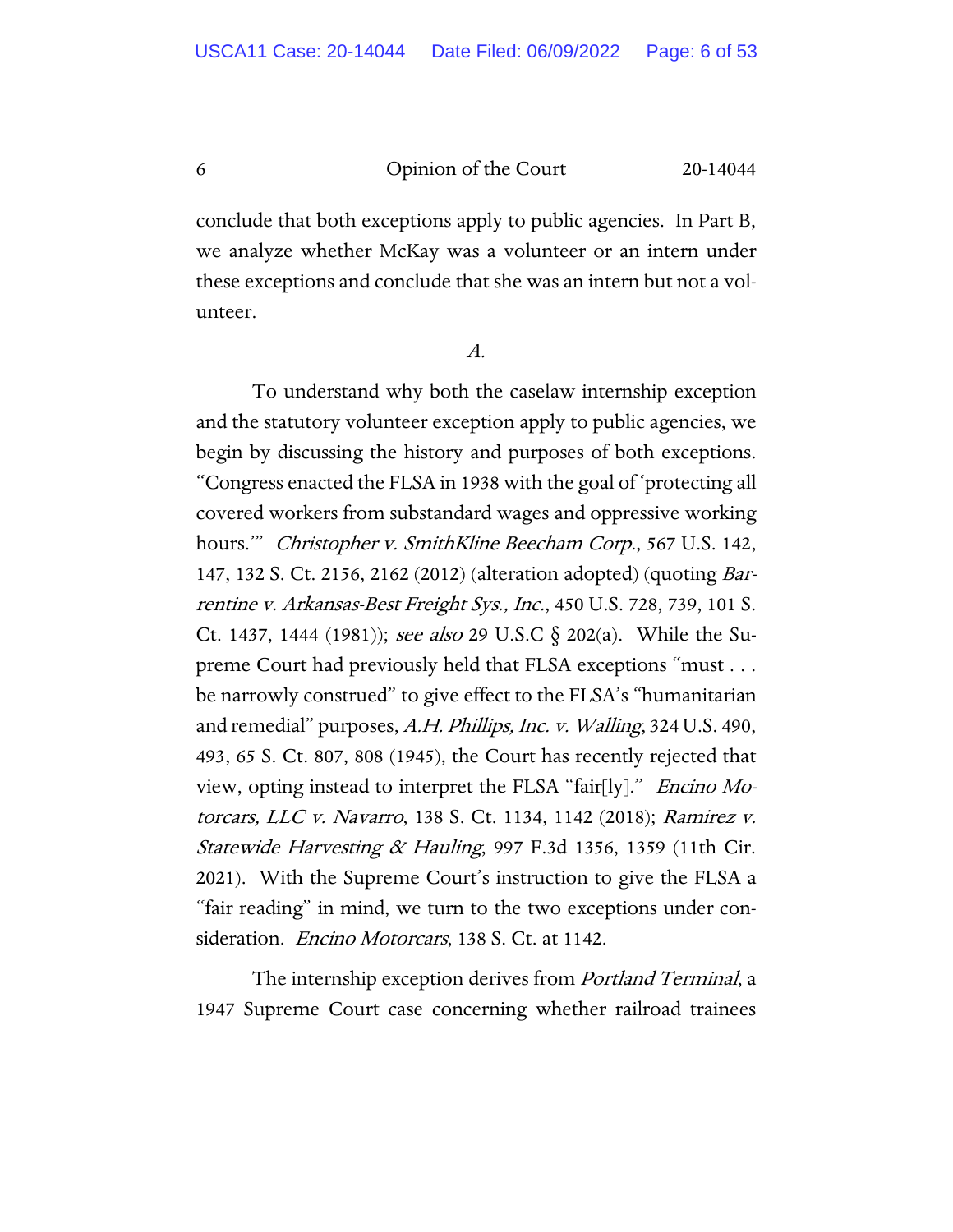conclude that both exceptions apply to public agencies. In Part B, we analyze whether McKay was a volunteer or an intern under these exceptions and conclude that she was an intern but not a volunteer.

*A.*

To understand why both the caselaw internship exception and the statutory volunteer exception apply to public agencies, we begin by discussing the history and purposes of both exceptions. "Congress enacted the FLSA in 1938 with the goal of 'protecting all covered workers from substandard wages and oppressive working hours.'" *Christopher v. SmithKline Beecham Corp.*, 567 U.S. 142, 147, 132 S. Ct. 2156, 2162 (2012) (alteration adopted) (quoting *Barrentine v. Arkansas-Best Freight Sys., Inc.*, 450 U.S. 728, 739, 101 S. Ct. 1437, 1444 (1981)); *see also* 29 U.S.C § 202(a). While the Supreme Court had previously held that FLSA exceptions "must . . . be narrowly construed" to give effect to the FLSA's "humanitarian and remedial" purposes, *A.H. Phillips, Inc. v. Walling*, 324 U.S. 490, 493, 65 S. Ct. 807, 808 (1945), the Court has recently rejected that view, opting instead to interpret the FLSA "fair[ly]." *Encino Motorcars, LLC v. Navarro*, 138 S. Ct. 1134, 1142 (2018); *Ramirez v. Statewide Harvesting & Hauling*, 997 F.3d 1356, 1359 (11th Cir. 2021). With the Supreme Court's instruction to give the FLSA a "fair reading" in mind, we turn to the two exceptions under consideration. *Encino Motorcars*, 138 S. Ct. at 1142.

The internship exception derives from *Portland Terminal*, a 1947 Supreme Court case concerning whether railroad trainees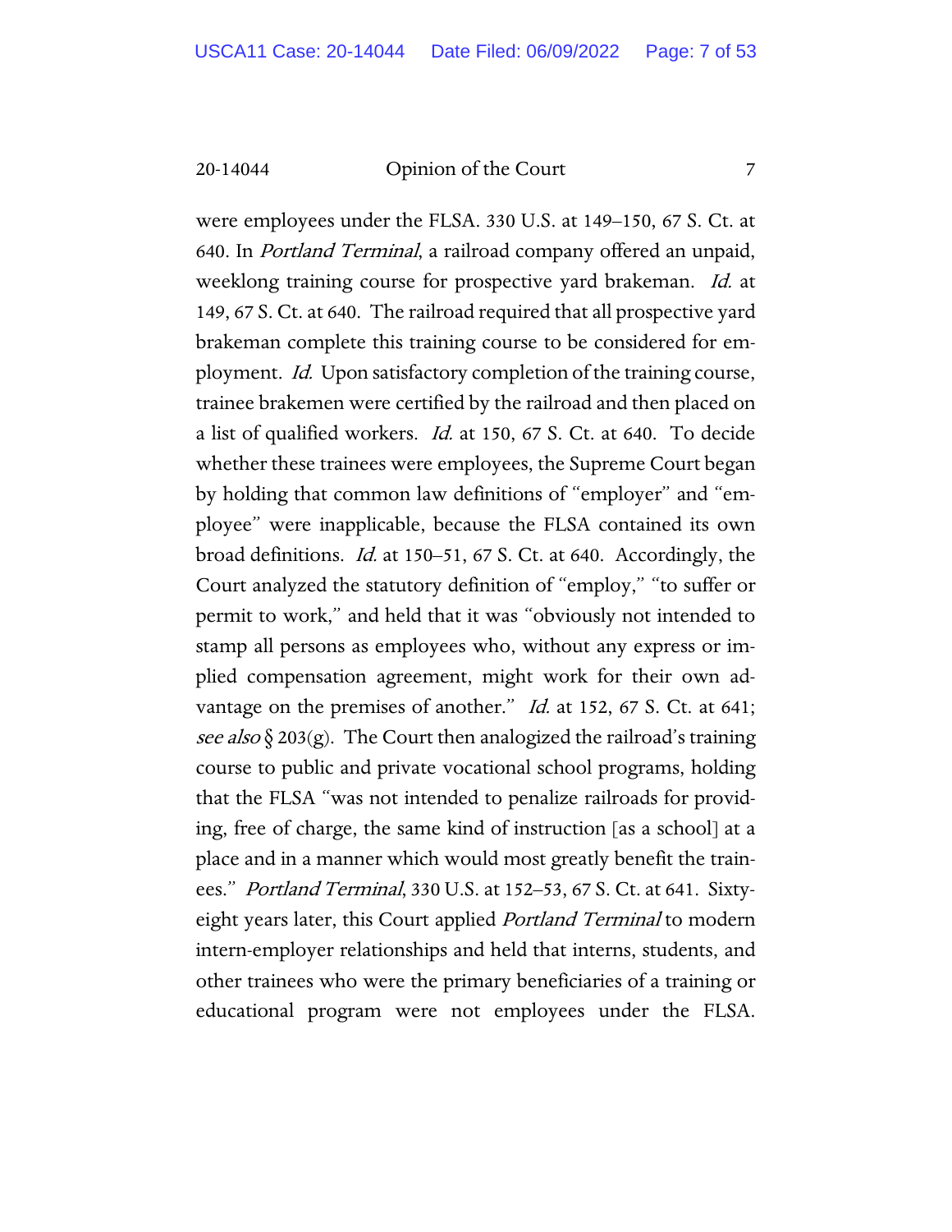were employees under the FLSA. 330 U.S. at 149–150, 67 S. Ct. at 640. In *Portland Terminal*, a railroad company offered an unpaid, weeklong training course for prospective yard brakeman. *Id.* at 149, 67 S. Ct. at 640. The railroad required that all prospective yard brakeman complete this training course to be considered for employment. *Id.* Upon satisfactory completion of the training course, trainee brakemen were certified by the railroad and then placed on a list of qualified workers. *Id.* at 150, 67 S. Ct. at 640. To decide whether these trainees were employees, the Supreme Court began by holding that common law definitions of "employer" and "employee" were inapplicable, because the FLSA contained its own broad definitions. *Id.* at 150–51, 67 S. Ct. at 640. Accordingly, the Court analyzed the statutory definition of "employ," "to suffer or permit to work," and held that it was "obviously not intended to stamp all persons as employees who, without any express or implied compensation agreement, might work for their own advantage on the premises of another." *Id.* at 152, 67 S. Ct. at 641; *see also* § 203(g). The Court then analogized the railroad's training course to public and private vocational school programs, holding that the FLSA "was not intended to penalize railroads for providing, free of charge, the same kind of instruction [as a school] at a place and in a manner which would most greatly benefit the trainees." *Portland Terminal*, 330 U.S. at 152–53, 67 S. Ct. at 641. Sixty-eight years later, this Court applied *Portland Terminal* to modern intern-employer relationships and held that interns, students, and other trainees who were the primary beneficiaries of a training or educational program were not employees under the FLSA.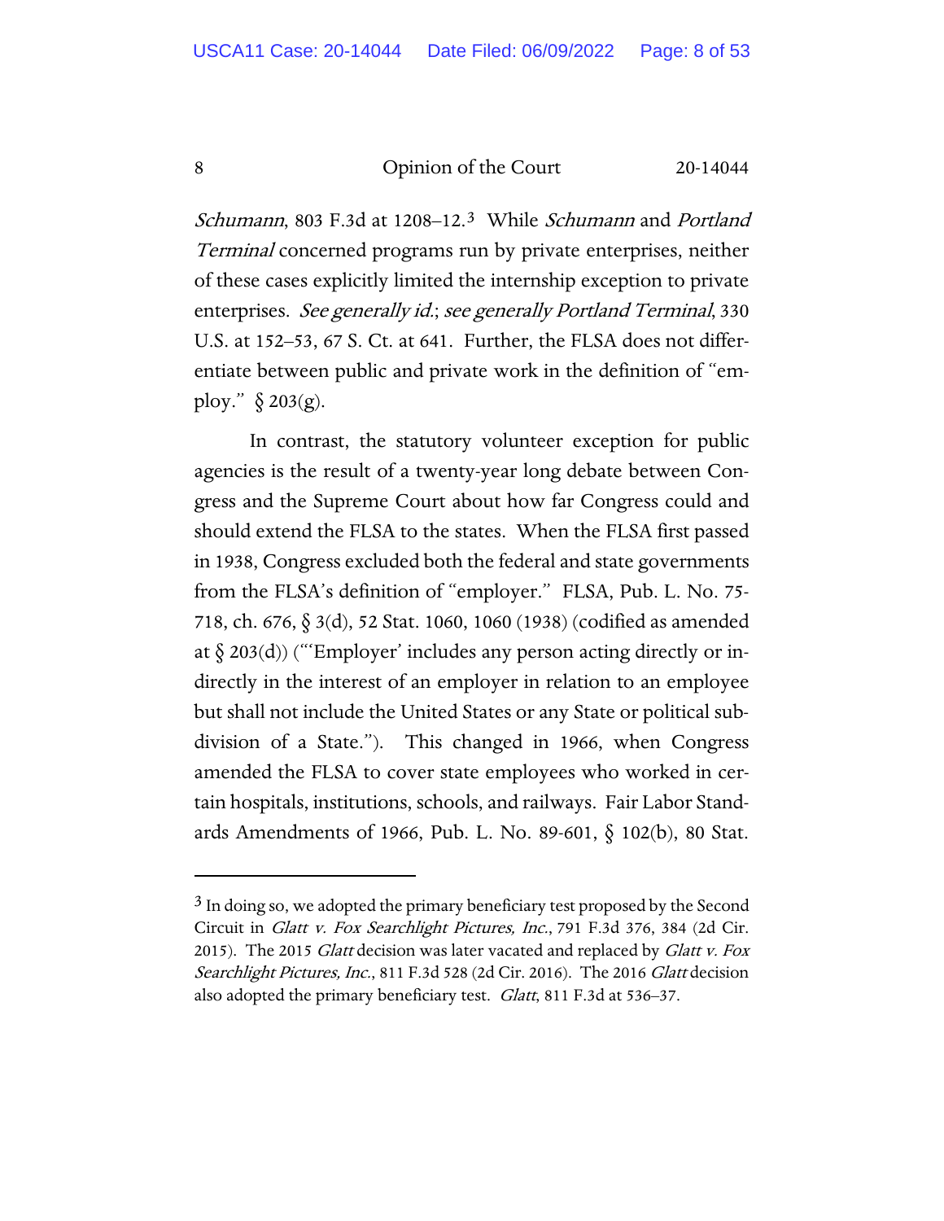*Schumann*, 803 F.3d at 1208–12.[3] While *Schumann* and *Portland Terminal* concerned programs run by private enterprises, neither of these cases explicitly limited the internship exception to private enterprises. *See generally id.*; *see generally Portland Terminal*, 330 U.S. at 152–53, 67 S. Ct. at 641. Further, the FLSA does not differentiate between public and private work in the definition of "employ." § 203(g).

In contrast, the statutory volunteer exception for public agencies is the result of a twenty-year long debate between Congress and the Supreme Court about how far Congress could and should extend the FLSA to the states. When the FLSA first passed in 1938, Congress excluded both the federal and state governments from the FLSA's definition of "employer." FLSA, Pub. L. No. 75-718, ch. 676, § 3(d), 52 Stat. 1060, 1060 (1938) (codified as amended at § 203(d)) ("'Employer' includes any person acting directly or indirectly in the interest of an employer in relation to an employee but shall not include the United States or any State or political subdivision of a State."). This changed in 1966, when Congress amended the FLSA to cover state employees who worked in certain hospitals, institutions, schools, and railways. Fair Labor Standards Amendments of 1966, Pub. L. No. 89-601, § 102(b), 80 Stat.

---

[3] In doing so, we adopted the primary beneficiary test proposed by the Second Circuit in *Glatt v. Fox Searchlight Pictures, Inc.*, 791 F.3d 376, 384 (2d Cir. 2015). The 2015 *Glatt* decision was later vacated and replaced by *Glatt v. Fox Searchlight Pictures, Inc.*, 811 F.3d 528 (2d Cir. 2016). The 2016 *Glatt* decision also adopted the primary beneficiary test. *Glatt*, 811 F.3d at 536–37.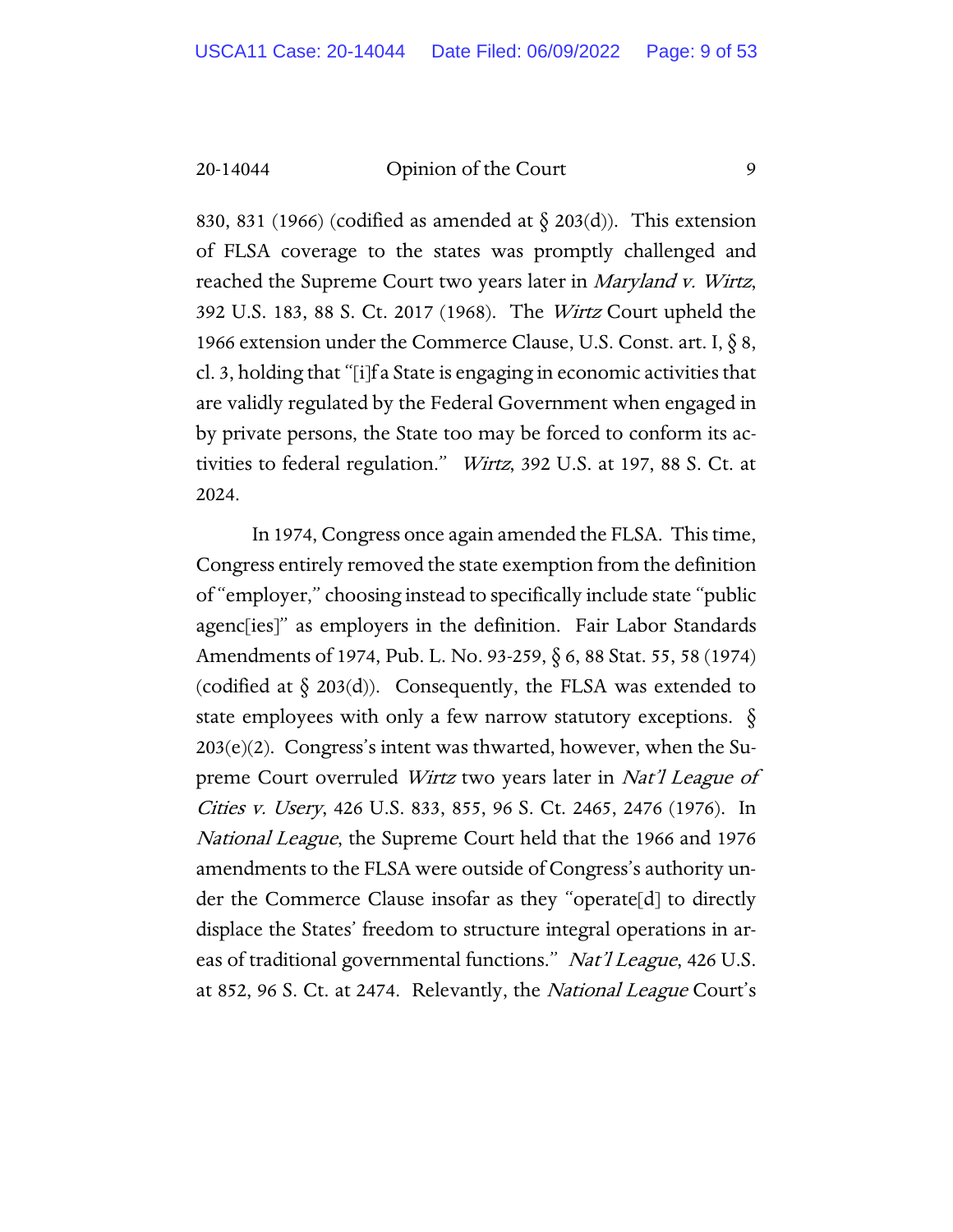830, 831 (1966) (codified as amended at § 203(d)). This extension of FLSA coverage to the states was promptly challenged and reached the Supreme Court two years later in *Maryland v. Wirtz*, 392 U.S. 183, 88 S. Ct. 2017 (1968). The *Wirtz* Court upheld the 1966 extension under the Commerce Clause, U.S. Const. art. I, § 8, cl. 3, holding that "[i]f a State is engaging in economic activities that are validly regulated by the Federal Government when engaged in by private persons, the State too may be forced to conform its activities to federal regulation." *Wirtz*, 392 U.S. at 197, 88 S. Ct. at 2024.

In 1974, Congress once again amended the FLSA. This time, Congress entirely removed the state exemption from the definition of "employer," choosing instead to specifically include state "public agenc[ies]" as employers in the definition. Fair Labor Standards Amendments of 1974, Pub. L. No. 93-259, § 6, 88 Stat. 55, 58 (1974) (codified at § 203(d)). Consequently, the FLSA was extended to state employees with only a few narrow statutory exceptions. § 203(e)(2). Congress's intent was thwarted, however, when the Supreme Court overruled *Wirtz* two years later in *Nat'l League of Cities v. Usery*, 426 U.S. 833, 855, 96 S. Ct. 2465, 2476 (1976). In *National League*, the Supreme Court held that the 1966 and 1976 amendments to the FLSA were outside of Congress's authority under the Commerce Clause insofar as they "operate[d] to directly displace the States' freedom to structure integral operations in areas of traditional governmental functions." *Nat'l League*, 426 U.S. at 852, 96 S. Ct. at 2474. Relevantly, the *National League* Court's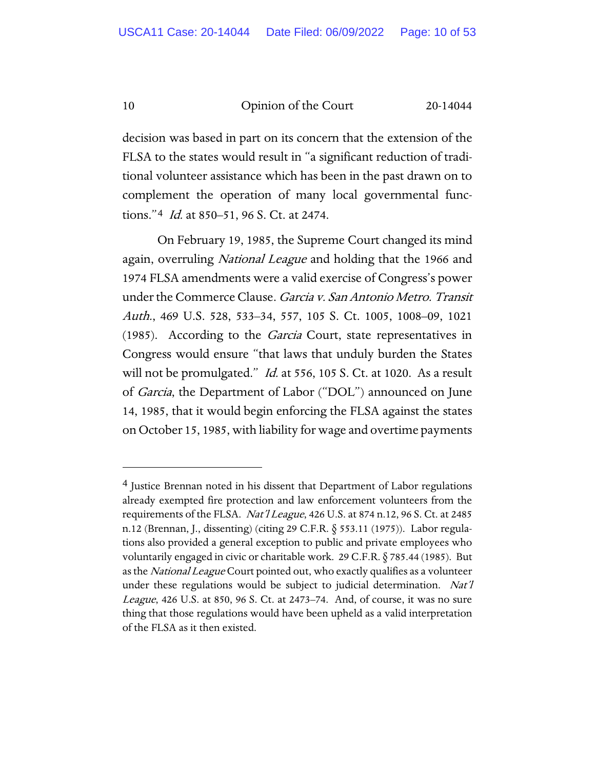decision was based in part on its concern that the extension of the FLSA to the states would result in "a significant reduction of traditional volunteer assistance which has been in the past drawn on to complement the operation of many local governmental functions."[4] *Id.* at 850–51, 96 S. Ct. at 2474.

On February 19, 1985, the Supreme Court changed its mind again, overruling *National League* and holding that the 1966 and 1974 FLSA amendments were a valid exercise of Congress's power under the Commerce Clause. *Garcia v. San Antonio Metro. Transit Auth.*, 469 U.S. 528, 533–34, 557, 105 S. Ct. 1005, 1008–09, 1021 (1985). According to the *Garcia* Court, state representatives in Congress would ensure "that laws that unduly burden the States will not be promulgated." *Id.* at 556, 105 S. Ct. at 1020. As a result of *Garcia*, the Department of Labor ("DOL") announced on June 14, 1985, that it would begin enforcing the FLSA against the states on October 15, 1985, with liability for wage and overtime payments

---

[4] Justice Brennan noted in his dissent that Department of Labor regulations already exempted fire protection and law enforcement volunteers from the requirements of the FLSA. *Nat'l League*, 426 U.S. at 874 n.12, 96 S. Ct. at 2485 n.12 (Brennan, J., dissenting) (citing 29 C.F.R. § 553.11 (1975)). Labor regulations also provided a general exception to public and private employees who voluntarily engaged in civic or charitable work. 29 C.F.R. § 785.44 (1985). But as the *National League* Court pointed out, who exactly qualifies as a volunteer under these regulations would be subject to judicial determination. *Nat'l League*, 426 U.S. at 850, 96 S. Ct. at 2473–74. And, of course, it was no sure thing that those regulations would have been upheld as a valid interpretation of the FLSA as it then existed.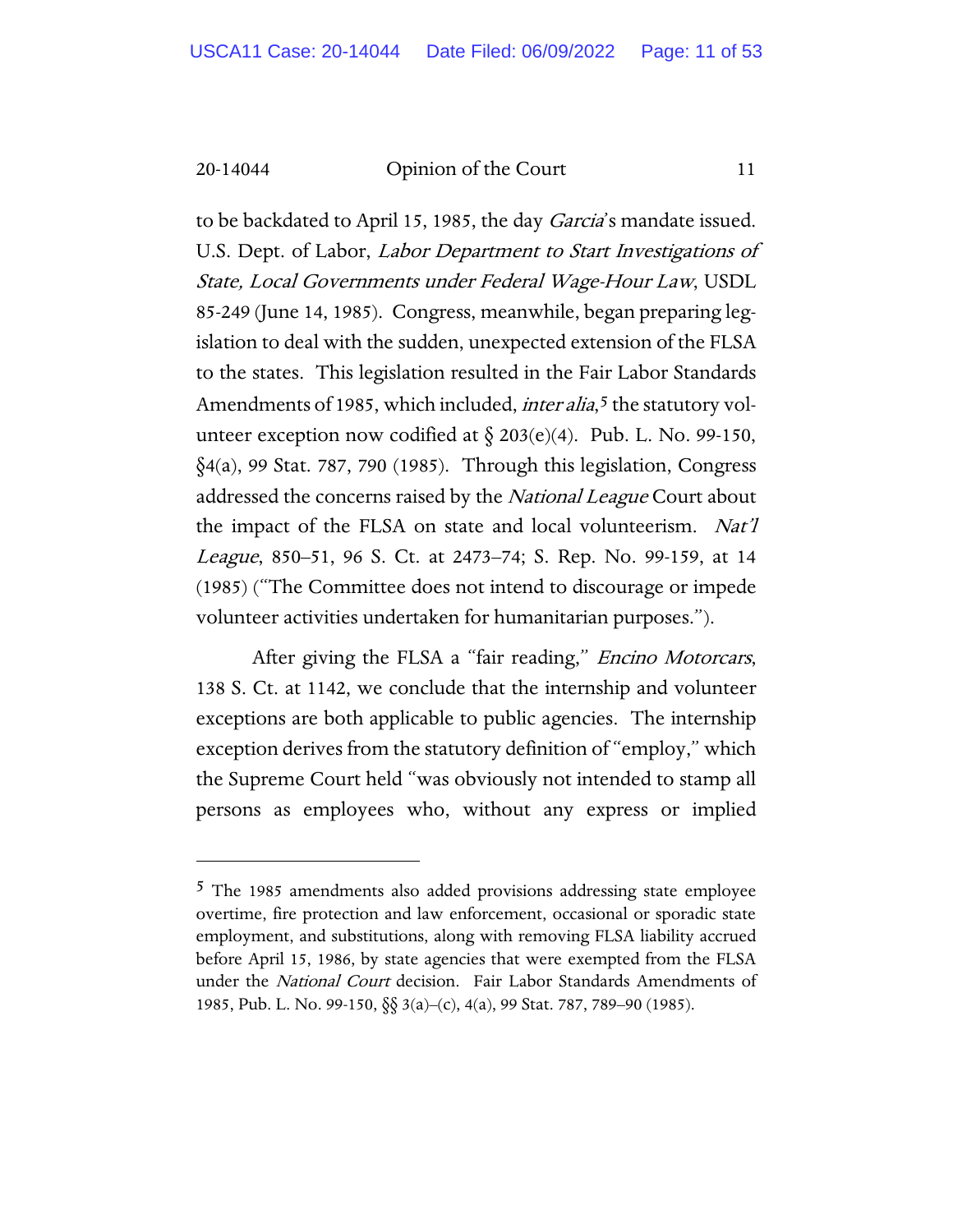to be backdated to April 15, 1985, the day *Garcia*'s mandate issued. U.S. Dept. of Labor, *Labor Department to Start Investigations of State, Local Governments under Federal Wage-Hour Law*, USDL 85-249 (June 14, 1985). Congress, meanwhile, began preparing legislation to deal with the sudden, unexpected extension of the FLSA to the states. This legislation resulted in the Fair Labor Standards Amendments of 1985, which included, *inter alia*,[5] the statutory volunteer exception now codified at § 203(e)(4). Pub. L. No. 99-150, §4(a), 99 Stat. 787, 790 (1985). Through this legislation, Congress addressed the concerns raised by the *National League* Court about the impact of the FLSA on state and local volunteerism. *Nat'l League*, 850–51, 96 S. Ct. at 2473–74; S. Rep. No. 99-159, at 14 (1985) ("The Committee does not intend to discourage or impede volunteer activities undertaken for humanitarian purposes.").

After giving the FLSA a "fair reading," *Encino Motorcars*, 138 S. Ct. at 1142, we conclude that the internship and volunteer exceptions are both applicable to public agencies. The internship exception derives from the statutory definition of "employ," which the Supreme Court held "was obviously not intended to stamp all persons as employees who, without any express or implied

---

[5] The 1985 amendments also added provisions addressing state employee overtime, fire protection and law enforcement, occasional or sporadic state employment, and substitutions, along with removing FLSA liability accrued before April 15, 1986, by state agencies that were exempted from the FLSA under the *National Court* decision. Fair Labor Standards Amendments of 1985, Pub. L. No. 99-150, §§ 3(a)–(c), 4(a), 99 Stat. 787, 789–90 (1985).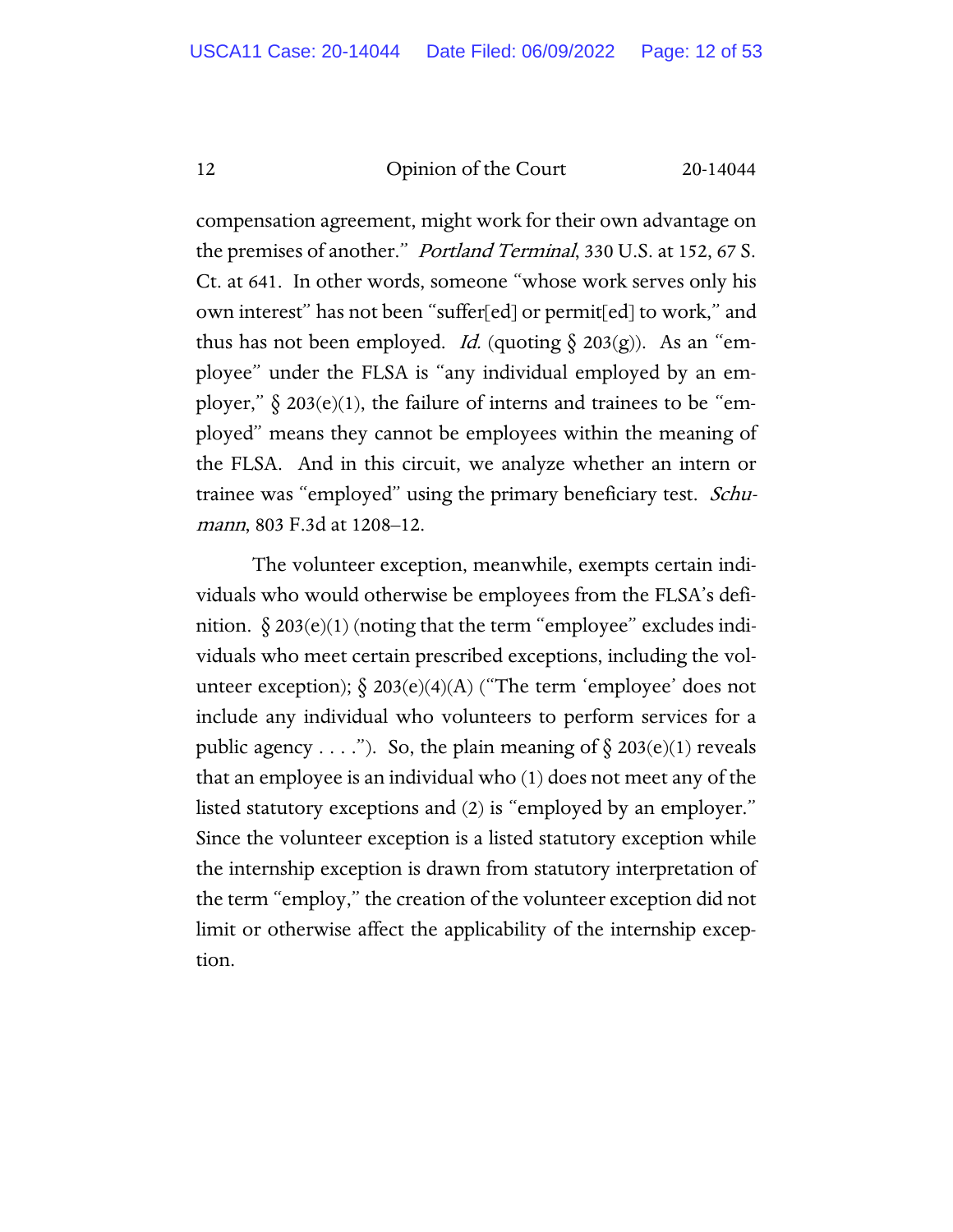compensation agreement, might work for their own advantage on the premises of another." *Portland Terminal*, 330 U.S. at 152, 67 S. Ct. at 641. In other words, someone "whose work serves only his own interest" has not been "suffer[ed] or permit[ed] to work," and thus has not been employed. *Id.* (quoting § 203(g)). As an "employee" under the FLSA is "any individual employed by an employer," § 203(e)(1), the failure of interns and trainees to be "employed" means they cannot be employees within the meaning of the FLSA. And in this circuit, we analyze whether an intern or trainee was "employed" using the primary beneficiary test. *Schumann*, 803 F.3d at 1208–12.

The volunteer exception, meanwhile, exempts certain individuals who would otherwise be employees from the FLSA's definition. § 203(e)(1) (noting that the term "employee" excludes individuals who meet certain prescribed exceptions, including the volunteer exception); § 203(e)(4)(A) ("The term 'employee' does not include any individual who volunteers to perform services for a public agency . . . ."). So, the plain meaning of § 203(e)(1) reveals that an employee is an individual who (1) does not meet any of the listed statutory exceptions and (2) is "employed by an employer." Since the volunteer exception is a listed statutory exception while the internship exception is drawn from statutory interpretation of the term "employ," the creation of the volunteer exception did not limit or otherwise affect the applicability of the internship exception.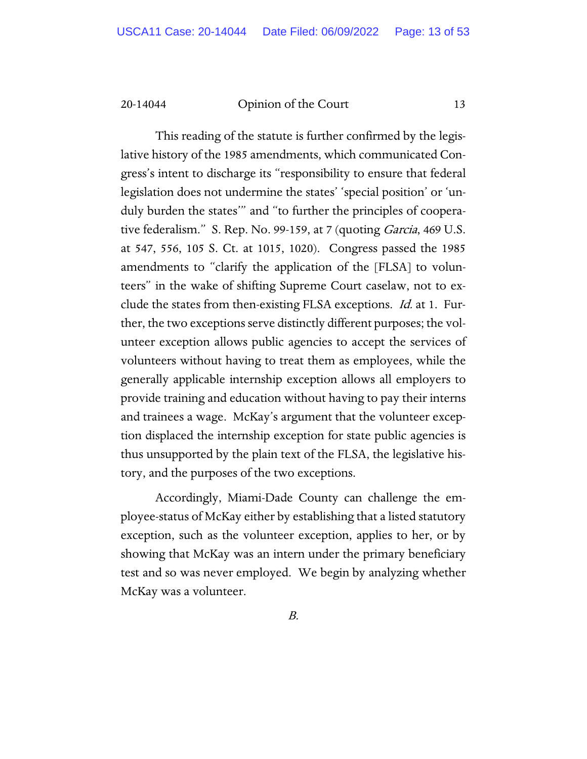This reading of the statute is further confirmed by the legislative history of the 1985 amendments, which communicated Congress's intent to discharge its "responsibility to ensure that federal legislation does not undermine the states' 'special position' or 'unduly burden the states'" and "to further the principles of cooperative federalism." S. Rep. No. 99-159, at 7 (quoting *Garcia*, 469 U.S. at 547, 556, 105 S. Ct. at 1015, 1020). Congress passed the 1985 amendments to "clarify the application of the [FLSA] to volunteers" in the wake of shifting Supreme Court caselaw, not to exclude the states from then-existing FLSA exceptions. *Id.* at 1. Further, the two exceptions serve distinctly different purposes; the volunteer exception allows public agencies to accept the services of volunteers without having to treat them as employees, while the generally applicable internship exception allows all employers to provide training and education without having to pay their interns and trainees a wage. McKay's argument that the volunteer exception displaced the internship exception for state public agencies is thus unsupported by the plain text of the FLSA, the legislative history, and the purposes of the two exceptions.

Accordingly, Miami-Dade County can challenge the employee-status of McKay either by establishing that a listed statutory exception, such as the volunteer exception, applies to her, or by showing that McKay was an intern under the primary beneficiary test and so was never employed. We begin by analyzing whether McKay was a volunteer.

*B.*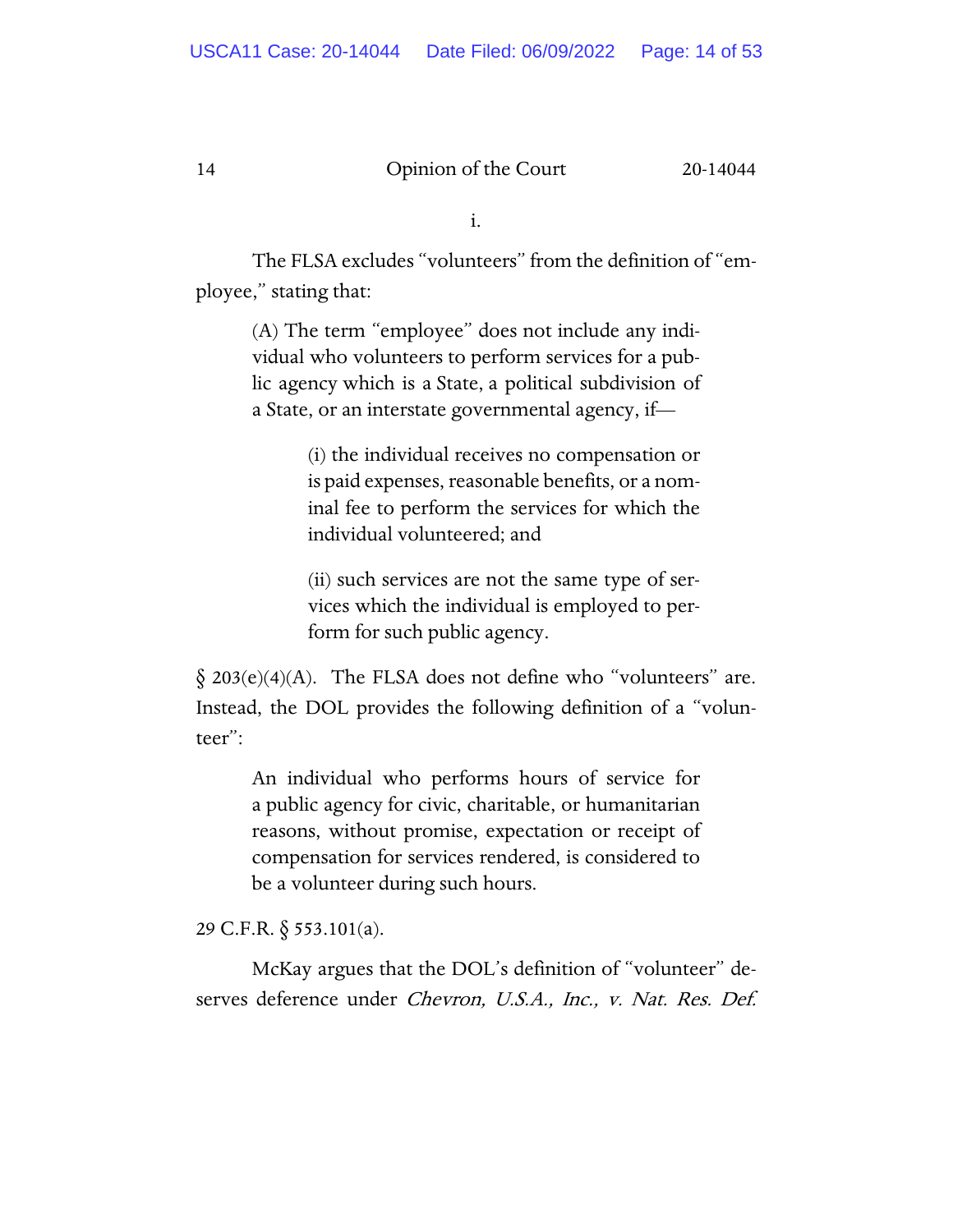i.

The FLSA excludes "volunteers" from the definition of "employee," stating that:

> (A) The term "employee" does not include any individual who volunteers to perform services for a public agency which is a State, a political subdivision of a State, or an interstate governmental agency, if—
>
> > (i) the individual receives no compensation or is paid expenses, reasonable benefits, or a nominal fee to perform the services for which the individual volunteered; and
> >
> > (ii) such services are not the same type of services which the individual is employed to perform for such public agency.

§ 203(e)(4)(A). The FLSA does not define who "volunteers" are. Instead, the DOL provides the following definition of a "volunteer":

> An individual who performs hours of service for a public agency for civic, charitable, or humanitarian reasons, without promise, expectation or receipt of compensation for services rendered, is considered to be a volunteer during such hours.

29 C.F.R. § 553.101(a).

McKay argues that the DOL's definition of "volunteer" deserves deference under *Chevron, U.S.A., Inc., v. Nat. Res. Def.*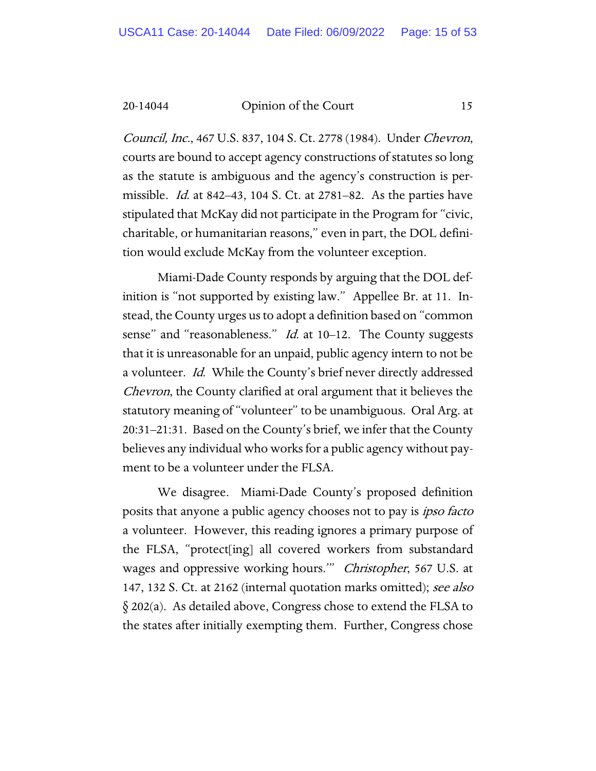*Council, Inc.*, 467 U.S. 837, 104 S. Ct. 2778 (1984). Under *Chevron*, courts are bound to accept agency constructions of statutes so long as the statute is ambiguous and the agency's construction is permissible. *Id.* at 842–43, 104 S. Ct. at 2781–82. As the parties have stipulated that McKay did not participate in the Program for "civic, charitable, or humanitarian reasons," even in part, the DOL definition would exclude McKay from the volunteer exception.

Miami-Dade County responds by arguing that the DOL definition is "not supported by existing law." Appellee Br. at 11. Instead, the County urges us to adopt a definition based on "common sense" and "reasonableness." *Id.* at 10–12. The County suggests that it is unreasonable for an unpaid, public agency intern to not be a volunteer. *Id.* While the County's brief never directly addressed *Chevron*, the County clarified at oral argument that it believes the statutory meaning of "volunteer" to be unambiguous. Oral Arg. at 20:31–21:31. Based on the County's brief, we infer that the County believes any individual who works for a public agency without payment to be a volunteer under the FLSA.

We disagree. Miami-Dade County's proposed definition posits that anyone a public agency chooses not to pay is *ipso facto* a volunteer. However, this reading ignores a primary purpose of the FLSA, "protect[ing] all covered workers from substandard wages and oppressive working hours.'" *Christopher*, 567 U.S. at 147, 132 S. Ct. at 2162 (internal quotation marks omitted); *see also* § 202(a). As detailed above, Congress chose to extend the FLSA to the states after initially exempting them. Further, Congress chose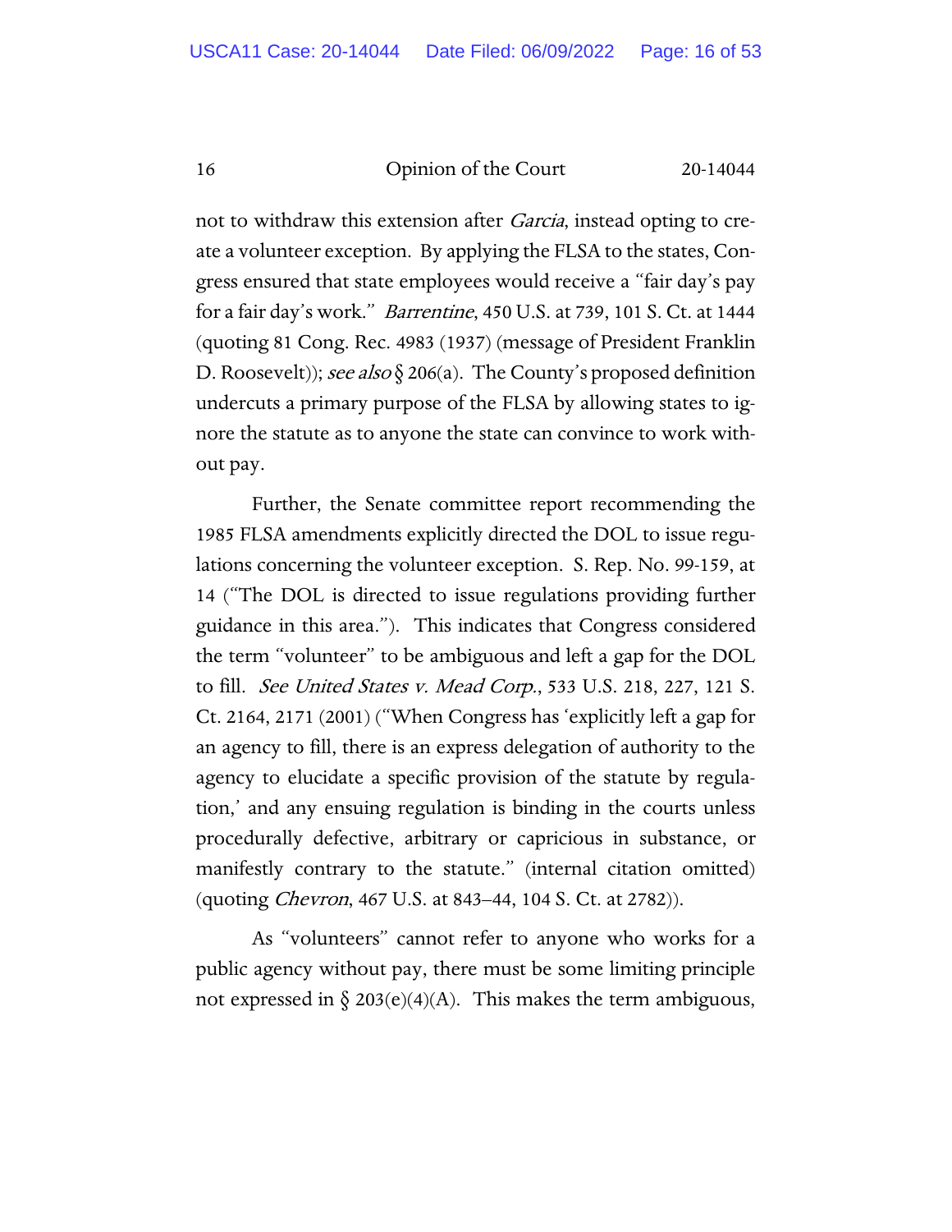not to withdraw this extension after *Garcia*, instead opting to create a volunteer exception. By applying the FLSA to the states, Congress ensured that state employees would receive a "fair day's pay for a fair day's work." *Barrentine*, 450 U.S. at 739, 101 S. Ct. at 1444 (quoting 81 Cong. Rec. 4983 (1937) (message of President Franklin D. Roosevelt)); *see also* § 206(a). The County's proposed definition undercuts a primary purpose of the FLSA by allowing states to ignore the statute as to anyone the state can convince to work without pay.

Further, the Senate committee report recommending the 1985 FLSA amendments explicitly directed the DOL to issue regulations concerning the volunteer exception. S. Rep. No. 99-159, at 14 ("The DOL is directed to issue regulations providing further guidance in this area."). This indicates that Congress considered the term "volunteer" to be ambiguous and left a gap for the DOL to fill. *See United States v. Mead Corp.*, 533 U.S. 218, 227, 121 S. Ct. 2164, 2171 (2001) ("When Congress has 'explicitly left a gap for an agency to fill, there is an express delegation of authority to the agency to elucidate a specific provision of the statute by regulation,' and any ensuing regulation is binding in the courts unless procedurally defective, arbitrary or capricious in substance, or manifestly contrary to the statute." (internal citation omitted) (quoting *Chevron*, 467 U.S. at 843–44, 104 S. Ct. at 2782)).

As "volunteers" cannot refer to anyone who works for a public agency without pay, there must be some limiting principle not expressed in § 203(e)(4)(A). This makes the term ambiguous,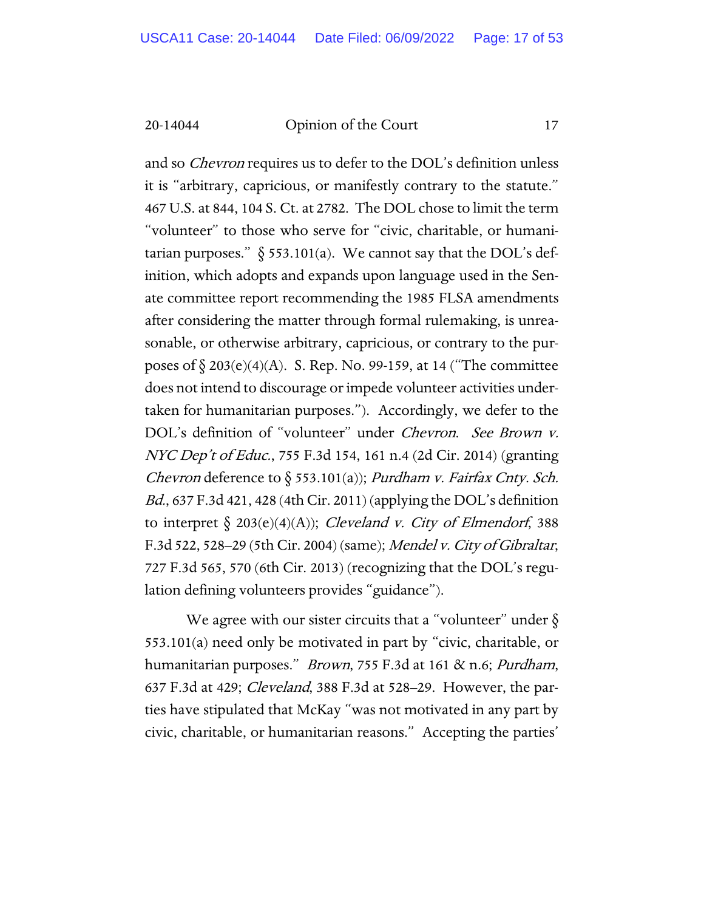and so *Chevron* requires us to defer to the DOL's definition unless it is "arbitrary, capricious, or manifestly contrary to the statute." 467 U.S. at 844, 104 S. Ct. at 2782. The DOL chose to limit the term "volunteer" to those who serve for "civic, charitable, or humanitarian purposes." § 553.101(a). We cannot say that the DOL's definition, which adopts and expands upon language used in the Senate committee report recommending the 1985 FLSA amendments after considering the matter through formal rulemaking, is unreasonable, or otherwise arbitrary, capricious, or contrary to the purposes of § 203(e)(4)(A). S. Rep. No. 99-159, at 14 ("The committee does not intend to discourage or impede volunteer activities undertaken for humanitarian purposes."). Accordingly, we defer to the DOL's definition of "volunteer" under *Chevron*. *See Brown v. NYC Dep't of Educ.*, 755 F.3d 154, 161 n.4 (2d Cir. 2014) (granting *Chevron* deference to § 553.101(a)); *Purdham v. Fairfax Cnty. Sch. Bd.*, 637 F.3d 421, 428 (4th Cir. 2011) (applying the DOL's definition to interpret § 203(e)(4)(A)); *Cleveland v. City of Elmendorf*, 388 F.3d 522, 528–29 (5th Cir. 2004) (same); *Mendel v. City of Gibraltar*, 727 F.3d 565, 570 (6th Cir. 2013) (recognizing that the DOL's regulation defining volunteers provides "guidance").

We agree with our sister circuits that a "volunteer" under § 553.101(a) need only be motivated in part by "civic, charitable, or humanitarian purposes." *Brown*, 755 F.3d at 161 & n.6; *Purdham*, 637 F.3d at 429; *Cleveland*, 388 F.3d at 528–29. However, the parties have stipulated that McKay "was not motivated in any part by civic, charitable, or humanitarian reasons." Accepting the parties'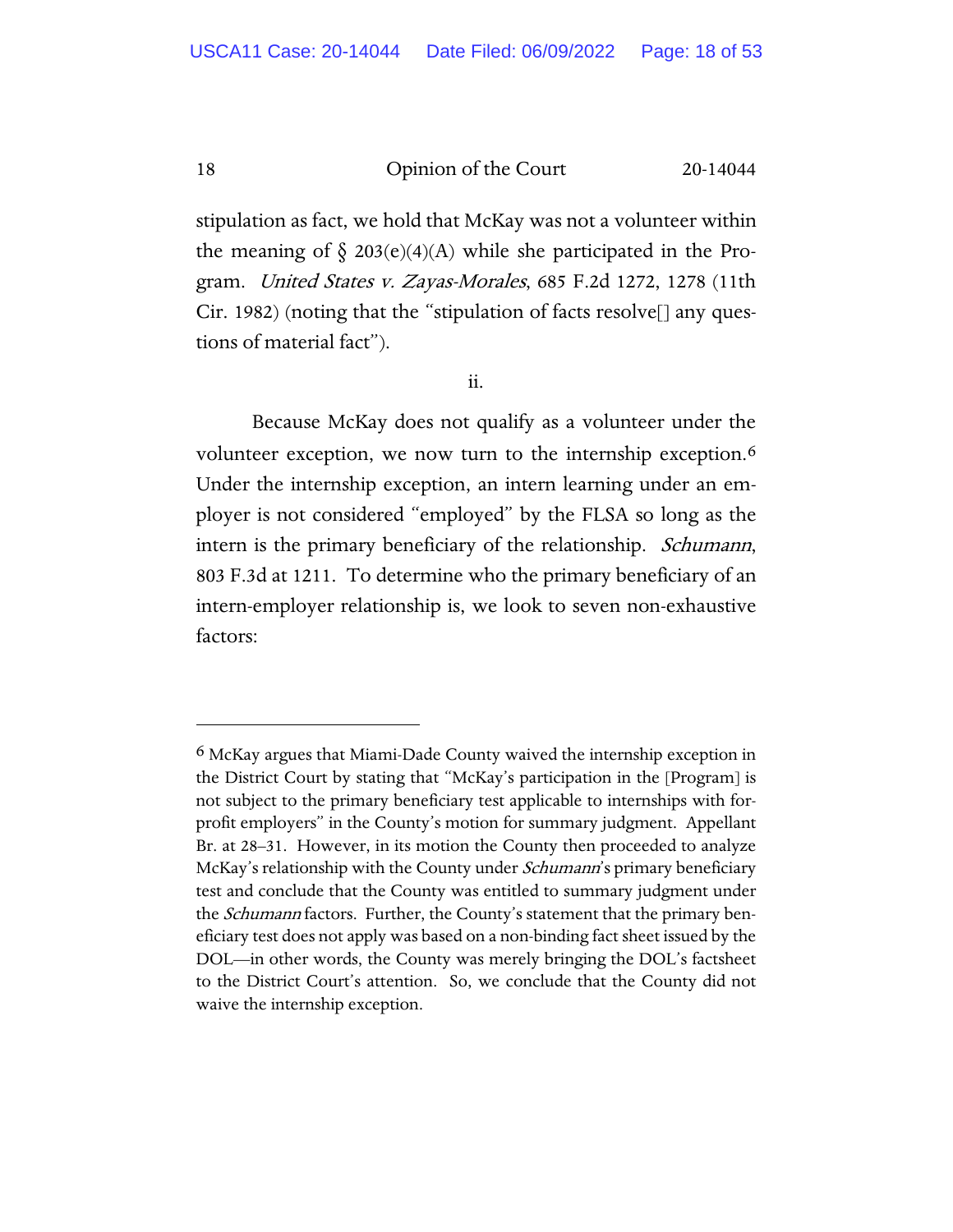stipulation as fact, we hold that McKay was not a volunteer within the meaning of § 203(e)(4)(A) while she participated in the Program. *United States v. Zayas-Morales*, 685 F.2d 1272, 1278 (11th Cir. 1982) (noting that the "stipulation of facts resolve[] any questions of material fact").

ii.

Because McKay does not qualify as a volunteer under the volunteer exception, we now turn to the internship exception.[6] Under the internship exception, an intern learning under an employer is not considered "employed" by the FLSA so long as the intern is the primary beneficiary of the relationship. *Schumann*, 803 F.3d at 1211. To determine who the primary beneficiary of an intern-employer relationship is, we look to seven non-exhaustive factors:

---

[6] McKay argues that Miami-Dade County waived the internship exception in the District Court by stating that "McKay's participation in the [Program] is not subject to the primary beneficiary test applicable to internships with for-profit employers" in the County's motion for summary judgment. Appellant Br. at 28–31. However, in its motion the County then proceeded to analyze McKay's relationship with the County under *Schumann*'s primary beneficiary test and conclude that the County was entitled to summary judgment under the *Schumann* factors. Further, the County's statement that the primary beneficiary test does not apply was based on a non-binding fact sheet issued by the DOL—in other words, the County was merely bringing the DOL's factsheet to the District Court's attention. So, we conclude that the County did not waive the internship exception.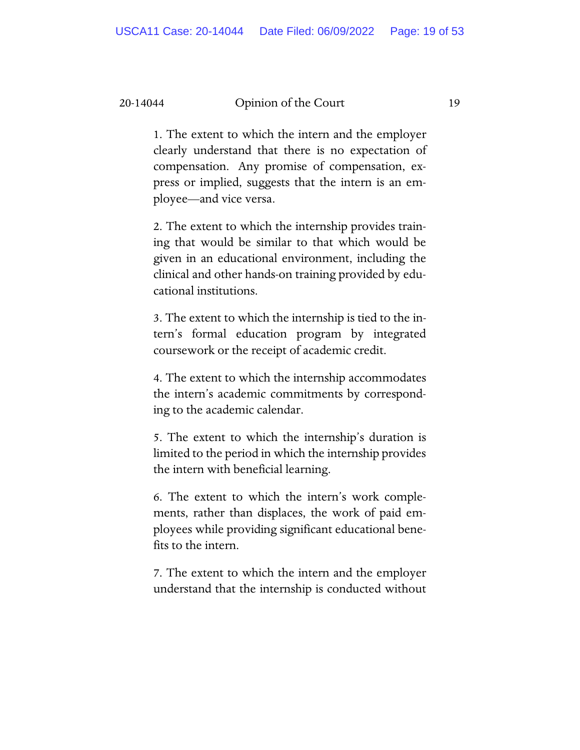> 1. The extent to which the intern and the employer clearly understand that there is no expectation of compensation. Any promise of compensation, express or implied, suggests that the intern is an employee—and vice versa.
>
> 2. The extent to which the internship provides training that would be similar to that which would be given in an educational environment, including the clinical and other hands-on training provided by educational institutions.
>
> 3. The extent to which the internship is tied to the intern's formal education program by integrated coursework or the receipt of academic credit.
>
> 4. The extent to which the internship accommodates the intern's academic commitments by corresponding to the academic calendar.
>
> 5. The extent to which the internship's duration is limited to the period in which the internship provides the intern with beneficial learning.
>
> 6. The extent to which the intern's work complements, rather than displaces, the work of paid employees while providing significant educational benefits to the intern.
>
> 7. The extent to which the intern and the employer understand that the internship is conducted without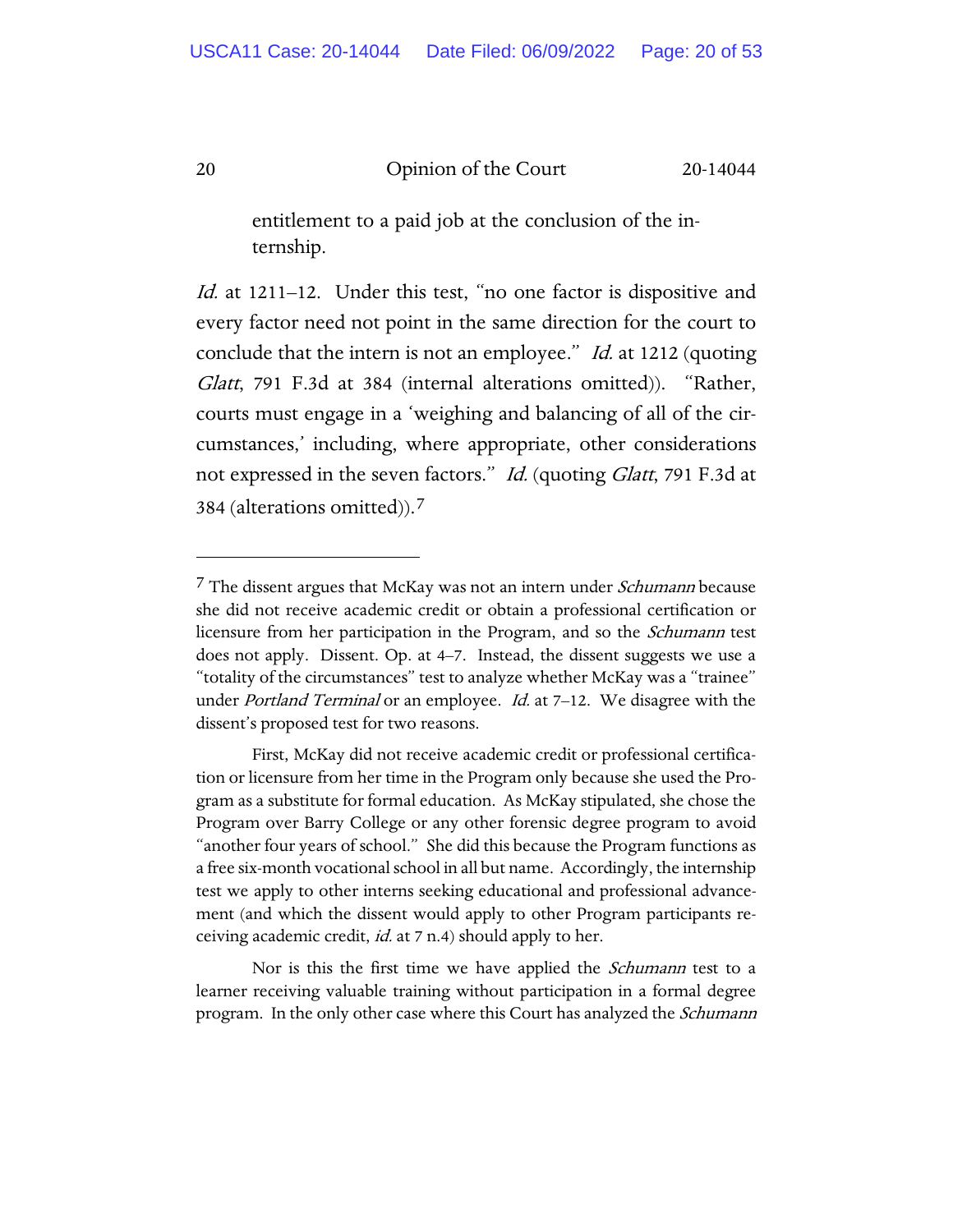entitlement to a paid job at the conclusion of the internship.

*Id.* at 1211–12. Under this test, "no one factor is dispositive and every factor need not point in the same direction for the court to conclude that the intern is not an employee." *Id.* at 1212 (quoting *Glatt*, 791 F.3d at 384 (internal alterations omitted)). "Rather, courts must engage in a 'weighing and balancing of all of the circumstances,' including, where appropriate, other considerations not expressed in the seven factors." *Id.* (quoting *Glatt*, 791 F.3d at 384 (alterations omitted)).[7]

---

[7] The dissent argues that McKay was not an intern under *Schumann* because she did not receive academic credit or obtain a professional certification or licensure from her participation in the Program, and so the *Schumann* test does not apply. Dissent. Op. at 4–7. Instead, the dissent suggests we use a "totality of the circumstances" test to analyze whether McKay was a "trainee" under *Portland Terminal* or an employee. *Id.* at 7–12. We disagree with the dissent's proposed test for two reasons.

First, McKay did not receive academic credit or professional certification or licensure from her time in the Program only because she used the Program as a substitute for formal education. As McKay stipulated, she chose the Program over Barry College or any other forensic degree program to avoid "another four years of school." She did this because the Program functions as a free six-month vocational school in all but name. Accordingly, the internship test we apply to other interns seeking educational and professional advancement (and which the dissent would apply to other Program participants receiving academic credit, *id.* at 7 n.4) should apply to her.

Nor is this the first time we have applied the *Schumann* test to a learner receiving valuable training without participation in a formal degree program. In the only other case where this Court has analyzed the *Schumann*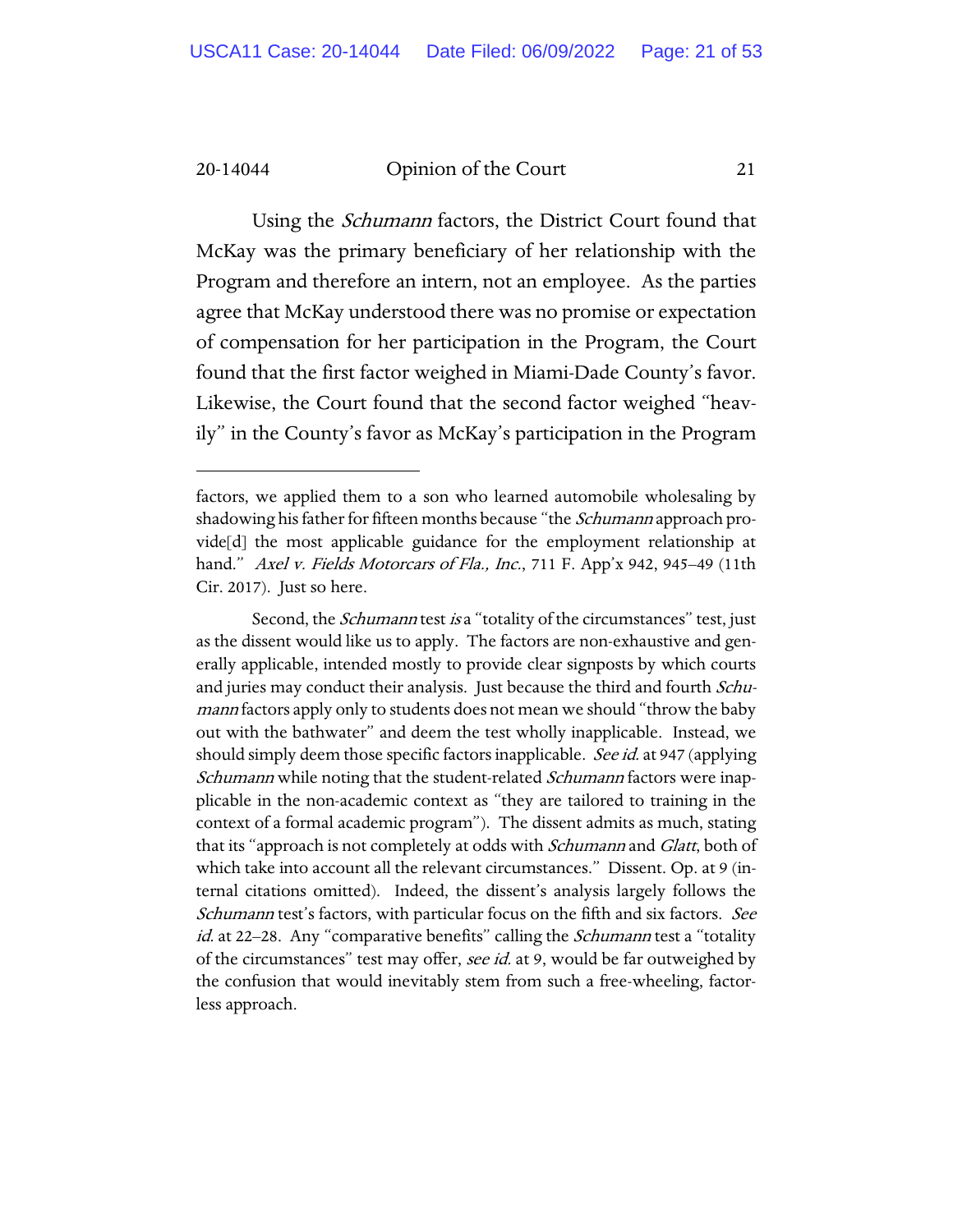Using the *Schumann* factors, the District Court found that McKay was the primary beneficiary of her relationship with the Program and therefore an intern, not an employee. As the parties agree that McKay understood there was no promise or expectation of compensation for her participation in the Program, the Court found that the first factor weighed in Miami-Dade County's favor. Likewise, the Court found that the second factor weighed "heavily" in the County's favor as McKay's participation in the Program

---

factors, we applied them to a son who learned automobile wholesaling by shadowing his father for fifteen months because "the *Schumann* approach provide[d] the most applicable guidance for the employment relationship at hand." *Axel v. Fields Motorcars of Fla., Inc.*, 711 F. App'x 942, 945–49 (11th Cir. 2017). Just so here.

Second, the *Schumann* test *is* a "totality of the circumstances" test, just as the dissent would like us to apply. The factors are non-exhaustive and generally applicable, intended mostly to provide clear signposts by which courts and juries may conduct their analysis. Just because the third and fourth *Schumann* factors apply only to students does not mean we should "throw the baby out with the bathwater" and deem the test wholly inapplicable. Instead, we should simply deem those specific factors inapplicable. *See id.* at 947 (applying *Schumann* while noting that the student-related *Schumann* factors were inapplicable in the non-academic context as "they are tailored to training in the context of a formal academic program"). The dissent admits as much, stating that its "approach is not completely at odds with *Schumann* and *Glatt*, both of which take into account all the relevant circumstances." Dissent. Op. at 9 (internal citations omitted). Indeed, the dissent's analysis largely follows the *Schumann* test's factors, with particular focus on the fifth and six factors. *See id.* at 22–28. Any "comparative benefits" calling the *Schumann* test a "totality of the circumstances" test may offer, *see id.* at 9, would be far outweighed by the confusion that would inevitably stem from such a free-wheeling, factorless approach.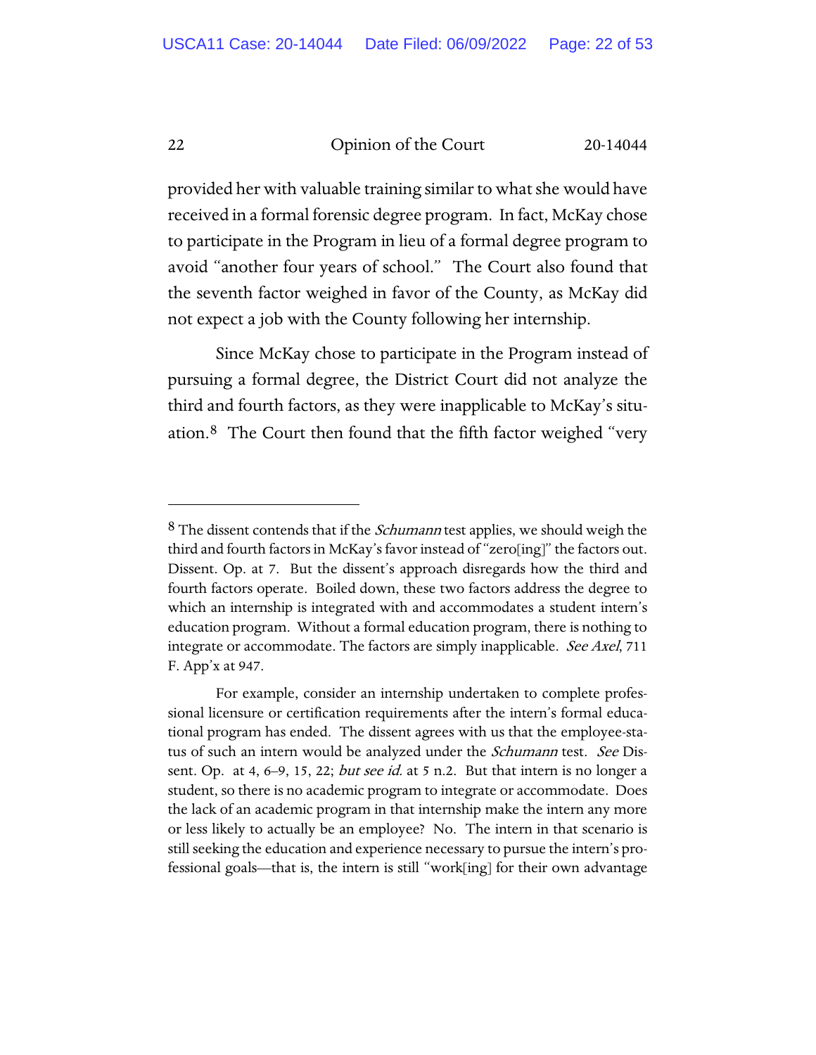provided her with valuable training similar to what she would have received in a formal forensic degree program. In fact, McKay chose to participate in the Program in lieu of a formal degree program to avoid "another four years of school." The Court also found that the seventh factor weighed in favor of the County, as McKay did not expect a job with the County following her internship.

Since McKay chose to participate in the Program instead of pursuing a formal degree, the District Court did not analyze the third and fourth factors, as they were inapplicable to McKay's situation.[8] The Court then found that the fifth factor weighed "very

---

[8] The dissent contends that if the *Schumann* test applies, we should weigh the third and fourth factors in McKay's favor instead of "zero[ing]" the factors out. Dissent. Op. at 7. But the dissent's approach disregards how the third and fourth factors operate. Boiled down, these two factors address the degree to which an internship is integrated with and accommodates a student intern's education program. Without a formal education program, there is nothing to integrate or accommodate. The factors are simply inapplicable. *See Axel*, 711 F. App'x at 947.

For example, consider an internship undertaken to complete professional licensure or certification requirements after the intern's formal educational program has ended. The dissent agrees with us that the employee-status of such an intern would be analyzed under the *Schumann* test. *See* Dissent. Op. at 4, 6–9, 15, 22; *but see id.* at 5 n.2. But that intern is no longer a student, so there is no academic program to integrate or accommodate. Does the lack of an academic program in that internship make the intern any more or less likely to actually be an employee? No. The intern in that scenario is still seeking the education and experience necessary to pursue the intern's professional goals—that is, the intern is still "work[ing] for their own advantage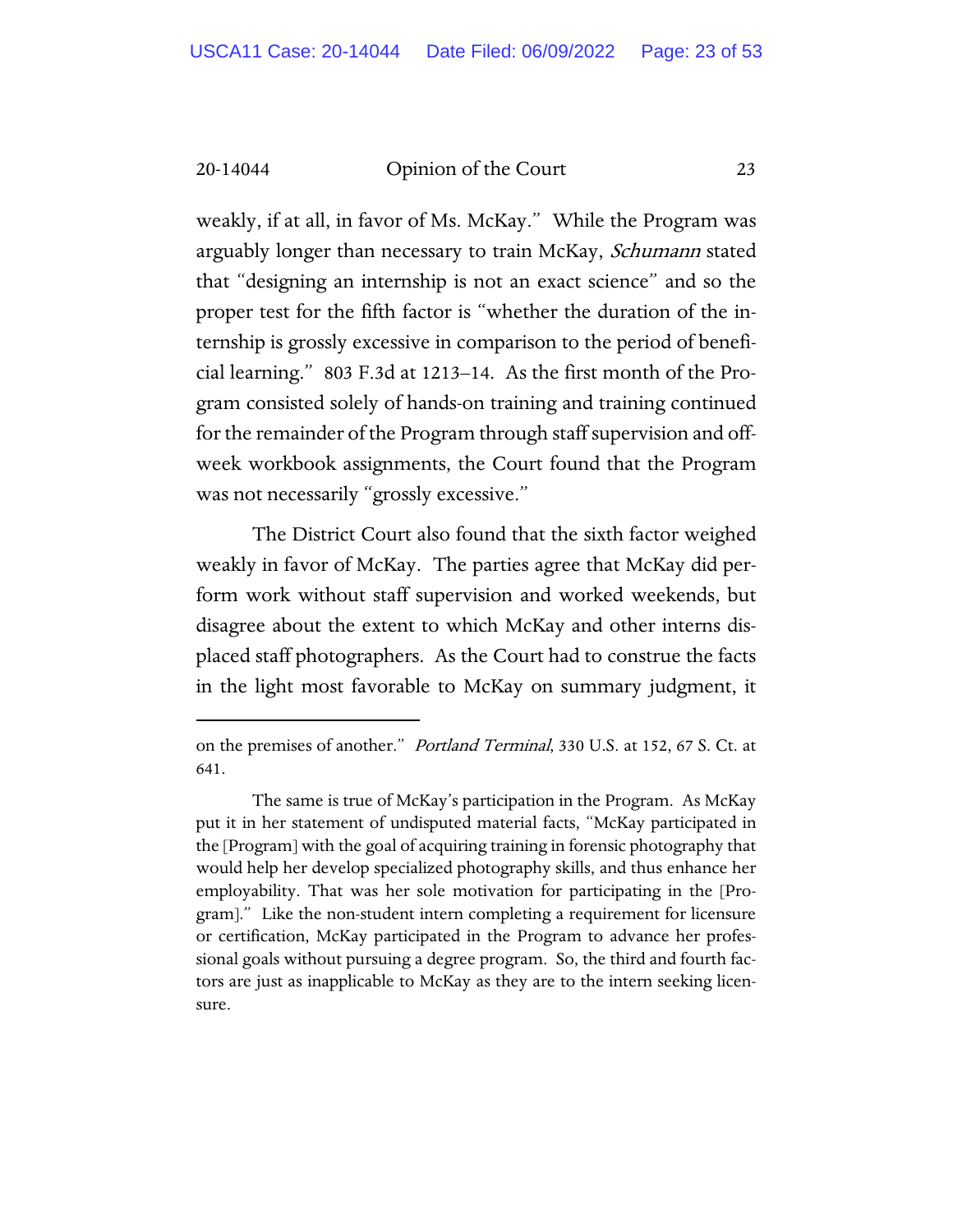weakly, if at all, in favor of Ms. McKay." While the Program was arguably longer than necessary to train McKay, *Schumann* stated that "designing an internship is not an exact science" and so the proper test for the fifth factor is "whether the duration of the internship is grossly excessive in comparison to the period of beneficial learning." 803 F.3d at 1213–14. As the first month of the Program consisted solely of hands-on training and training continued for the remainder of the Program through staff supervision and off-week workbook assignments, the Court found that the Program was not necessarily "grossly excessive."

The District Court also found that the sixth factor weighed weakly in favor of McKay. The parties agree that McKay did perform work without staff supervision and worked weekends, but disagree about the extent to which McKay and other interns displaced staff photographers. As the Court had to construe the facts in the light most favorable to McKay on summary judgment, it

---

on the premises of another." *Portland Terminal*, 330 U.S. at 152, 67 S. Ct. at 641.

The same is true of McKay's participation in the Program. As McKay put it in her statement of undisputed material facts, "McKay participated in the [Program] with the goal of acquiring training in forensic photography that would help her develop specialized photography skills, and thus enhance her employability. That was her sole motivation for participating in the [Program]." Like the non-student intern completing a requirement for licensure or certification, McKay participated in the Program to advance her professional goals without pursuing a degree program. So, the third and fourth factors are just as inapplicable to McKay as they are to the intern seeking licensure.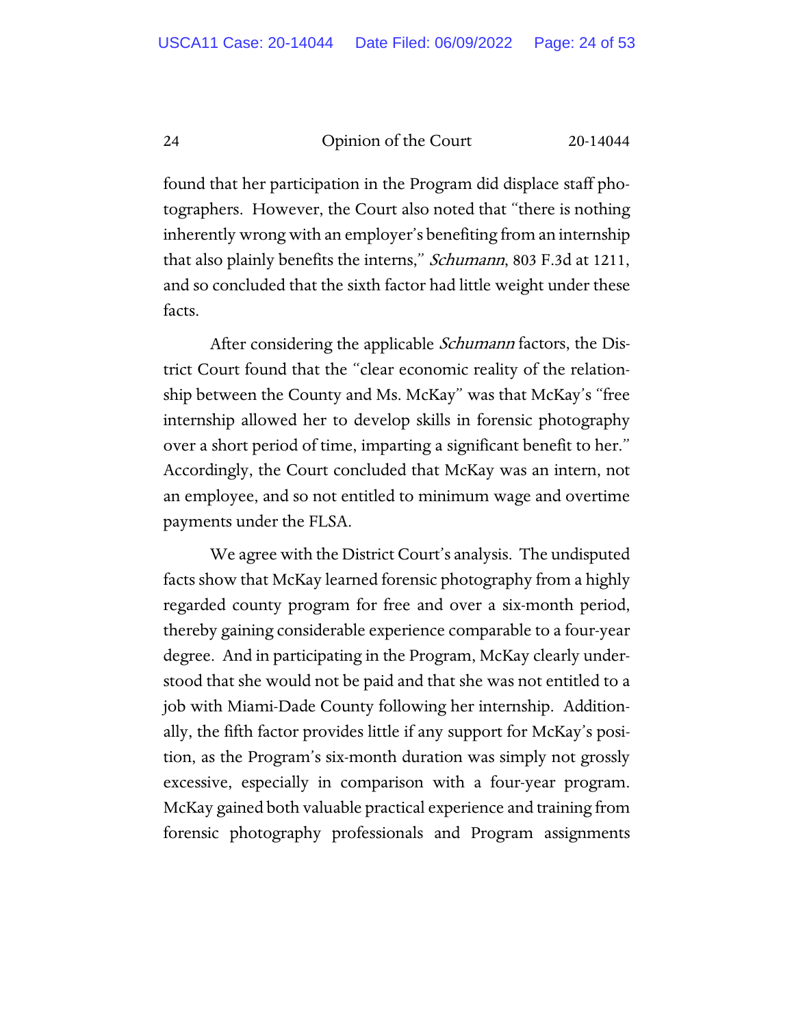found that her participation in the Program did displace staff photographers. However, the Court also noted that "there is nothing inherently wrong with an employer's benefiting from an internship that also plainly benefits the interns," *Schumann*, 803 F.3d at 1211, and so concluded that the sixth factor had little weight under these facts.

After considering the applicable *Schumann* factors, the District Court found that the "clear economic reality of the relationship between the County and Ms. McKay" was that McKay's "free internship allowed her to develop skills in forensic photography over a short period of time, imparting a significant benefit to her." Accordingly, the Court concluded that McKay was an intern, not an employee, and so not entitled to minimum wage and overtime payments under the FLSA.

We agree with the District Court's analysis. The undisputed facts show that McKay learned forensic photography from a highly regarded county program for free and over a six-month period, thereby gaining considerable experience comparable to a four-year degree. And in participating in the Program, McKay clearly understood that she would not be paid and that she was not entitled to a job with Miami-Dade County following her internship. Additionally, the fifth factor provides little if any support for McKay's position, as the Program's six-month duration was simply not grossly excessive, especially in comparison with a four-year program. McKay gained both valuable practical experience and training from forensic photography professionals and Program assignments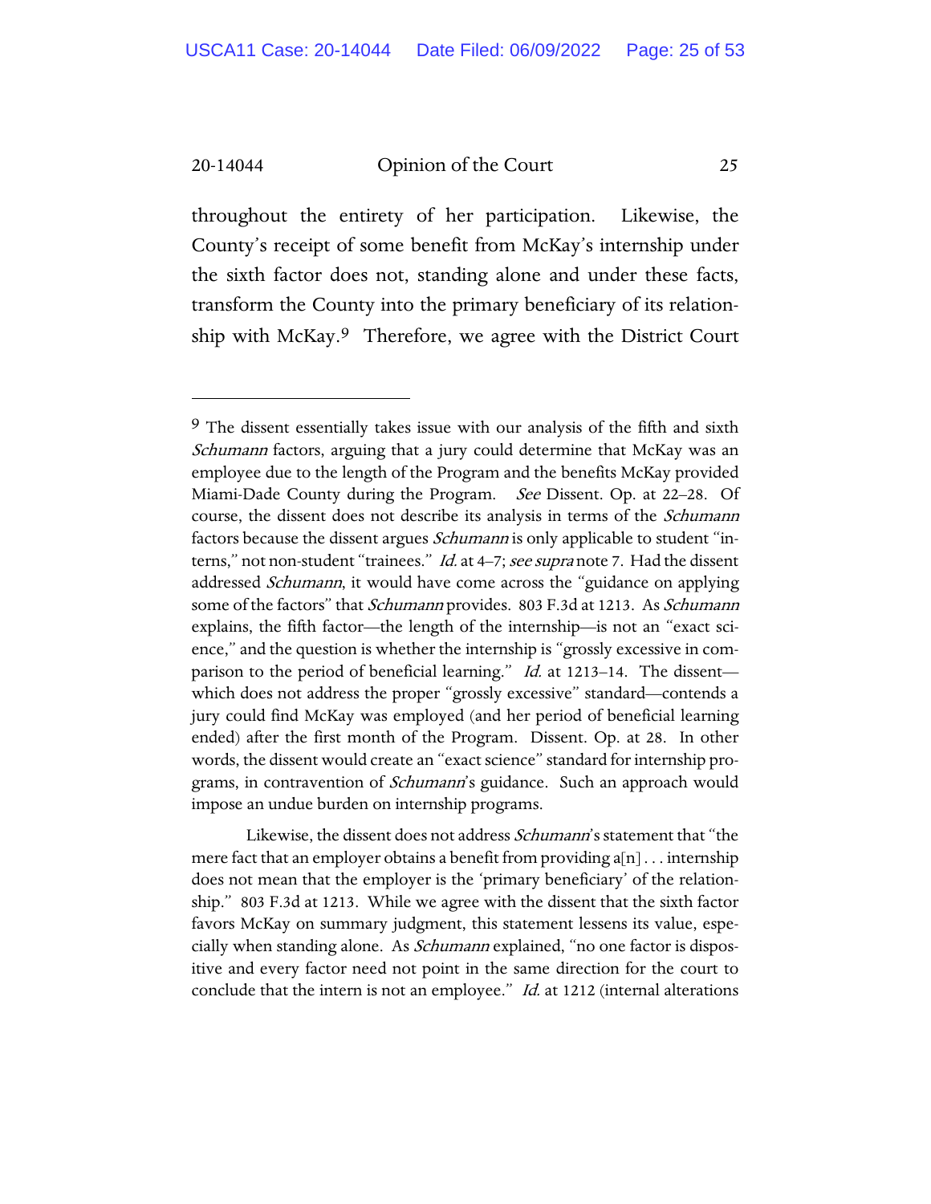throughout the entirety of her participation. Likewise, the County's receipt of some benefit from McKay's internship under the sixth factor does not, standing alone and under these facts, transform the County into the primary beneficiary of its relationship with McKay.[9] Therefore, we agree with the District Court

---

[9] The dissent essentially takes issue with our analysis of the fifth and sixth *Schumann* factors, arguing that a jury could determine that McKay was an employee due to the length of the Program and the benefits McKay provided Miami-Dade County during the Program. *See* Dissent. Op. at 22–28. Of course, the dissent does not describe its analysis in terms of the *Schumann* factors because the dissent argues *Schumann* is only applicable to student "interns," not non-student "trainees." *Id.* at 4–7; *see supra* note 7. Had the dissent addressed *Schumann*, it would have come across the "guidance on applying some of the factors" that *Schumann* provides. 803 F.3d at 1213. As *Schumann* explains, the fifth factor—the length of the internship—is not an "exact science," and the question is whether the internship is "grossly excessive in comparison to the period of beneficial learning." *Id.* at 1213–14. The dissent—which does not address the proper "grossly excessive" standard—contends a jury could find McKay was employed (and her period of beneficial learning ended) after the first month of the Program. Dissent. Op. at 28. In other words, the dissent would create an "exact science" standard for internship programs, in contravention of *Schumann*'s guidance. Such an approach would impose an undue burden on internship programs.

Likewise, the dissent does not address *Schumann*'s statement that "the mere fact that an employer obtains a benefit from providing a[n] . . . internship does not mean that the employer is the 'primary beneficiary' of the relationship." 803 F.3d at 1213. While we agree with the dissent that the sixth factor favors McKay on summary judgment, this statement lessens its value, especially when standing alone. As *Schumann* explained, "no one factor is dispositive and every factor need not point in the same direction for the court to conclude that the intern is not an employee." *Id.* at 1212 (internal alterations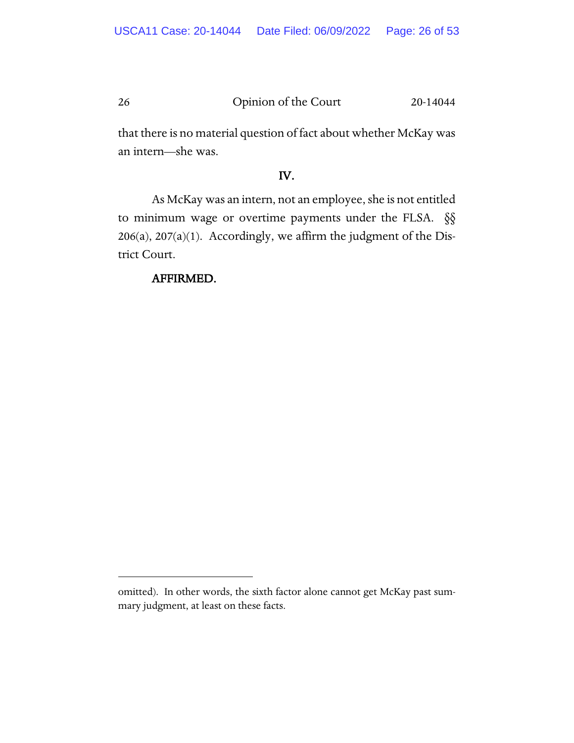that there is no material question of fact about whether McKay was an intern—she was.

## IV.

As McKay was an intern, not an employee, she is not entitled to minimum wage or overtime payments under the FLSA. §§ 206(a), 207(a)(1). Accordingly, we affirm the judgment of the District Court.

**AFFIRMED.**

---

omitted). In other words, the sixth factor alone cannot get McKay past summary judgment, at least on these facts.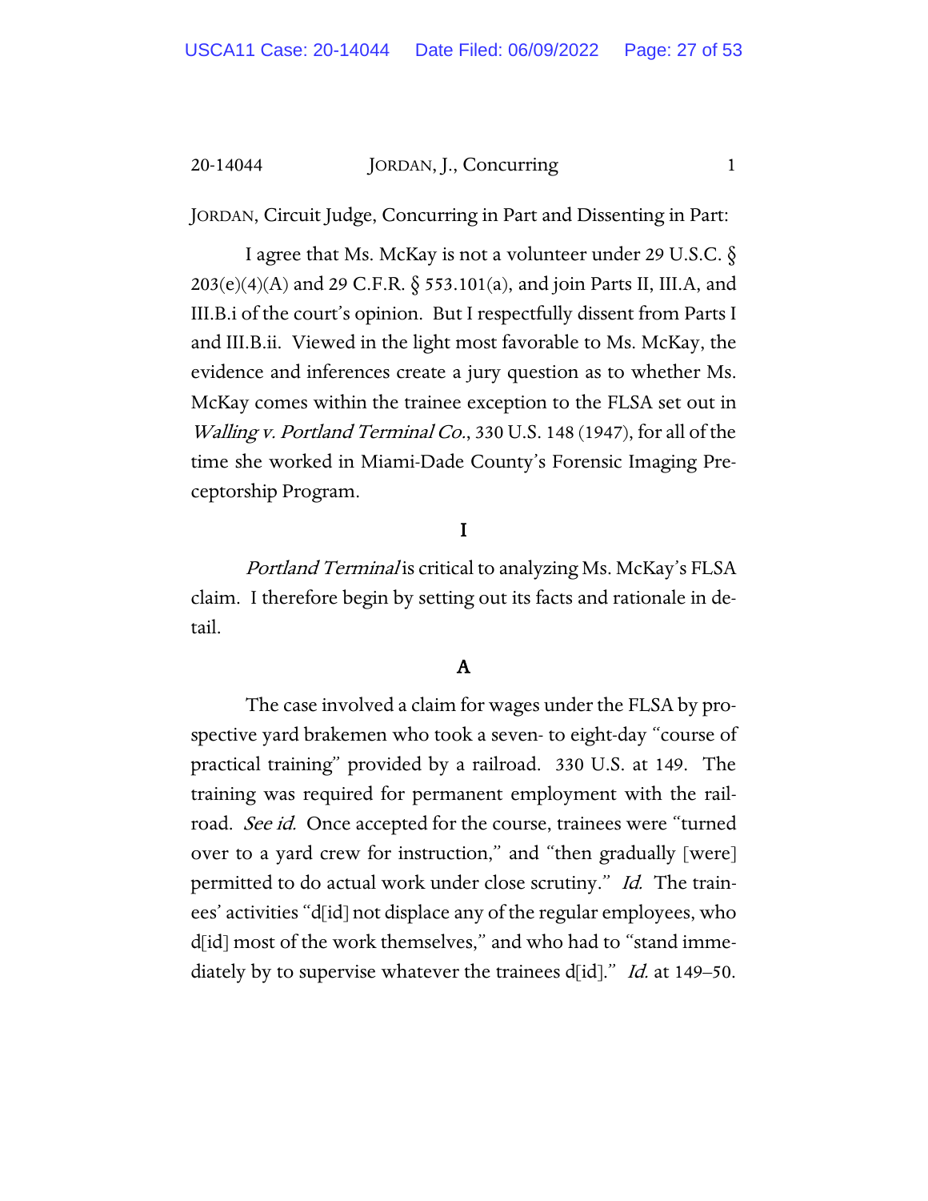JORDAN, Circuit Judge, Concurring in Part and Dissenting in Part:

I agree that Ms. McKay is not a volunteer under 29 U.S.C. § 203(e)(4)(A) and 29 C.F.R. § 553.101(a), and join Parts II, III.A, and III.B.i of the court's opinion. But I respectfully dissent from Parts I and III.B.ii. Viewed in the light most favorable to Ms. McKay, the evidence and inferences create a jury question as to whether Ms. McKay comes within the trainee exception to the FLSA set out in *Walling v. Portland Terminal Co.*, 330 U.S. 148 (1947), for all of the time she worked in Miami-Dade County's Forensic Imaging Preceptorship Program.

# I

*Portland Terminal* is critical to analyzing Ms. McKay's FLSA claim. I therefore begin by setting out its facts and rationale in detail.

## A

The case involved a claim for wages under the FLSA by prospective yard brakemen who took a seven- to eight-day "course of practical training" provided by a railroad. 330 U.S. at 149. The training was required for permanent employment with the railroad. *See id.* Once accepted for the course, trainees were "turned over to a yard crew for instruction," and "then gradually [were] permitted to do actual work under close scrutiny." *Id.* The trainees' activities "d[id] not displace any of the regular employees, who d[id] most of the work themselves," and who had to "stand immediately by to supervise whatever the trainees d[id]." *Id.* at 149–50.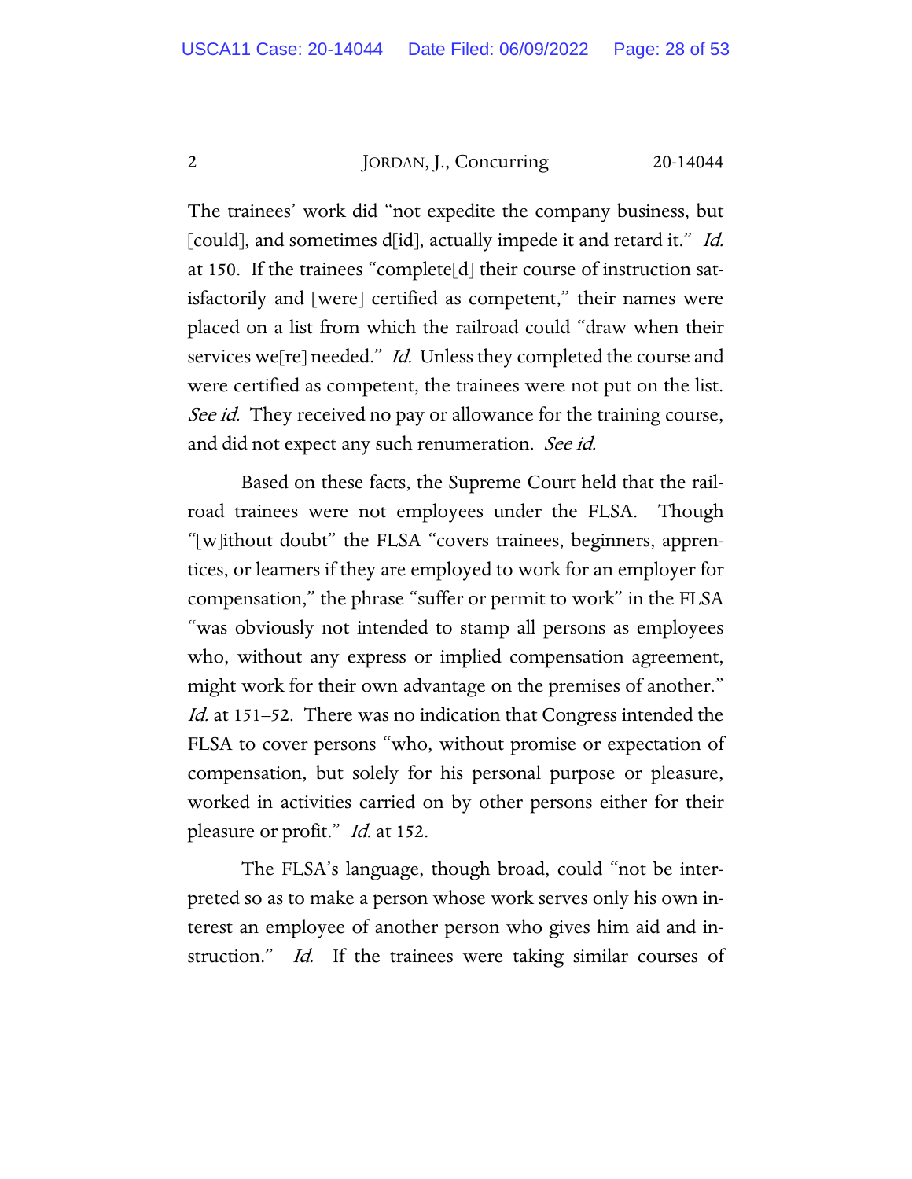The trainees' work did "not expedite the company business, but [could], and sometimes d[id], actually impede it and retard it." *Id.* at 150. If the trainees "complete[d] their course of instruction satisfactorily and [were] certified as competent," their names were placed on a list from which the railroad could "draw when their services we[re] needed." *Id.* Unless they completed the course and were certified as competent, the trainees were not put on the list. *See id.* They received no pay or allowance for the training course, and did not expect any such renumeration. *See id.*

Based on these facts, the Supreme Court held that the railroad trainees were not employees under the FLSA. Though "[w]ithout doubt" the FLSA "covers trainees, beginners, apprentices, or learners if they are employed to work for an employer for compensation," the phrase "suffer or permit to work" in the FLSA "was obviously not intended to stamp all persons as employees who, without any express or implied compensation agreement, might work for their own advantage on the premises of another." *Id.* at 151–52. There was no indication that Congress intended the FLSA to cover persons "who, without promise or expectation of compensation, but solely for his personal purpose or pleasure, worked in activities carried on by other persons either for their pleasure or profit." *Id.* at 152.

The FLSA's language, though broad, could "not be interpreted so as to make a person whose work serves only his own interest an employee of another person who gives him aid and instruction." *Id.* If the trainees were taking similar courses of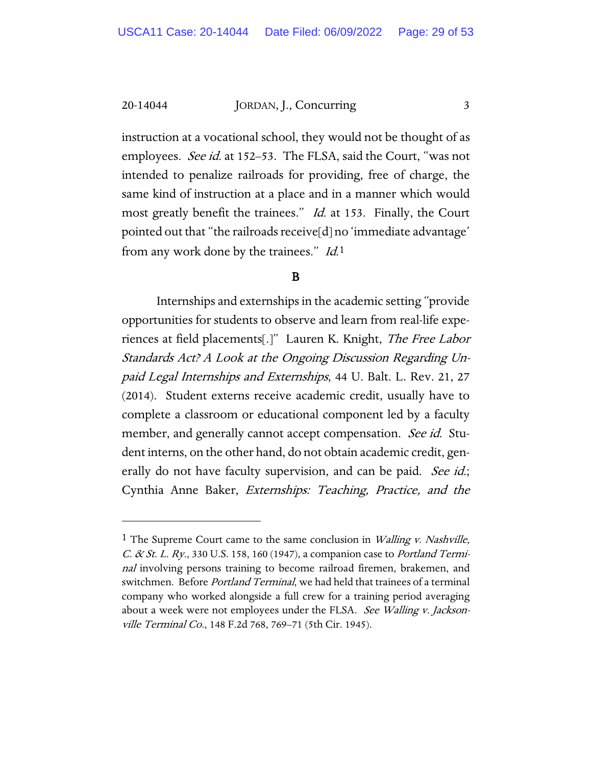instruction at a vocational school, they would not be thought of as employees. *See id.* at 152–53. The FLSA, said the Court, "was not intended to penalize railroads for providing, free of charge, the same kind of instruction at a place and in a manner which would most greatly benefit the trainees." *Id.* at 153. Finally, the Court pointed out that "the railroads receive[d] no 'immediate advantage' from any work done by the trainees." *Id.*[1]

## B

Internships and externships in the academic setting "provide opportunities for students to observe and learn from real-life experiences at field placements[.]" Lauren K. Knight, *The Free Labor Standards Act? A Look at the Ongoing Discussion Regarding Unpaid Legal Internships and Externships*, 44 U. Balt. L. Rev. 21, 27 (2014). Student externs receive academic credit, usually have to complete a classroom or educational component led by a faculty member, and generally cannot accept compensation. *See id.* Student interns, on the other hand, do not obtain academic credit, generally do not have faculty supervision, and can be paid. *See id.*; Cynthia Anne Baker, *Externships: Teaching, Practice, and the*

---

[1] The Supreme Court came to the same conclusion in *Walling v. Nashville, C. & St. L. Ry.*, 330 U.S. 158, 160 (1947), a companion case to *Portland Terminal* involving persons training to become railroad firemen, brakemen, and switchmen. Before *Portland Terminal*, we had held that trainees of a terminal company who worked alongside a full crew for a training period averaging about a week were not employees under the FLSA. *See Walling v. Jacksonville Terminal Co.*, 148 F.2d 768, 769–71 (5th Cir. 1945).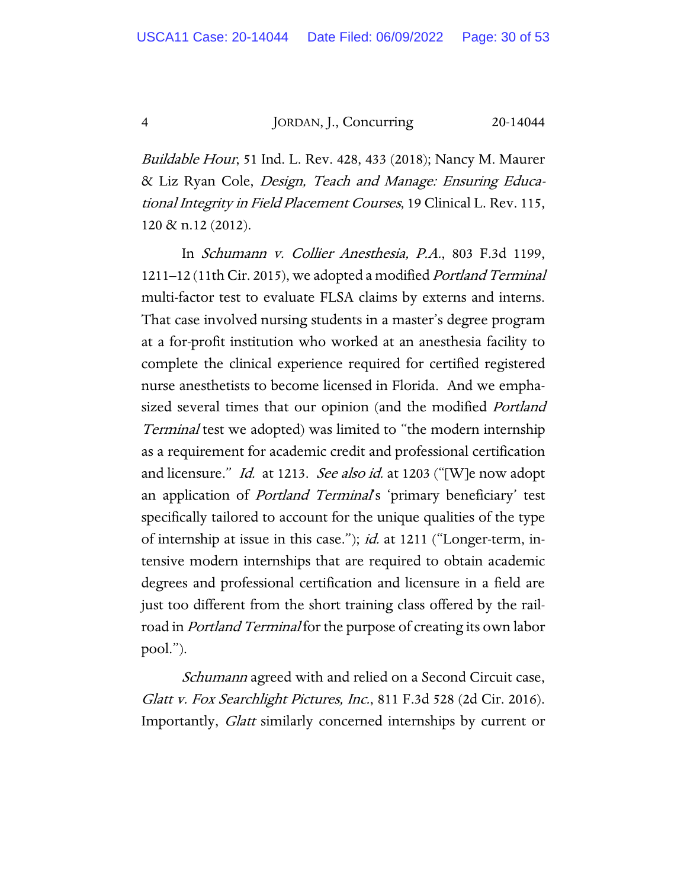*Buildable Hour*, 51 Ind. L. Rev. 428, 433 (2018); Nancy M. Maurer & Liz Ryan Cole, *Design, Teach and Manage: Ensuring Educational Integrity in Field Placement Courses*, 19 Clinical L. Rev. 115, 120 & n.12 (2012).

In *Schumann v. Collier Anesthesia, P.A.*, 803 F.3d 1199, 1211–12 (11th Cir. 2015), we adopted a modified *Portland Terminal* multi-factor test to evaluate FLSA claims by externs and interns. That case involved nursing students in a master's degree program at a for-profit institution who worked at an anesthesia facility to complete the clinical experience required for certified registered nurse anesthetists to become licensed in Florida. And we emphasized several times that our opinion (and the modified *Portland Terminal* test we adopted) was limited to "the modern internship as a requirement for academic credit and professional certification and licensure." *Id.* at 1213. *See also id.* at 1203 ("[W]e now adopt an application of *Portland Terminal*'s 'primary beneficiary' test specifically tailored to account for the unique qualities of the type of internship at issue in this case."); *id.* at 1211 ("Longer-term, intensive modern internships that are required to obtain academic degrees and professional certification and licensure in a field are just too different from the short training class offered by the railroad in *Portland Terminal* for the purpose of creating its own labor pool.").

*Schumann* agreed with and relied on a Second Circuit case, *Glatt v. Fox Searchlight Pictures, Inc.*, 811 F.3d 528 (2d Cir. 2016). Importantly, *Glatt* similarly concerned internships by current or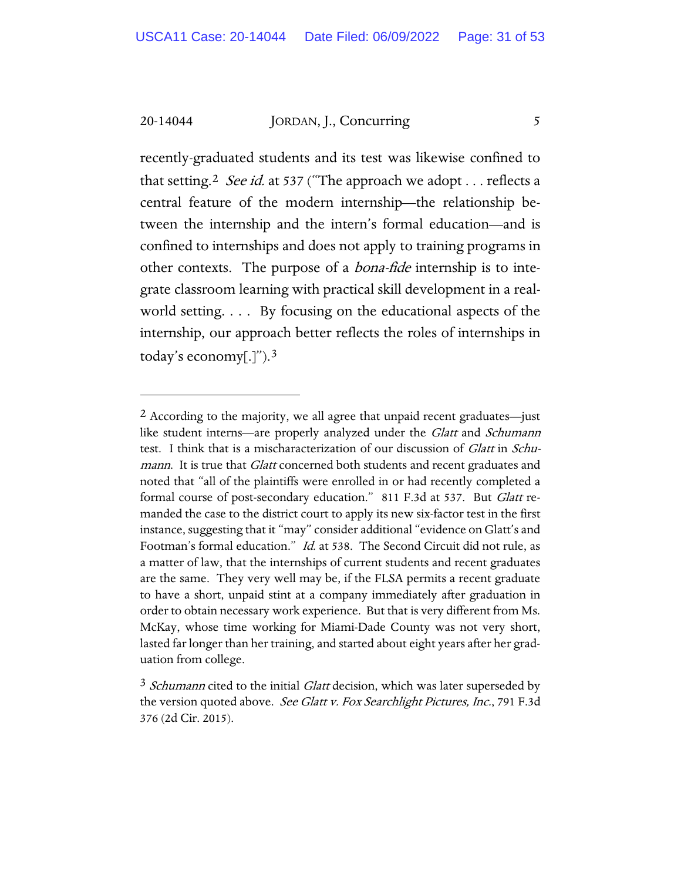recently-graduated students and its test was likewise confined to that setting.[2] *See id.* at 537 ("The approach we adopt . . . reflects a central feature of the modern internship—the relationship between the internship and the intern's formal education—and is confined to internships and does not apply to training programs in other contexts. The purpose of a *bona-fide* internship is to integrate classroom learning with practical skill development in a real-world setting. . . . By focusing on the educational aspects of the internship, our approach better reflects the roles of internships in today's economy[.]").[3]

---

[2] According to the majority, we all agree that unpaid recent graduates—just like student interns—are properly analyzed under the *Glatt* and *Schumann* test. I think that is a mischaracterization of our discussion of *Glatt* in *Schumann*. It is true that *Glatt* concerned both students and recent graduates and noted that "all of the plaintiffs were enrolled in or had recently completed a formal course of post-secondary education." 811 F.3d at 537. But *Glatt* remanded the case to the district court to apply its new six-factor test in the first instance, suggesting that it "may" consider additional "evidence on Glatt's and Footman's formal education." *Id.* at 538. The Second Circuit did not rule, as a matter of law, that the internships of current students and recent graduates are the same. They very well may be, if the FLSA permits a recent graduate to have a short, unpaid stint at a company immediately after graduation in order to obtain necessary work experience. But that is very different from Ms. McKay, whose time working for Miami-Dade County was not very short, lasted far longer than her training, and started about eight years after her graduation from college.

[3] *Schumann* cited to the initial *Glatt* decision, which was later superseded by the version quoted above. *See Glatt v. Fox Searchlight Pictures, Inc.*, 791 F.3d 376 (2d Cir. 2015).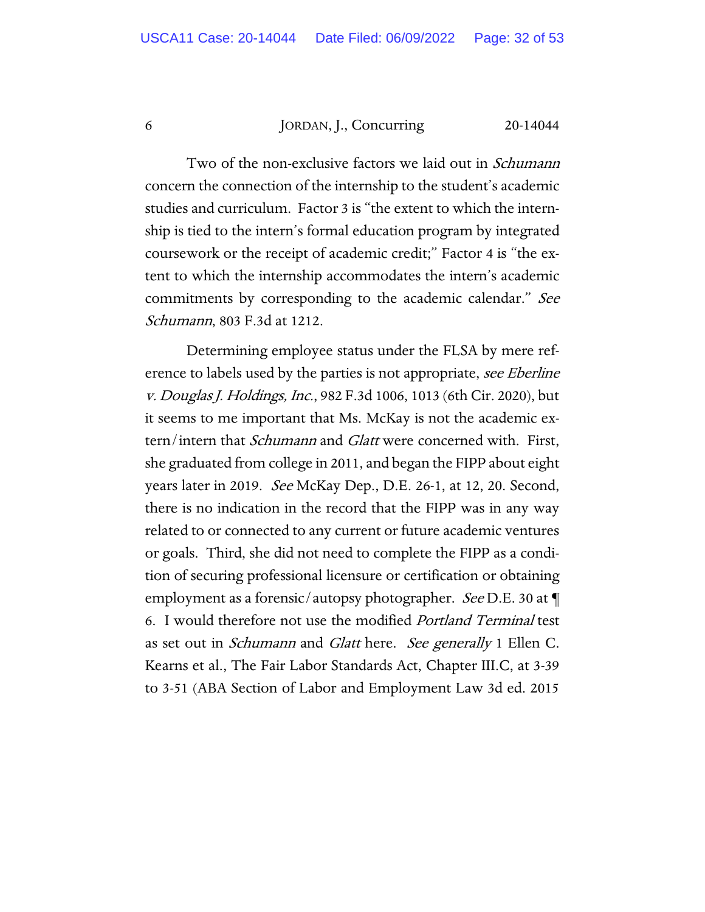Two of the non-exclusive factors we laid out in *Schumann* concern the connection of the internship to the student's academic studies and curriculum. Factor 3 is "the extent to which the internship is tied to the intern's formal education program by integrated coursework or the receipt of academic credit;" Factor 4 is "the extent to which the internship accommodates the intern's academic commitments by corresponding to the academic calendar." *See Schumann*, 803 F.3d at 1212.

Determining employee status under the FLSA by mere reference to labels used by the parties is not appropriate, *see Eberline v. Douglas J. Holdings, Inc.*, 982 F.3d 1006, 1013 (6th Cir. 2020), but it seems to me important that Ms. McKay is not the academic extern/intern that *Schumann* and *Glatt* were concerned with. First, she graduated from college in 2011, and began the FIPP about eight years later in 2019. *See* McKay Dep., D.E. 26-1, at 12, 20. Second, there is no indication in the record that the FIPP was in any way related to or connected to any current or future academic ventures or goals. Third, she did not need to complete the FIPP as a condition of securing professional licensure or certification or obtaining employment as a forensic/autopsy photographer. *See* D.E. 30 at ¶ 6. I would therefore not use the modified *Portland Terminal* test as set out in *Schumann* and *Glatt* here. *See generally* 1 Ellen C. Kearns et al., The Fair Labor Standards Act, Chapter III.C, at 3-39 to 3-51 (ABA Section of Labor and Employment Law 3d ed. 2015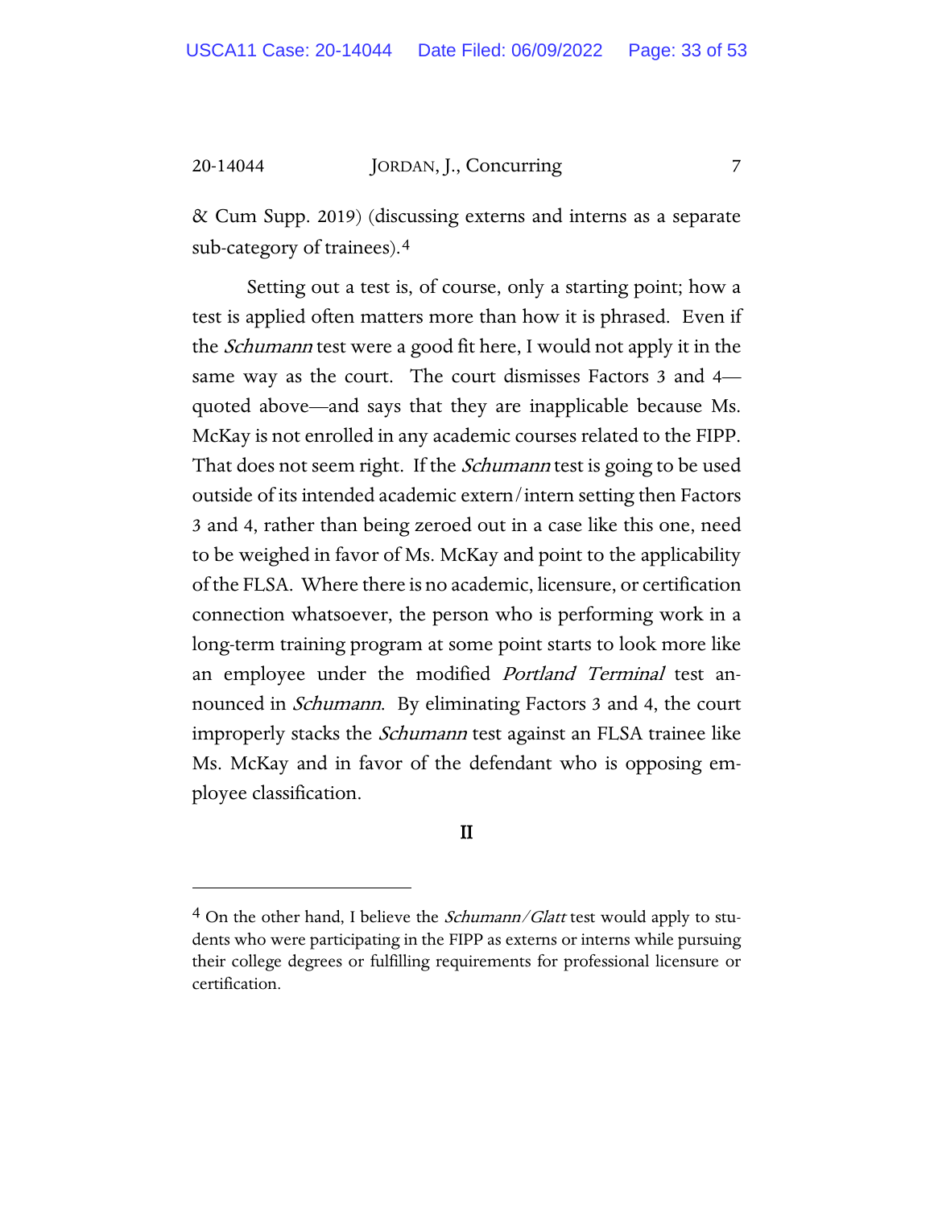& Cum Supp. 2019) (discussing externs and interns as a separate sub-category of trainees).[4]

Setting out a test is, of course, only a starting point; how a test is applied often matters more than how it is phrased. Even if the *Schumann* test were a good fit here, I would not apply it in the same way as the court. The court dismisses Factors 3 and 4—quoted above—and says that they are inapplicable because Ms. McKay is not enrolled in any academic courses related to the FIPP. That does not seem right. If the *Schumann* test is going to be used outside of its intended academic extern/intern setting then Factors 3 and 4, rather than being zeroed out in a case like this one, need to be weighed in favor of Ms. McKay and point to the applicability of the FLSA. Where there is no academic, licensure, or certification connection whatsoever, the person who is performing work in a long-term training program at some point starts to look more like an employee under the modified *Portland Terminal* test announced in *Schumann*. By eliminating Factors 3 and 4, the court improperly stacks the *Schumann* test against an FLSA trainee like Ms. McKay and in favor of the defendant who is opposing employee classification.

## II

[4] On the other hand, I believe the *Schumann/Glatt* test would apply to students who were participating in the FIPP as externs or interns while pursuing their college degrees or fulfilling requirements for professional licensure or certification.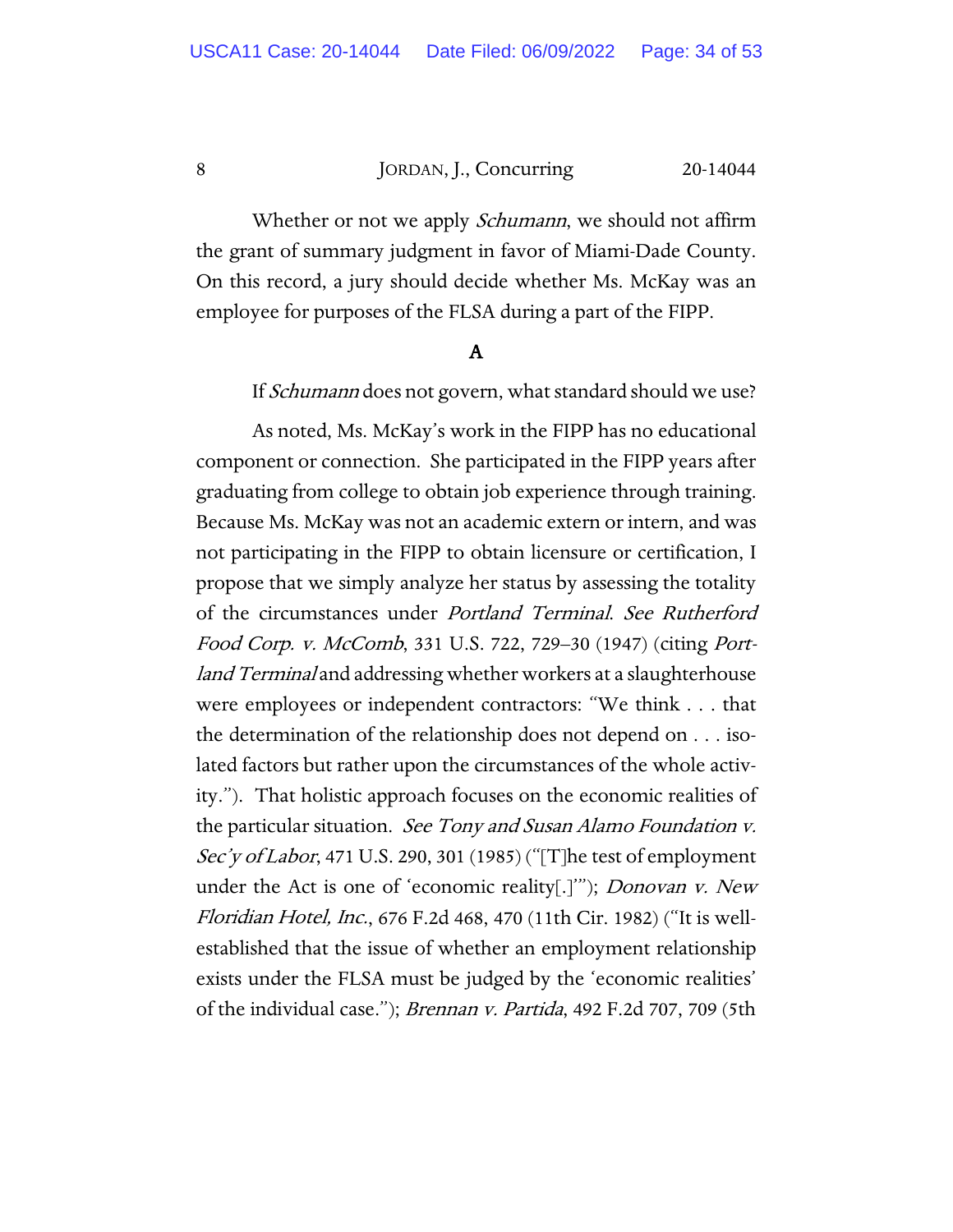Whether or not we apply *Schumann*, we should not affirm the grant of summary judgment in favor of Miami-Dade County. On this record, a jury should decide whether Ms. McKay was an employee for purposes of the FLSA during a part of the FIPP.

### A

If *Schumann* does not govern, what standard should we use?

As noted, Ms. McKay's work in the FIPP has no educational component or connection. She participated in the FIPP years after graduating from college to obtain job experience through training. Because Ms. McKay was not an academic extern or intern, and was not participating in the FIPP to obtain licensure or certification, I propose that we simply analyze her status by assessing the totality of the circumstances under *Portland Terminal*. *See Rutherford Food Corp. v. McComb*, 331 U.S. 722, 729–30 (1947) (citing *Portland Terminal* and addressing whether workers at a slaughterhouse were employees or independent contractors: "We think . . . that the determination of the relationship does not depend on . . . isolated factors but rather upon the circumstances of the whole activity."). That holistic approach focuses on the economic realities of the particular situation. *See Tony and Susan Alamo Foundation v. Sec'y of Labor*, 471 U.S. 290, 301 (1985) ("[T]he test of employment under the Act is one of 'economic reality[.]'"); *Donovan v. New Floridian Hotel, Inc.*, 676 F.2d 468, 470 (11th Cir. 1982) ("It is well-established that the issue of whether an employment relationship exists under the FLSA must be judged by the 'economic realities' of the individual case."); *Brennan v. Partida*, 492 F.2d 707, 709 (5th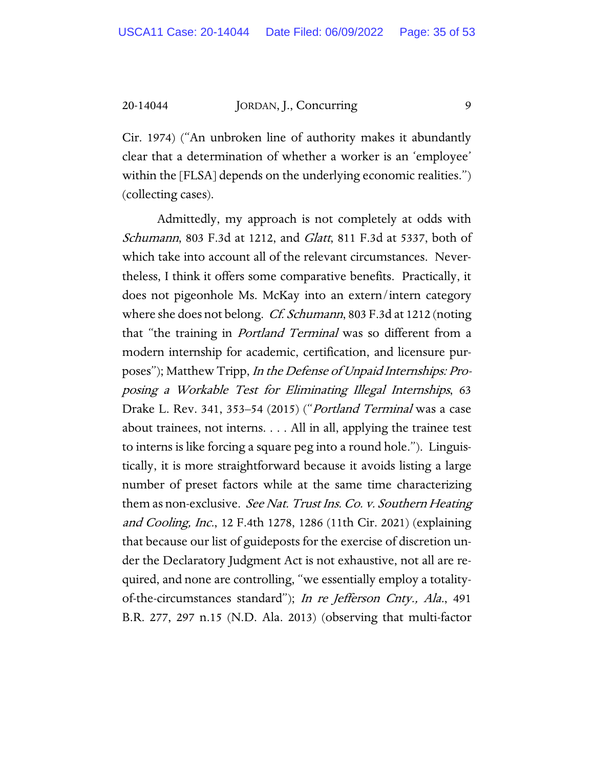Cir. 1974) ("An unbroken line of authority makes it abundantly clear that a determination of whether a worker is an 'employee' within the [FLSA] depends on the underlying economic realities.") (collecting cases).

Admittedly, my approach is not completely at odds with *Schumann*, 803 F.3d at 1212, and *Glatt*, 811 F.3d at 5337, both of which take into account all of the relevant circumstances. Nevertheless, I think it offers some comparative benefits. Practically, it does not pigeonhole Ms. McKay into an extern/intern category where she does not belong. *Cf. Schumann*, 803 F.3d at 1212 (noting that "the training in *Portland Terminal* was so different from a modern internship for academic, certification, and licensure purposes"); Matthew Tripp, *In the Defense of Unpaid Internships: Proposing a Workable Test for Eliminating Illegal Internships*, 63 Drake L. Rev. 341, 353–54 (2015) ("*Portland Terminal* was a case about trainees, not interns. . . . All in all, applying the trainee test to interns is like forcing a square peg into a round hole."). Linguistically, it is more straightforward because it avoids listing a large number of preset factors while at the same time characterizing them as non-exclusive. *See Nat. Trust Ins. Co. v. Southern Heating and Cooling, Inc.*, 12 F.4th 1278, 1286 (11th Cir. 2021) (explaining that because our list of guideposts for the exercise of discretion under the Declaratory Judgment Act is not exhaustive, not all are required, and none are controlling, "we essentially employ a totality-of-the-circumstances standard"); *In re Jefferson Cnty., Ala.*, 491 B.R. 277, 297 n.15 (N.D. Ala. 2013) (observing that multi-factor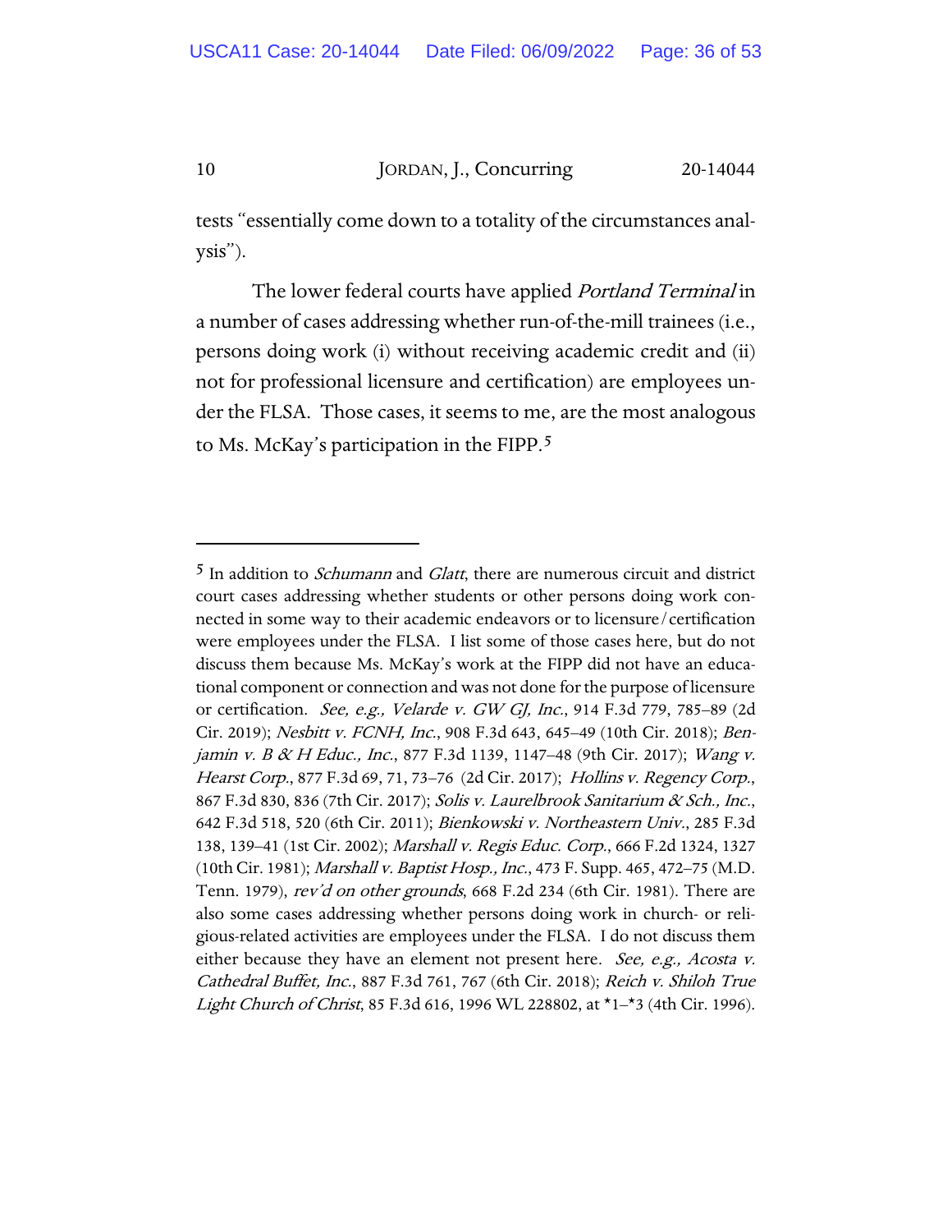tests "essentially come down to a totality of the circumstances analysis").

The lower federal courts have applied *Portland Terminal* in a number of cases addressing whether run-of-the-mill trainees (i.e., persons doing work (i) without receiving academic credit and (ii) not for professional licensure and certification) are employees under the FLSA. Those cases, it seems to me, are the most analogous to Ms. McKay's participation in the FIPP.[5]

---

[5] In addition to *Schumann* and *Glatt*, there are numerous circuit and district court cases addressing whether students or other persons doing work connected in some way to their academic endeavors or to licensure/certification were employees under the FLSA. I list some of those cases here, but do not discuss them because Ms. McKay's work at the FIPP did not have an educational component or connection and was not done for the purpose of licensure or certification. *See, e.g., Velarde v. GW GJ, Inc.*, 914 F.3d 779, 785–89 (2d Cir. 2019); *Nesbitt v. FCNH, Inc.*, 908 F.3d 643, 645–49 (10th Cir. 2018); *Benjamin v. B & H Educ., Inc.*, 877 F.3d 1139, 1147–48 (9th Cir. 2017); *Wang v. Hearst Corp.*, 877 F.3d 69, 71, 73–76 (2d Cir. 2017); *Hollins v. Regency Corp.*, 867 F.3d 830, 836 (7th Cir. 2017); *Solis v. Laurelbrook Sanitarium & Sch., Inc.*, 642 F.3d 518, 520 (6th Cir. 2011); *Bienkowski v. Northeastern Univ.*, 285 F.3d 138, 139–41 (1st Cir. 2002); *Marshall v. Regis Educ. Corp.*, 666 F.2d 1324, 1327 (10th Cir. 1981); *Marshall v. Baptist Hosp., Inc.*, 473 F. Supp. 465, 472–75 (M.D. Tenn. 1979), *rev'd on other grounds*, 668 F.2d 234 (6th Cir. 1981). There are also some cases addressing whether persons doing work in church- or religious-related activities are employees under the FLSA. I do not discuss them either because they have an element not present here. *See, e.g., Acosta v. Cathedral Buffet, Inc.*, 887 F.3d 761, 767 (6th Cir. 2018); *Reich v. Shiloh True Light Church of Christ*, 85 F.3d 616, 1996 WL 228802, at *1–*3 (4th Cir. 1996).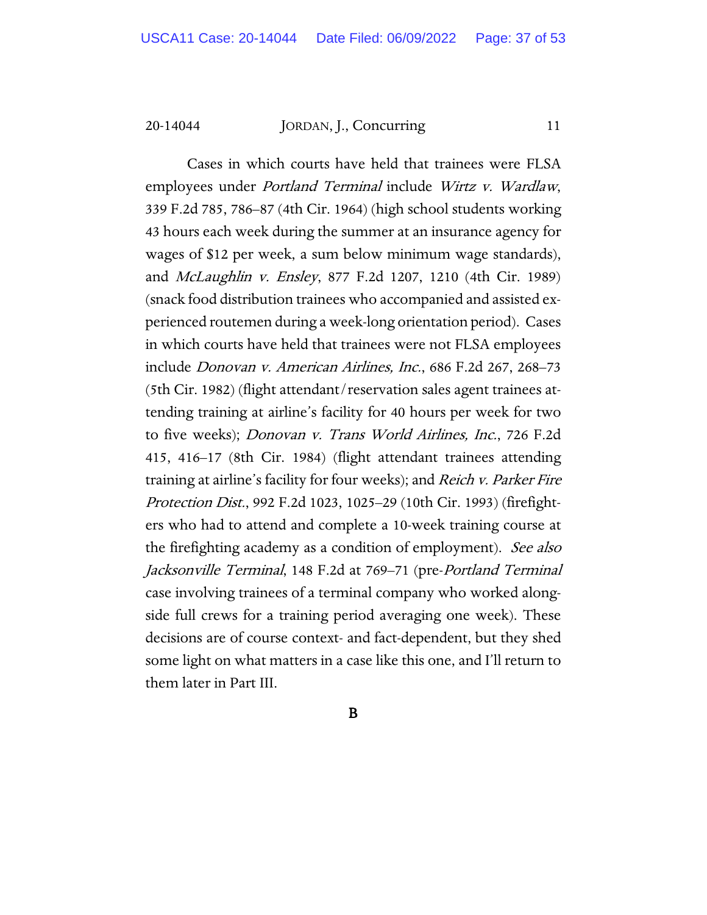Cases in which courts have held that trainees were FLSA employees under *Portland Terminal* include *Wirtz v. Wardlaw*, 339 F.2d 785, 786–87 (4th Cir. 1964) (high school students working 43 hours each week during the summer at an insurance agency for wages of $12 per week, a sum below minimum wage standards), and *McLaughlin v. Ensley*, 877 F.2d 1207, 1210 (4th Cir. 1989) (snack food distribution trainees who accompanied and assisted experienced routemen during a week-long orientation period). Cases in which courts have held that trainees were not FLSA employees include *Donovan v. American Airlines, Inc.*, 686 F.2d 267, 268–73 (5th Cir. 1982) (flight attendant/reservation sales agent trainees attending training at airline's facility for 40 hours per week for two to five weeks); *Donovan v. Trans World Airlines, Inc.*, 726 F.2d 415, 416–17 (8th Cir. 1984) (flight attendant trainees attending training at airline's facility for four weeks); and *Reich v. Parker Fire Protection Dist.*, 992 F.2d 1023, 1025–29 (10th Cir. 1993) (firefighters who had to attend and complete a 10-week training course at the firefighting academy as a condition of employment). *See also Jacksonville Terminal*, 148 F.2d at 769–71 (pre-*Portland Terminal* case involving trainees of a terminal company who worked alongside full crews for a training period averaging one week). These decisions are of course context- and fact-dependent, but they shed some light on what matters in a case like this one, and I'll return to them later in Part III.

## B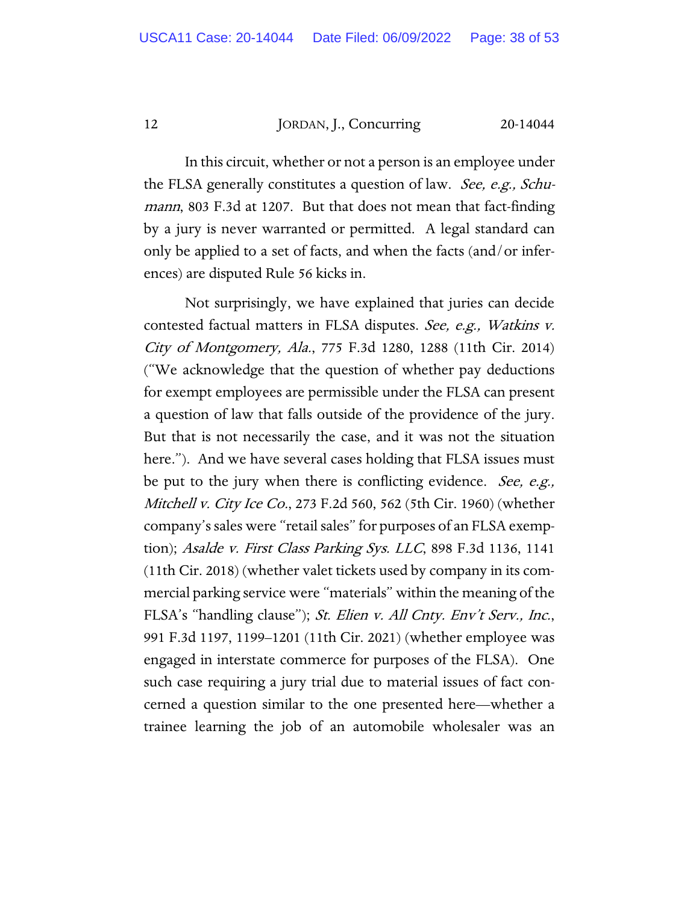In this circuit, whether or not a person is an employee under the FLSA generally constitutes a question of law. *See, e.g., Schumann*, 803 F.3d at 1207. But that does not mean that fact-finding by a jury is never warranted or permitted. A legal standard can only be applied to a set of facts, and when the facts (and/or inferences) are disputed Rule 56 kicks in.

Not surprisingly, we have explained that juries can decide contested factual matters in FLSA disputes. *See, e.g., Watkins v. City of Montgomery, Ala.*, 775 F.3d 1280, 1288 (11th Cir. 2014) ("We acknowledge that the question of whether pay deductions for exempt employees are permissible under the FLSA can present a question of law that falls outside of the providence of the jury. But that is not necessarily the case, and it was not the situation here."). And we have several cases holding that FLSA issues must be put to the jury when there is conflicting evidence. *See, e.g., Mitchell v. City Ice Co.*, 273 F.2d 560, 562 (5th Cir. 1960) (whether company's sales were "retail sales" for purposes of an FLSA exemption); *Asalde v. First Class Parking Sys. LLC*, 898 F.3d 1136, 1141 (11th Cir. 2018) (whether valet tickets used by company in its commercial parking service were "materials" within the meaning of the FLSA's "handling clause"); *St. Elien v. All Cnty. Env't Serv., Inc.*, 991 F.3d 1197, 1199–1201 (11th Cir. 2021) (whether employee was engaged in interstate commerce for purposes of the FLSA). One such case requiring a jury trial due to material issues of fact concerned a question similar to the one presented here—whether a trainee learning the job of an automobile wholesaler was an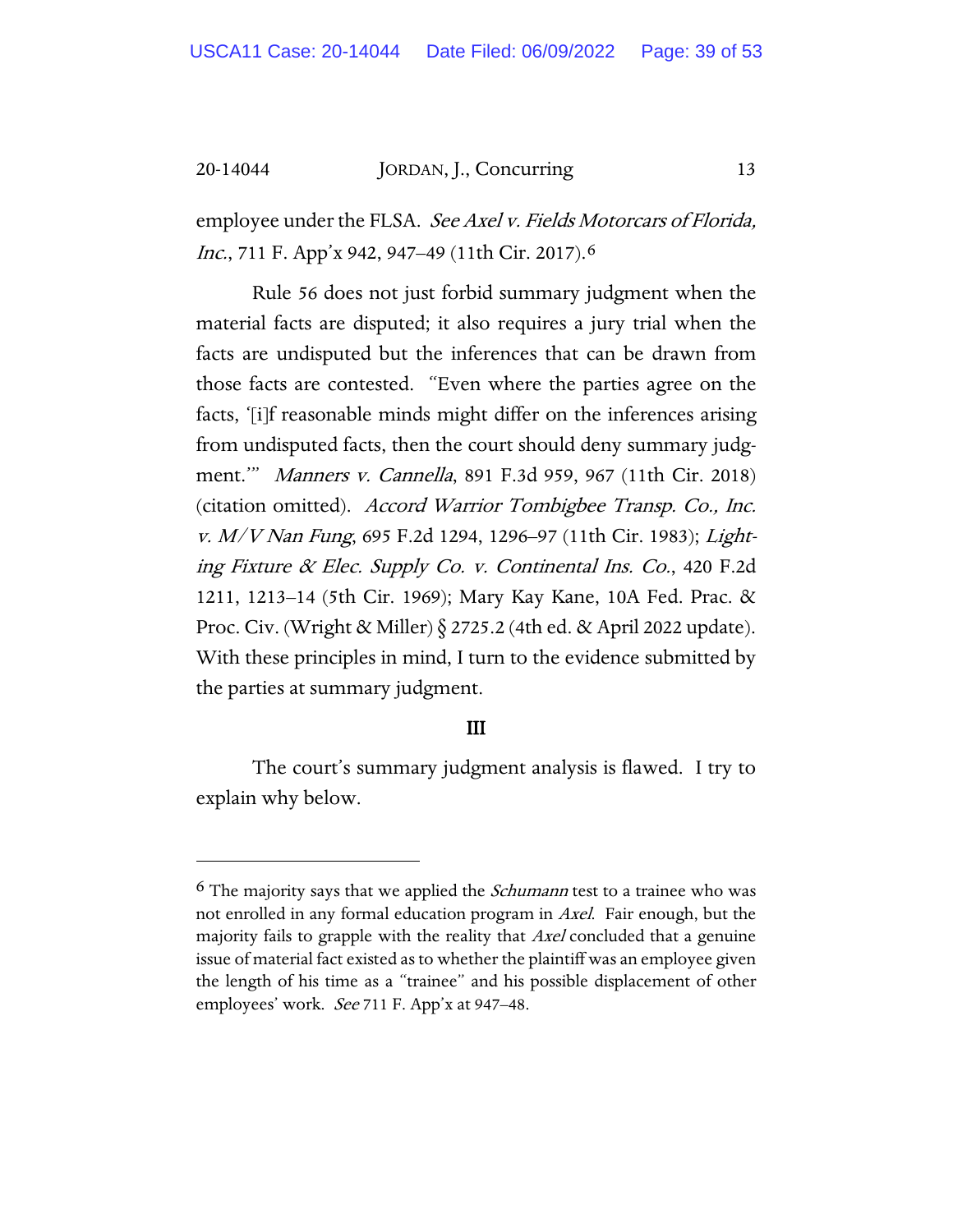employee under the FLSA. *See Axel v. Fields Motorcars of Florida, Inc.*, 711 F. App'x 942, 947–49 (11th Cir. 2017).[6]

Rule 56 does not just forbid summary judgment when the material facts are disputed; it also requires a jury trial when the facts are undisputed but the inferences that can be drawn from those facts are contested. "Even where the parties agree on the facts, '[i]f reasonable minds might differ on the inferences arising from undisputed facts, then the court should deny summary judgment.'" *Manners v. Cannella*, 891 F.3d 959, 967 (11th Cir. 2018) (citation omitted). *Accord Warrior Tombigbee Transp. Co., Inc. v. M/V Nan Fung*, 695 F.2d 1294, 1296–97 (11th Cir. 1983); *Lighting Fixture & Elec. Supply Co. v. Continental Ins. Co.*, 420 F.2d 1211, 1213–14 (5th Cir. 1969); Mary Kay Kane, 10A Fed. Prac. & Proc. Civ. (Wright & Miller) § 2725.2 (4th ed. & April 2022 update). With these principles in mind, I turn to the evidence submitted by the parties at summary judgment.

## III

The court's summary judgment analysis is flawed. I try to explain why below.

---

[6] The majority says that we applied the *Schumann* test to a trainee who was not enrolled in any formal education program in *Axel*. Fair enough, but the majority fails to grapple with the reality that *Axel* concluded that a genuine issue of material fact existed as to whether the plaintiff was an employee given the length of his time as a "trainee" and his possible displacement of other employees' work. *See* 711 F. App'x at 947–48.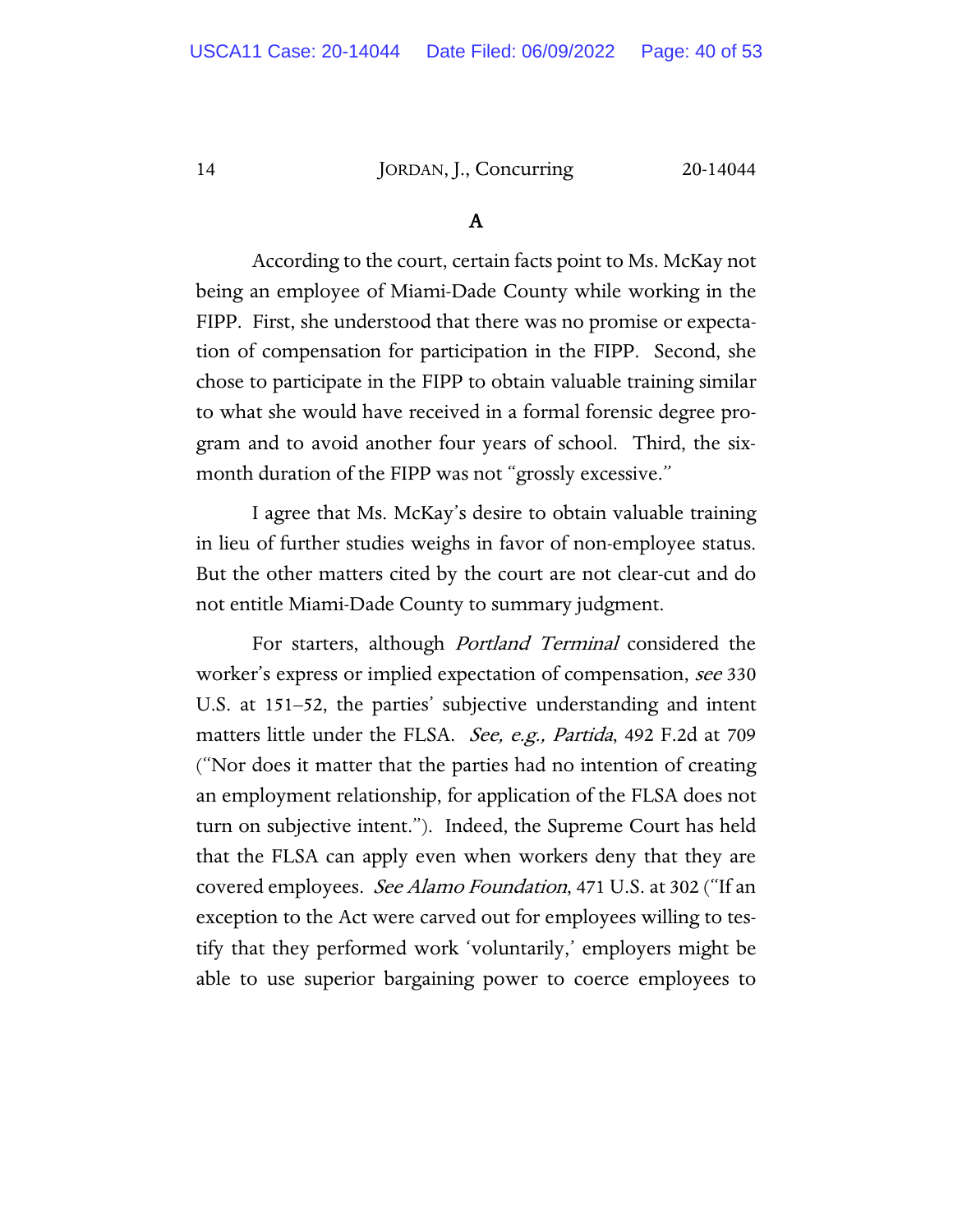### A

According to the court, certain facts point to Ms. McKay not being an employee of Miami-Dade County while working in the FIPP. First, she understood that there was no promise or expectation of compensation for participation in the FIPP. Second, she chose to participate in the FIPP to obtain valuable training similar to what she would have received in a formal forensic degree program and to avoid another four years of school. Third, the six-month duration of the FIPP was not "grossly excessive."

I agree that Ms. McKay's desire to obtain valuable training in lieu of further studies weighs in favor of non-employee status. But the other matters cited by the court are not clear-cut and do not entitle Miami-Dade County to summary judgment.

For starters, although *Portland Terminal* considered the worker's express or implied expectation of compensation, *see* 330 U.S. at 151–52, the parties' subjective understanding and intent matters little under the FLSA. *See, e.g., Partida*, 492 F.2d at 709 ("Nor does it matter that the parties had no intention of creating an employment relationship, for application of the FLSA does not turn on subjective intent."). Indeed, the Supreme Court has held that the FLSA can apply even when workers deny that they are covered employees. *See Alamo Foundation*, 471 U.S. at 302 ("If an exception to the Act were carved out for employees willing to testify that they performed work 'voluntarily,' employers might be able to use superior bargaining power to coerce employees to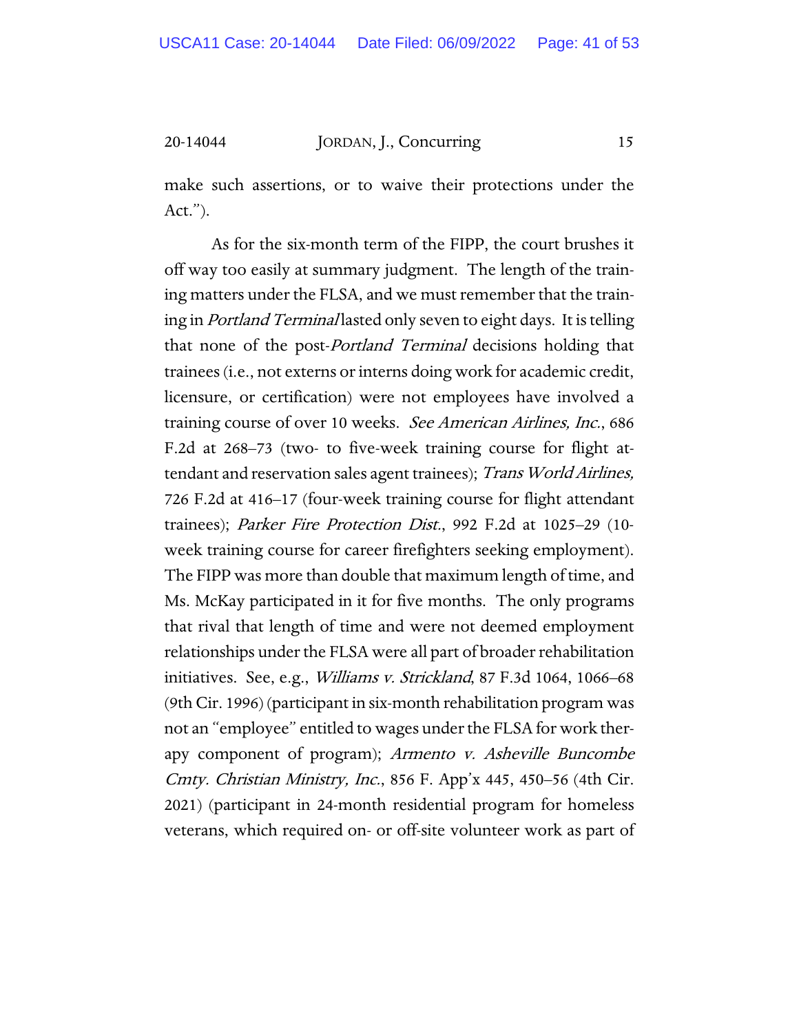make such assertions, or to waive their protections under the Act.").

As for the six-month term of the FIPP, the court brushes it off way too easily at summary judgment. The length of the training matters under the FLSA, and we must remember that the training in *Portland Terminal* lasted only seven to eight days. It is telling that none of the post-*Portland Terminal* decisions holding that trainees (i.e., not externs or interns doing work for academic credit, licensure, or certification) were not employees have involved a training course of over 10 weeks. *See American Airlines, Inc.*, 686 F.2d at 268–73 (two- to five-week training course for flight attendant and reservation sales agent trainees); *Trans World Airlines,* 726 F.2d at 416–17 (four-week training course for flight attendant trainees); *Parker Fire Protection Dist.*, 992 F.2d at 1025–29 (10-week training course for career firefighters seeking employment). The FIPP was more than double that maximum length of time, and Ms. McKay participated in it for five months. The only programs that rival that length of time and were not deemed employment relationships under the FLSA were all part of broader rehabilitation initiatives. See, e.g., *Williams v. Strickland*, 87 F.3d 1064, 1066–68 (9th Cir. 1996) (participant in six-month rehabilitation program was not an "employee" entitled to wages under the FLSA for work therapy component of program); *Armento v. Asheville Buncombe Cmty. Christian Ministry, Inc.*, 856 F. App'x 445, 450–56 (4th Cir. 2021) (participant in 24-month residential program for homeless veterans, which required on- or off-site volunteer work as part of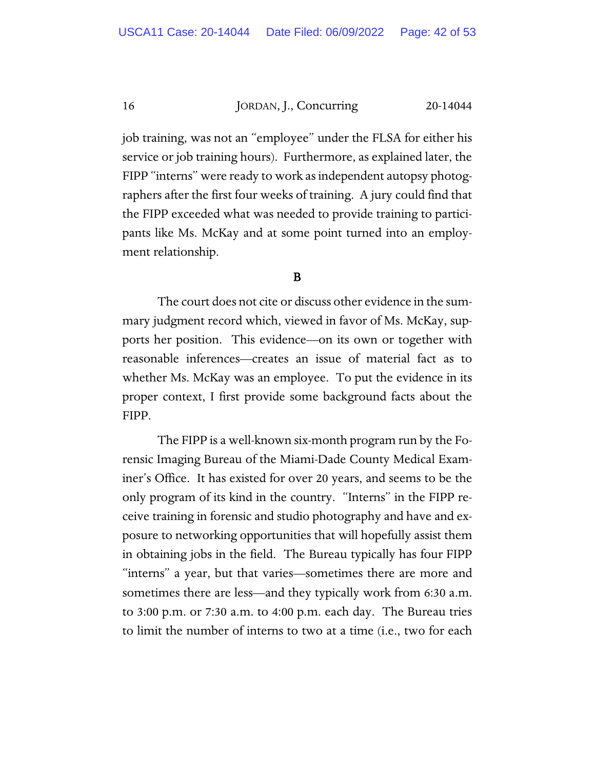job training, was not an "employee" under the FLSA for either his service or job training hours). Furthermore, as explained later, the FIPP "interns" were ready to work as independent autopsy photographers after the first four weeks of training. A jury could find that the FIPP exceeded what was needed to provide training to participants like Ms. McKay and at some point turned into an employment relationship.

### B

The court does not cite or discuss other evidence in the summary judgment record which, viewed in favor of Ms. McKay, supports her position. This evidence—on its own or together with reasonable inferences—creates an issue of material fact as to whether Ms. McKay was an employee. To put the evidence in its proper context, I first provide some background facts about the FIPP.

The FIPP is a well-known six-month program run by the Forensic Imaging Bureau of the Miami-Dade County Medical Examiner's Office. It has existed for over 20 years, and seems to be the only program of its kind in the country. "Interns" in the FIPP receive training in forensic and studio photography and have and exposure to networking opportunities that will hopefully assist them in obtaining jobs in the field. The Bureau typically has four FIPP "interns" a year, but that varies—sometimes there are more and sometimes there are less—and they typically work from 6:30 a.m. to 3:00 p.m. or 7:30 a.m. to 4:00 p.m. each day. The Bureau tries to limit the number of interns to two at a time (i.e., two for each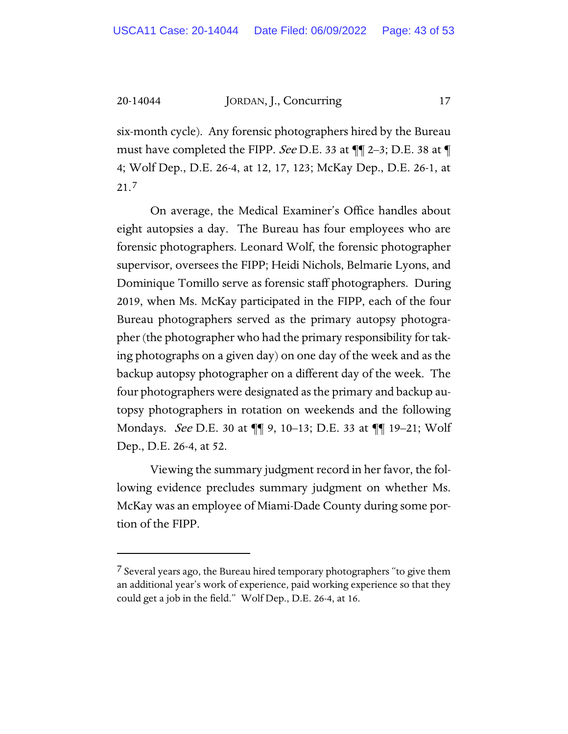six-month cycle). Any forensic photographers hired by the Bureau must have completed the FIPP. *See* D.E. 33 at ¶¶ 2–3; D.E. 38 at ¶ 4; Wolf Dep., D.E. 26-4, at 12, 17, 123; McKay Dep., D.E. 26-1, at 21.[7]

On average, the Medical Examiner's Office handles about eight autopsies a day. The Bureau has four employees who are forensic photographers. Leonard Wolf, the forensic photographer supervisor, oversees the FIPP; Heidi Nichols, Belmarie Lyons, and Dominique Tomillo serve as forensic staff photographers. During 2019, when Ms. McKay participated in the FIPP, each of the four Bureau photographers served as the primary autopsy photographer (the photographer who had the primary responsibility for taking photographs on a given day) on one day of the week and as the backup autopsy photographer on a different day of the week. The four photographers were designated as the primary and backup autopsy photographers in rotation on weekends and the following Mondays. *See* D.E. 30 at ¶¶ 9, 10–13; D.E. 33 at ¶¶ 19–21; Wolf Dep., D.E. 26-4, at 52.

Viewing the summary judgment record in her favor, the following evidence precludes summary judgment on whether Ms. McKay was an employee of Miami-Dade County during some portion of the FIPP.

---

[7] Several years ago, the Bureau hired temporary photographers "to give them an additional year's work of experience, paid working experience so that they could get a job in the field." Wolf Dep., D.E. 26-4, at 16.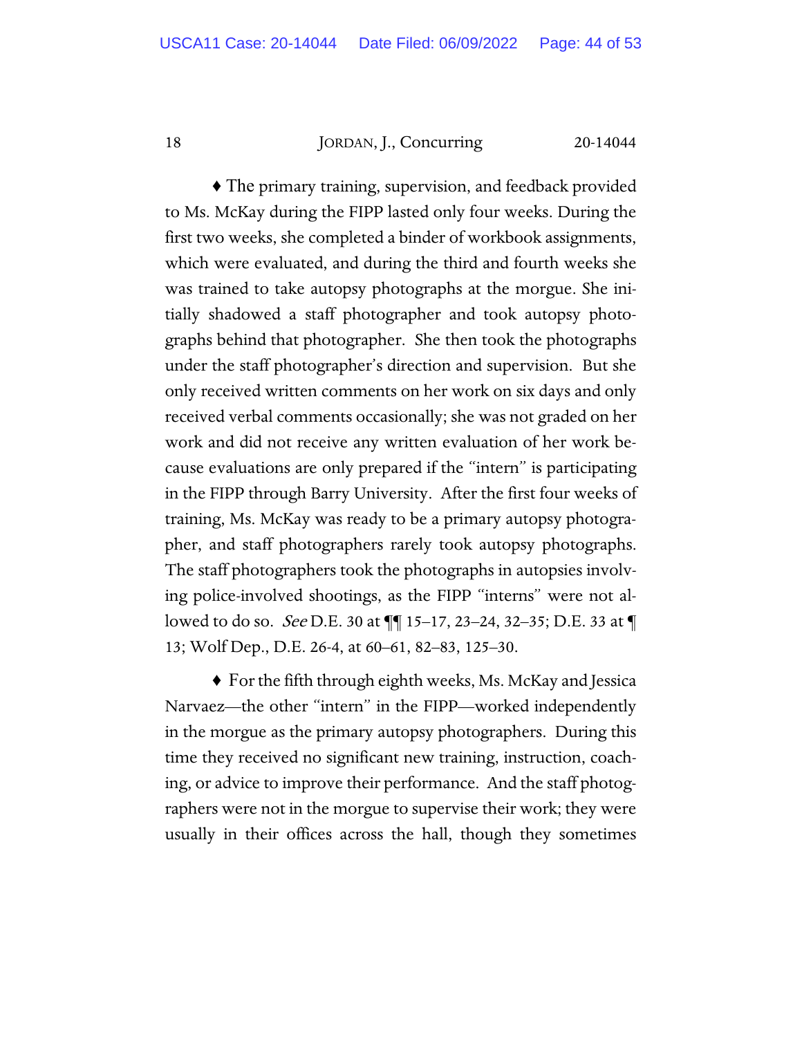♦ The primary training, supervision, and feedback provided to Ms. McKay during the FIPP lasted only four weeks. During the first two weeks, she completed a binder of workbook assignments, which were evaluated, and during the third and fourth weeks she was trained to take autopsy photographs at the morgue. She initially shadowed a staff photographer and took autopsy photographs behind that photographer. She then took the photographs under the staff photographer's direction and supervision. But she only received written comments on her work on six days and only received verbal comments occasionally; she was not graded on her work and did not receive any written evaluation of her work because evaluations are only prepared if the "intern" is participating in the FIPP through Barry University. After the first four weeks of training, Ms. McKay was ready to be a primary autopsy photographer, and staff photographers rarely took autopsy photographs. The staff photographers took the photographs in autopsies involving police-involved shootings, as the FIPP "interns" were not allowed to do so. *See* D.E. 30 at ¶¶ 15–17, 23–24, 32–35; D.E. 33 at ¶ 13; Wolf Dep., D.E. 26-4, at 60–61, 82–83, 125–30.

♦ For the fifth through eighth weeks, Ms. McKay and Jessica Narvaez—the other "intern" in the FIPP—worked independently in the morgue as the primary autopsy photographers. During this time they received no significant new training, instruction, coaching, or advice to improve their performance. And the staff photographers were not in the morgue to supervise their work; they were usually in their offices across the hall, though they sometimes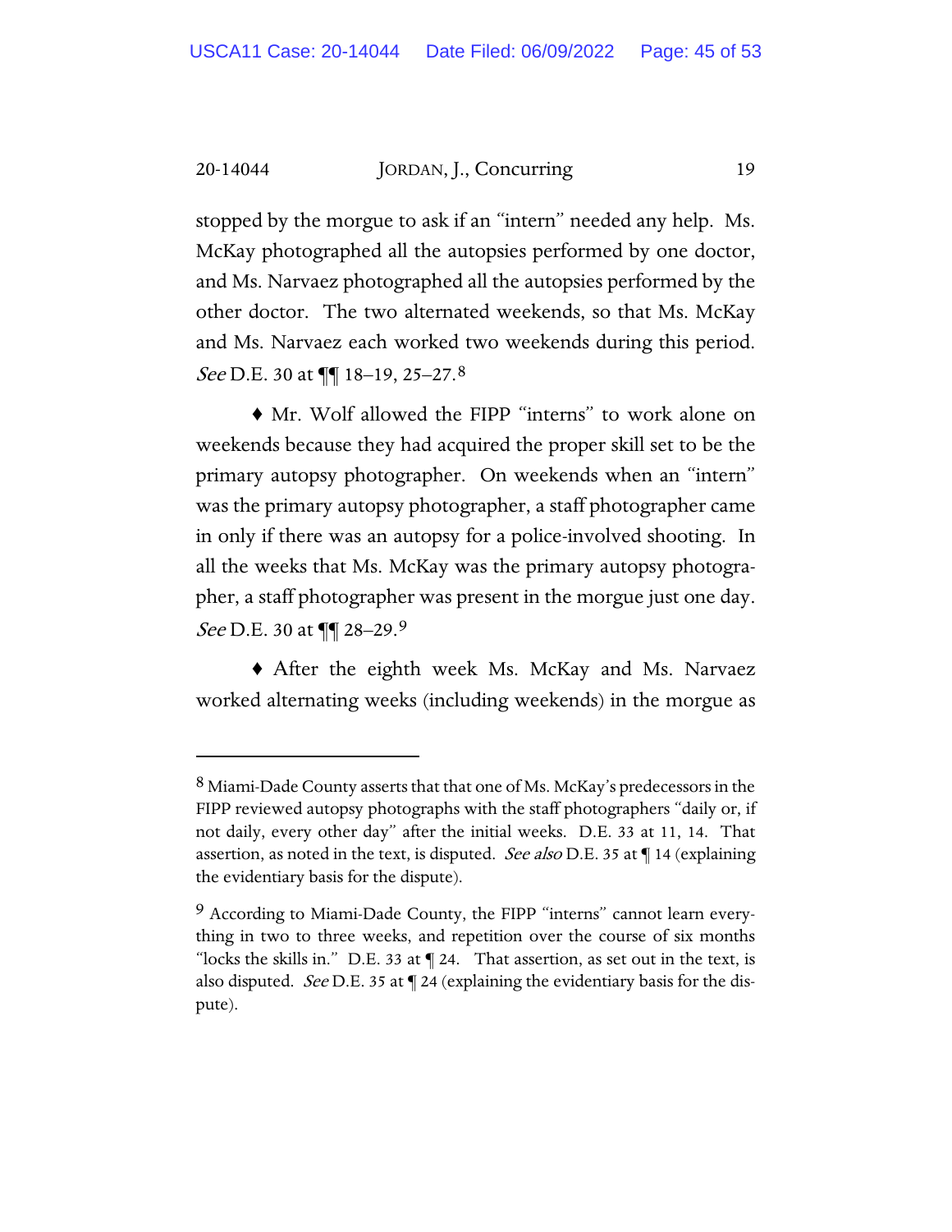stopped by the morgue to ask if an "intern" needed any help. Ms. McKay photographed all the autopsies performed by one doctor, and Ms. Narvaez photographed all the autopsies performed by the other doctor. The two alternated weekends, so that Ms. McKay and Ms. Narvaez each worked two weekends during this period. *See* D.E. 30 at ¶¶ 18–19, 25–27.[8]

♦ Mr. Wolf allowed the FIPP "interns" to work alone on weekends because they had acquired the proper skill set to be the primary autopsy photographer. On weekends when an "intern" was the primary autopsy photographer, a staff photographer came in only if there was an autopsy for a police-involved shooting. In all the weeks that Ms. McKay was the primary autopsy photographer, a staff photographer was present in the morgue just one day. *See* D.E. 30 at ¶¶ 28–29.[9]

♦ After the eighth week Ms. McKay and Ms. Narvaez worked alternating weeks (including weekends) in the morgue as

---

[8] Miami-Dade County asserts that that one of Ms. McKay's predecessors in the FIPP reviewed autopsy photographs with the staff photographers "daily or, if not daily, every other day" after the initial weeks. D.E. 33 at 11, 14. That assertion, as noted in the text, is disputed. *See also* D.E. 35 at ¶ 14 (explaining the evidentiary basis for the dispute).

[9] According to Miami-Dade County, the FIPP "interns" cannot learn everything in two to three weeks, and repetition over the course of six months "locks the skills in." D.E. 33 at ¶ 24. That assertion, as set out in the text, is also disputed. *See* D.E. 35 at ¶ 24 (explaining the evidentiary basis for the dispute).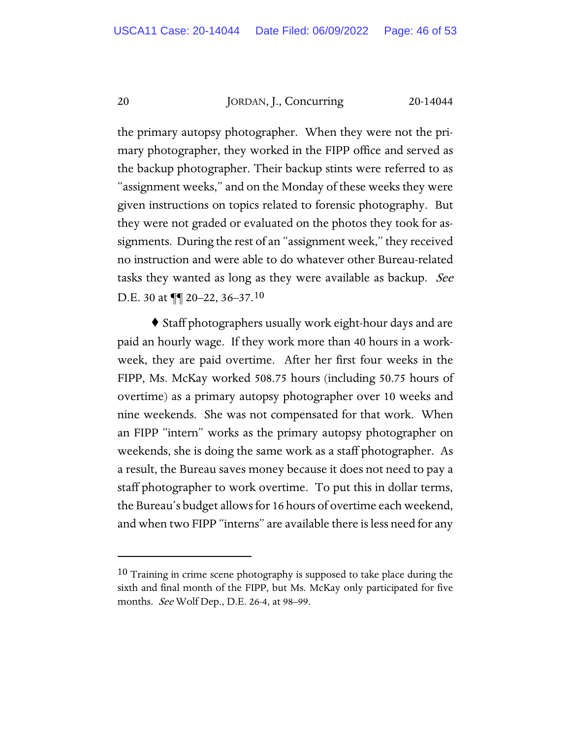the primary autopsy photographer. When they were not the primary photographer, they worked in the FIPP office and served as the backup photographer. Their backup stints were referred to as "assignment weeks," and on the Monday of these weeks they were given instructions on topics related to forensic photography. But they were not graded or evaluated on the photos they took for assignments. During the rest of an "assignment week," they received no instruction and were able to do whatever other Bureau-related tasks they wanted as long as they were available as backup. *See* D.E. 30 at ¶¶ 20–22, 36–37.[10]

⧫ Staff photographers usually work eight-hour days and are paid an hourly wage. If they work more than 40 hours in a workweek, they are paid overtime. After her first four weeks in the FIPP, Ms. McKay worked 508.75 hours (including 50.75 hours of overtime) as a primary autopsy photographer over 10 weeks and nine weekends. She was not compensated for that work. When an FIPP "intern" works as the primary autopsy photographer on weekends, she is doing the same work as a staff photographer. As a result, the Bureau saves money because it does not need to pay a staff photographer to work overtime. To put this in dollar terms, the Bureau's budget allows for 16 hours of overtime each weekend, and when two FIPP "interns" are available there is less need for any

---

[10] Training in crime scene photography is supposed to take place during the sixth and final month of the FIPP, but Ms. McKay only participated for five months. *See* Wolf Dep., D.E. 26-4, at 98–99.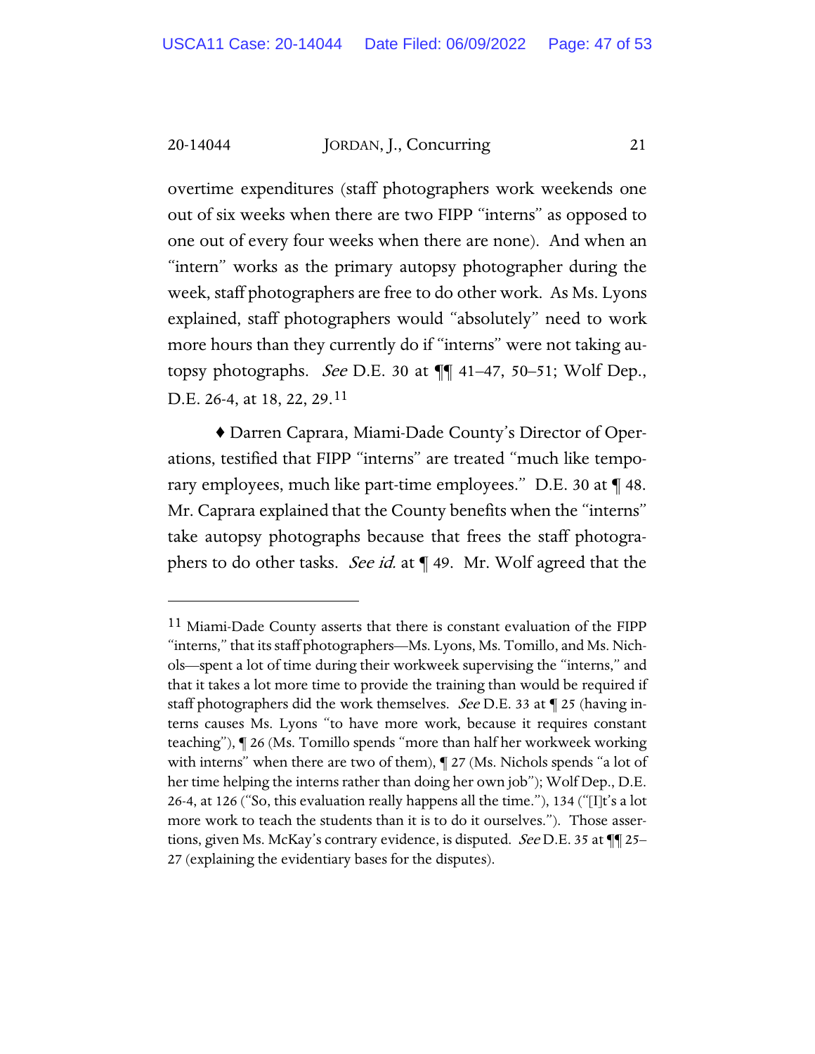overtime expenditures (staff photographers work weekends one out of six weeks when there are two FIPP "interns" as opposed to one out of every four weeks when there are none). And when an "intern" works as the primary autopsy photographer during the week, staff photographers are free to do other work. As Ms. Lyons explained, staff photographers would "absolutely" need to work more hours than they currently do if "interns" were not taking autopsy photographs. *See* D.E. 30 at ¶¶ 41–47, 50–51; Wolf Dep., D.E. 26-4, at 18, 22, 29.[11]

♦ Darren Caprara, Miami-Dade County's Director of Operations, testified that FIPP "interns" are treated "much like temporary employees, much like part-time employees." D.E. 30 at ¶ 48. Mr. Caprara explained that the County benefits when the "interns" take autopsy photographs because that frees the staff photographers to do other tasks. *See id.* at ¶ 49. Mr. Wolf agreed that the

[11] Miami-Dade County asserts that there is constant evaluation of the FIPP "interns," that its staff photographers—Ms. Lyons, Ms. Tomillo, and Ms. Nichols—spent a lot of time during their workweek supervising the "interns," and that it takes a lot more time to provide the training than would be required if staff photographers did the work themselves. *See* D.E. 33 at ¶ 25 (having interns causes Ms. Lyons "to have more work, because it requires constant teaching"), ¶ 26 (Ms. Tomillo spends "more than half her workweek working with interns" when there are two of them), ¶ 27 (Ms. Nichols spends "a lot of her time helping the interns rather than doing her own job"); Wolf Dep., D.E. 26-4, at 126 ("So, this evaluation really happens all the time."), 134 ("[I]t's a lot more work to teach the students than it is to do it ourselves."). Those assertions, given Ms. McKay's contrary evidence, is disputed. *See* D.E. 35 at ¶¶ 25–27 (explaining the evidentiary bases for the disputes).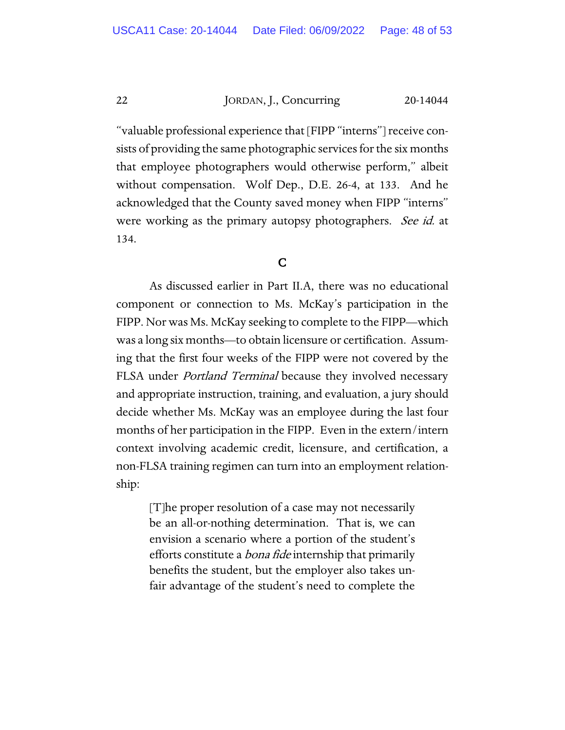"valuable professional experience that [FIPP "interns"] receive consists of providing the same photographic services for the six months that employee photographers would otherwise perform," albeit without compensation. Wolf Dep., D.E. 26-4, at 133. And he acknowledged that the County saved money when FIPP "interns" were working as the primary autopsy photographers. *See id.* at 134.

## C

As discussed earlier in Part II.A, there was no educational component or connection to Ms. McKay's participation in the FIPP. Nor was Ms. McKay seeking to complete to the FIPP—which was a long six months—to obtain licensure or certification. Assuming that the first four weeks of the FIPP were not covered by the FLSA under *Portland Terminal* because they involved necessary and appropriate instruction, training, and evaluation, a jury should decide whether Ms. McKay was an employee during the last four months of her participation in the FIPP. Even in the extern/intern context involving academic credit, licensure, and certification, a non-FLSA training regimen can turn into an employment relationship:

> [T]he proper resolution of a case may not necessarily be an all-or-nothing determination. That is, we can envision a scenario where a portion of the student's efforts constitute a *bona fide* internship that primarily benefits the student, but the employer also takes unfair advantage of the student's need to complete the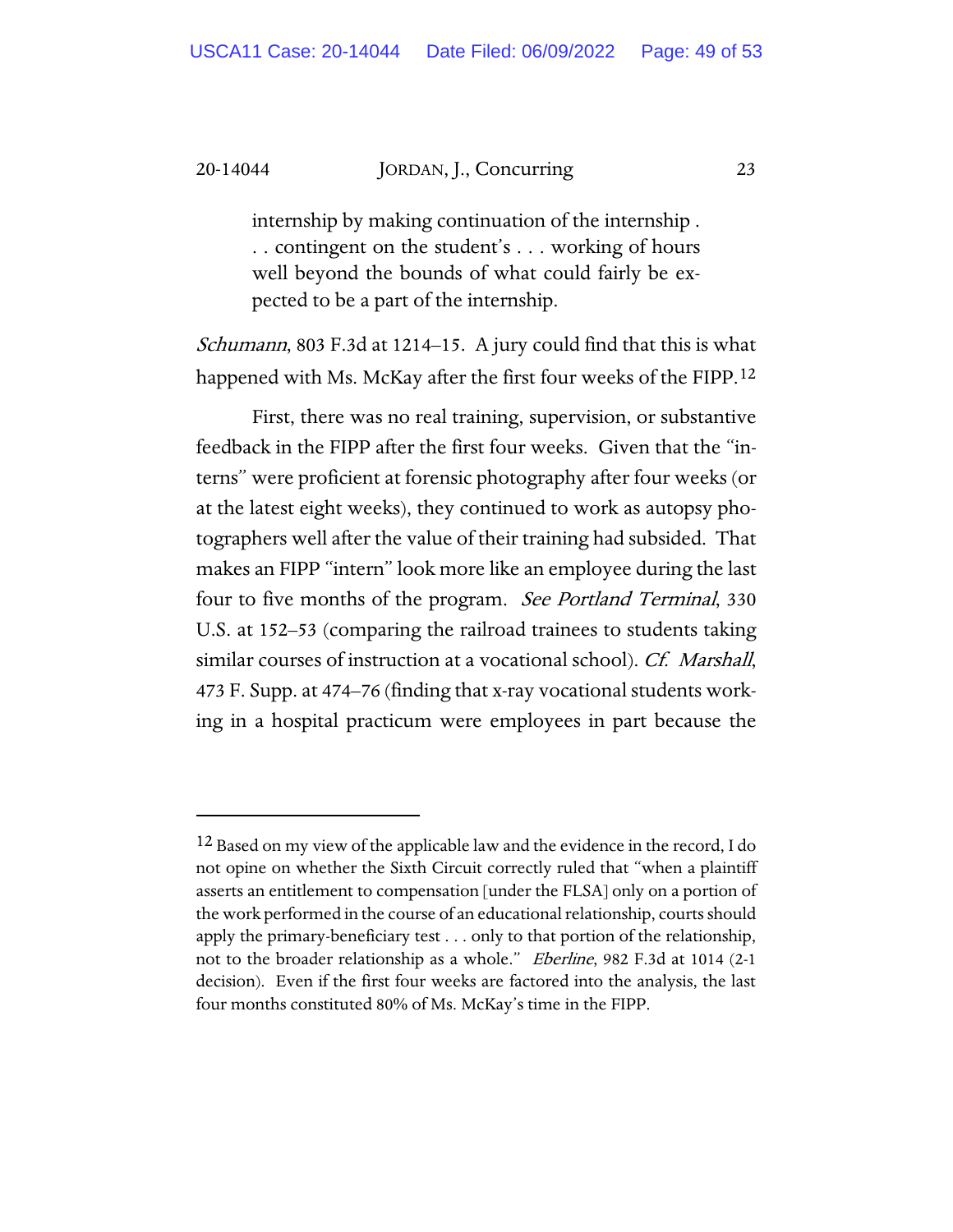> internship by making continuation of the internship . . . contingent on the student's . . . working of hours well beyond the bounds of what could fairly be expected to be a part of the internship.

*Schumann*, 803 F.3d at 1214–15. A jury could find that this is what happened with Ms. McKay after the first four weeks of the FIPP.[12]

First, there was no real training, supervision, or substantive feedback in the FIPP after the first four weeks. Given that the "interns" were proficient at forensic photography after four weeks (or at the latest eight weeks), they continued to work as autopsy photographers well after the value of their training had subsided. That makes an FIPP "intern" look more like an employee during the last four to five months of the program. *See Portland Terminal*, 330 U.S. at 152–53 (comparing the railroad trainees to students taking similar courses of instruction at a vocational school). *Cf. Marshall*, 473 F. Supp. at 474–76 (finding that x-ray vocational students working in a hospital practicum were employees in part because the

---

[12] Based on my view of the applicable law and the evidence in the record, I do not opine on whether the Sixth Circuit correctly ruled that "when a plaintiff asserts an entitlement to compensation [under the FLSA] only on a portion of the work performed in the course of an educational relationship, courts should apply the primary-beneficiary test . . . only to that portion of the relationship, not to the broader relationship as a whole." *Eberline*, 982 F.3d at 1014 (2-1 decision). Even if the first four weeks are factored into the analysis, the last four months constituted 80% of Ms. McKay's time in the FIPP.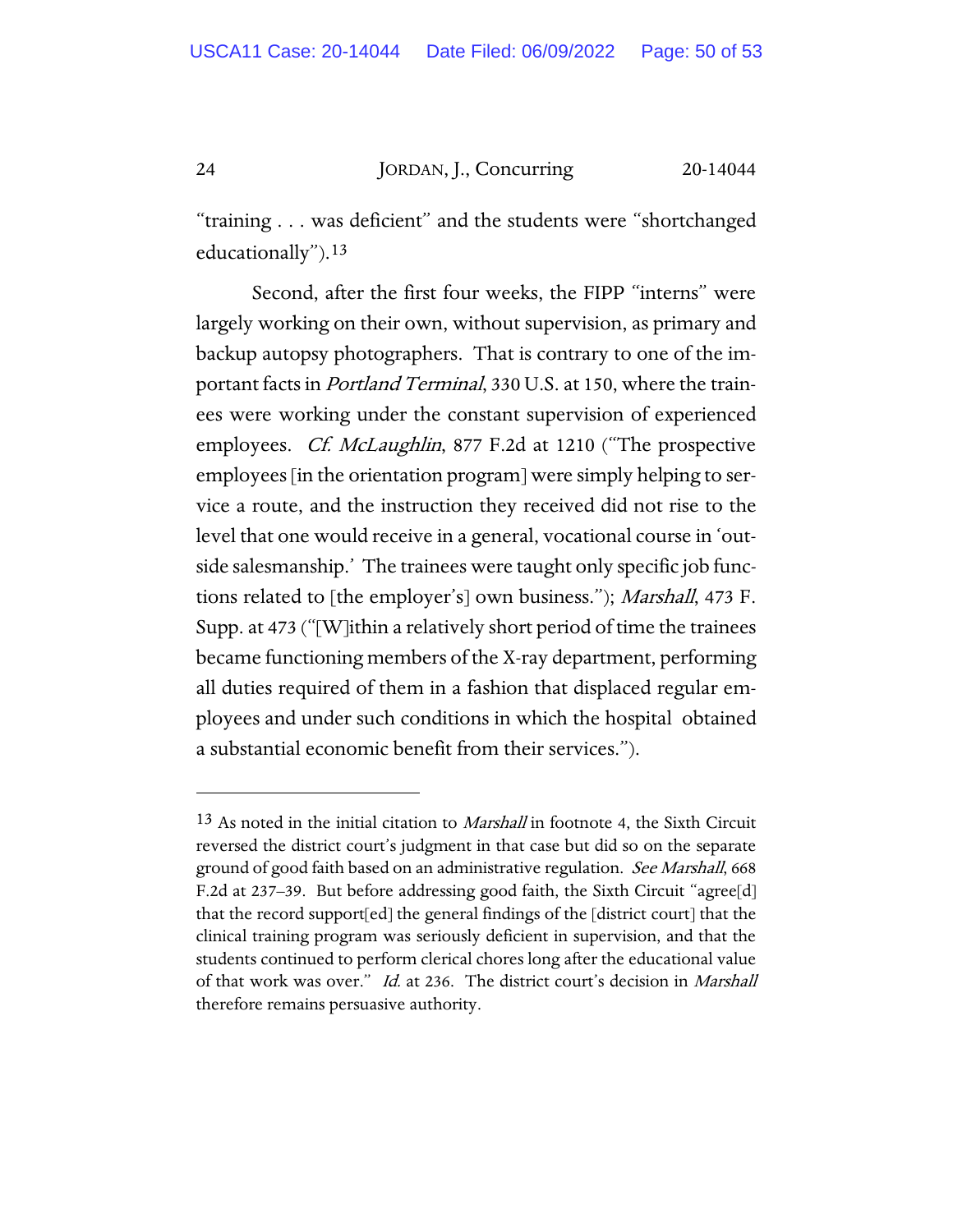"training . . . was deficient" and the students were "shortchanged educationally").[13]

Second, after the first four weeks, the FIPP "interns" were largely working on their own, without supervision, as primary and backup autopsy photographers. That is contrary to one of the important facts in *Portland Terminal*, 330 U.S. at 150, where the trainees were working under the constant supervision of experienced employees. *Cf. McLaughlin*, 877 F.2d at 1210 ("The prospective employees [in the orientation program] were simply helping to service a route, and the instruction they received did not rise to the level that one would receive in a general, vocational course in 'outside salesmanship.' The trainees were taught only specific job functions related to [the employer's] own business."); *Marshall*, 473 F. Supp. at 473 ("[W]ithin a relatively short period of time the trainees became functioning members of the X-ray department, performing all duties required of them in a fashion that displaced regular employees and under such conditions in which the hospital obtained a substantial economic benefit from their services.").

---

[13] As noted in the initial citation to *Marshall* in footnote 4, the Sixth Circuit reversed the district court's judgment in that case but did so on the separate ground of good faith based on an administrative regulation. *See Marshall*, 668 F.2d at 237–39. But before addressing good faith, the Sixth Circuit "agree[d] that the record support[ed] the general findings of the [district court] that the clinical training program was seriously deficient in supervision, and that the students continued to perform clerical chores long after the educational value of that work was over." *Id.* at 236. The district court's decision in *Marshall* therefore remains persuasive authority.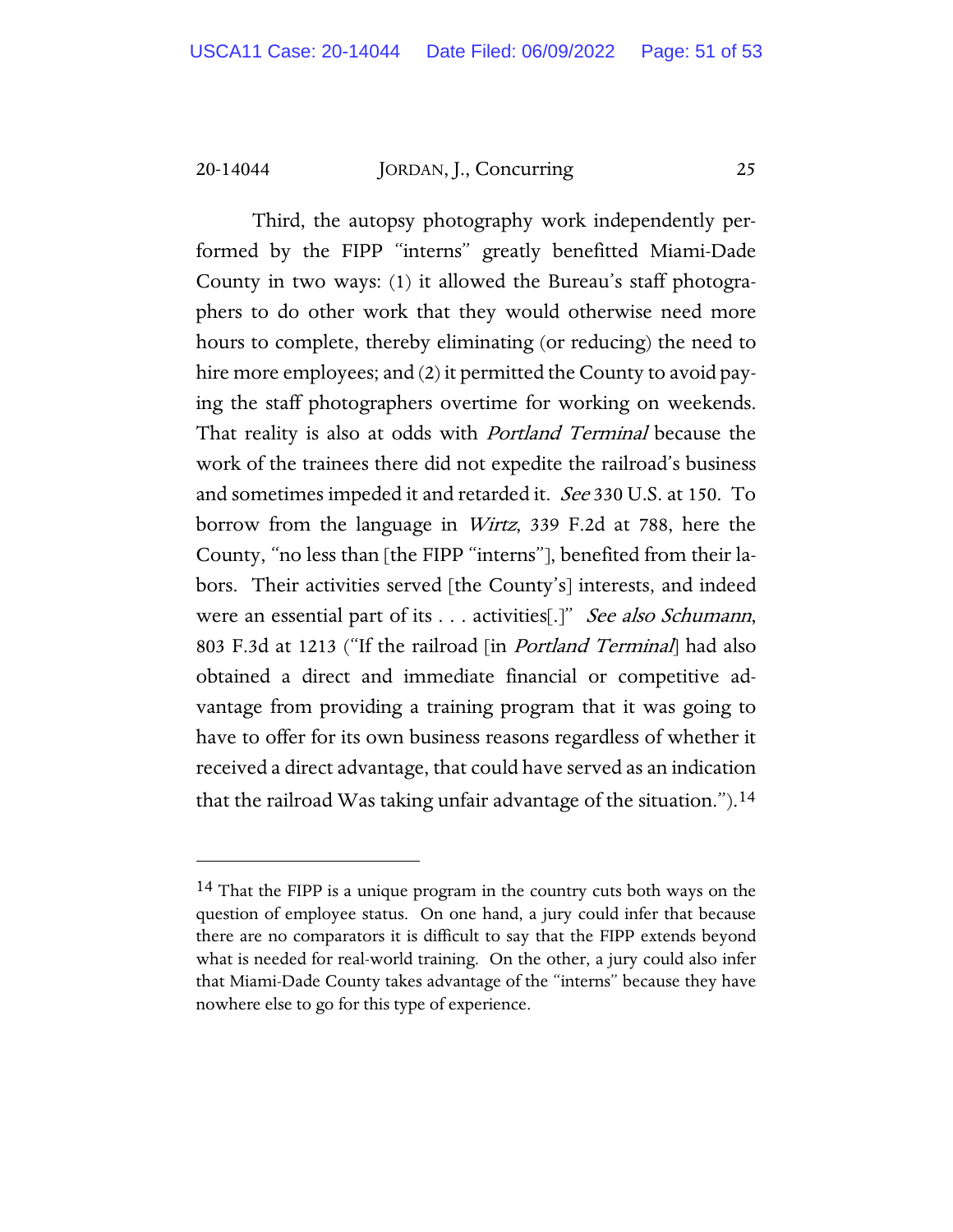Third, the autopsy photography work independently performed by the FIPP "interns" greatly benefitted Miami-Dade County in two ways: (1) it allowed the Bureau's staff photographers to do other work that they would otherwise need more hours to complete, thereby eliminating (or reducing) the need to hire more employees; and (2) it permitted the County to avoid paying the staff photographers overtime for working on weekends. That reality is also at odds with *Portland Terminal* because the work of the trainees there did not expedite the railroad's business and sometimes impeded it and retarded it. *See* 330 U.S. at 150. To borrow from the language in *Wirtz*, 339 F.2d at 788, here the County, "no less than [the FIPP "interns"], benefited from their labors. Their activities served [the County's] interests, and indeed were an essential part of its . . . activities[.]" *See also Schumann*, 803 F.3d at 1213 ("If the railroad [in *Portland Terminal*] had also obtained a direct and immediate financial or competitive advantage from providing a training program that it was going to have to offer for its own business reasons regardless of whether it received a direct advantage, that could have served as an indication that the railroad Was taking unfair advantage of the situation.").[14]

[14] That the FIPP is a unique program in the country cuts both ways on the question of employee status. On one hand, a jury could infer that because there are no comparators it is difficult to say that the FIPP extends beyond what is needed for real-world training. On the other, a jury could also infer that Miami-Dade County takes advantage of the "interns" because they have nowhere else to go for this type of experience.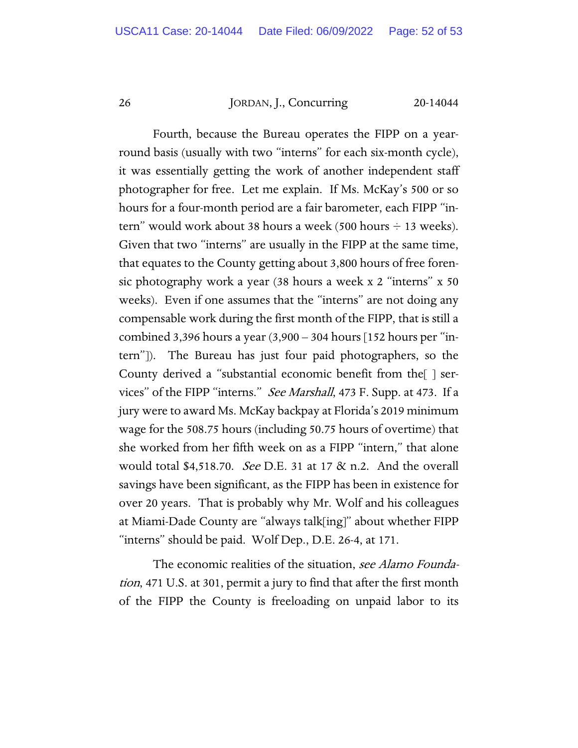Fourth, because the Bureau operates the FIPP on a year-round basis (usually with two "interns" for each six-month cycle), it was essentially getting the work of another independent staff photographer for free. Let me explain. If Ms. McKay's 500 or so hours for a four-month period are a fair barometer, each FIPP "intern" would work about 38 hours a week (500 hours ÷ 13 weeks). Given that two "interns" are usually in the FIPP at the same time, that equates to the County getting about 3,800 hours of free forensic photography work a year (38 hours a week x 2 "interns" x 50 weeks). Even if one assumes that the "interns" are not doing any compensable work during the first month of the FIPP, that is still a combined 3,396 hours a year (3,900 – 304 hours [152 hours per "intern"]). The Bureau has just four paid photographers, so the County derived a "substantial economic benefit from the[ ] services" of the FIPP "interns." *See Marshall*, 473 F. Supp. at 473. If a jury were to award Ms. McKay backpay at Florida's 2019 minimum wage for the 508.75 hours (including 50.75 hours of overtime) that she worked from her fifth week on as a FIPP "intern," that alone would total $4,518.70. *See* D.E. 31 at 17 & n.2. And the overall savings have been significant, as the FIPP has been in existence for over 20 years. That is probably why Mr. Wolf and his colleagues at Miami-Dade County are "always talk[ing]" about whether FIPP "interns" should be paid. Wolf Dep., D.E. 26-4, at 171.

The economic realities of the situation, *see Alamo Foundation*, 471 U.S. at 301, permit a jury to find that after the first month of the FIPP the County is freeloading on unpaid labor to its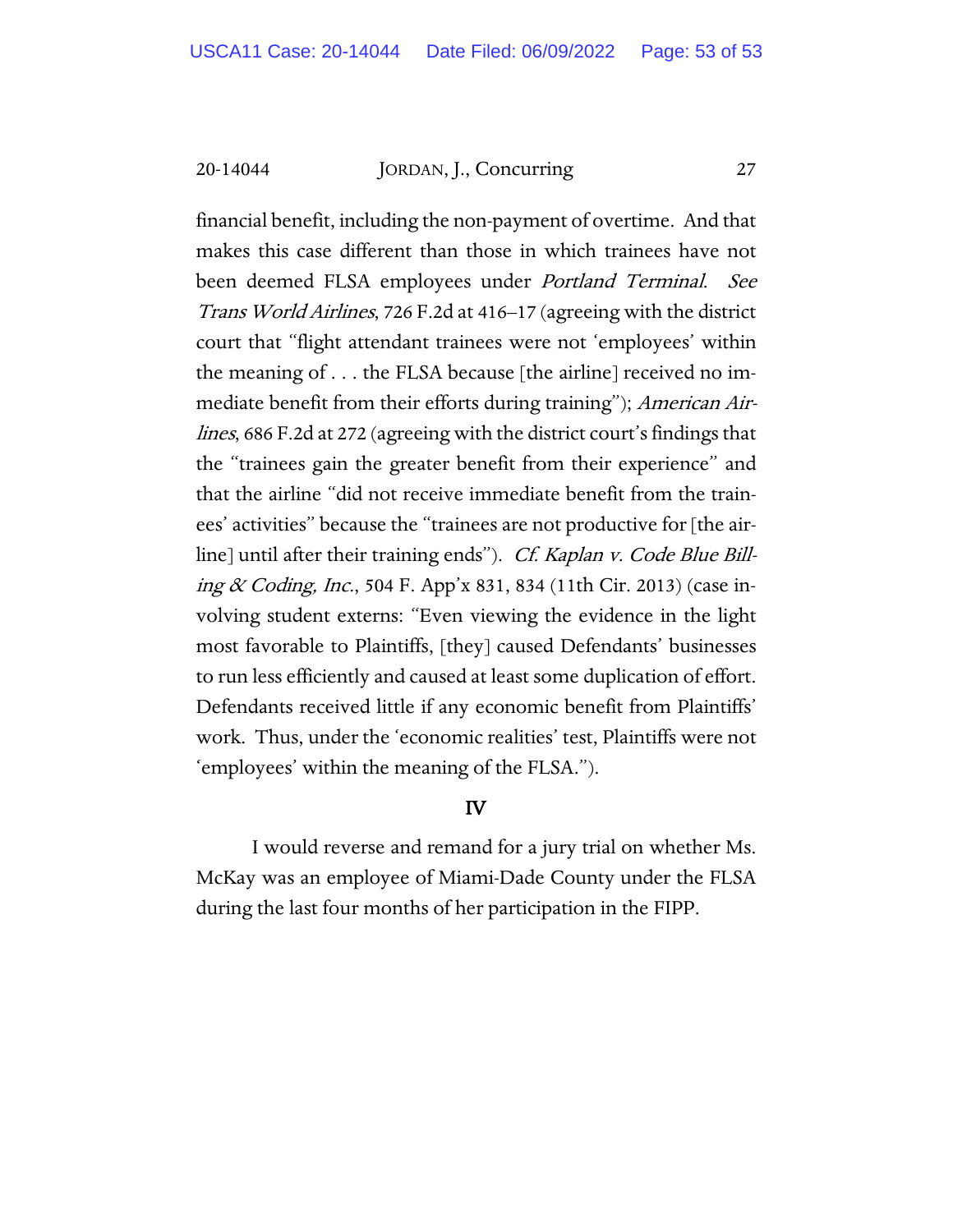financial benefit, including the non-payment of overtime. And that makes this case different than those in which trainees have not been deemed FLSA employees under *Portland Terminal*. *See Trans World Airlines*, 726 F.2d at 416–17 (agreeing with the district court that "flight attendant trainees were not 'employees' within the meaning of . . . the FLSA because [the airline] received no immediate benefit from their efforts during training"); *American Airlines*, 686 F.2d at 272 (agreeing with the district court's findings that the "trainees gain the greater benefit from their experience" and that the airline "did not receive immediate benefit from the trainees' activities" because the "trainees are not productive for [the airline] until after their training ends"). *Cf. Kaplan v. Code Blue Billing & Coding, Inc.*, 504 F. App'x 831, 834 (11th Cir. 2013) (case involving student externs: "Even viewing the evidence in the light most favorable to Plaintiffs, [they] caused Defendants' businesses to run less efficiently and caused at least some duplication of effort. Defendants received little if any economic benefit from Plaintiffs' work. Thus, under the 'economic realities' test, Plaintiffs were not 'employees' within the meaning of the FLSA.").

## IV

I would reverse and remand for a jury trial on whether Ms. McKay was an employee of Miami-Dade County under the FLSA during the last four months of her participation in the FIPP.